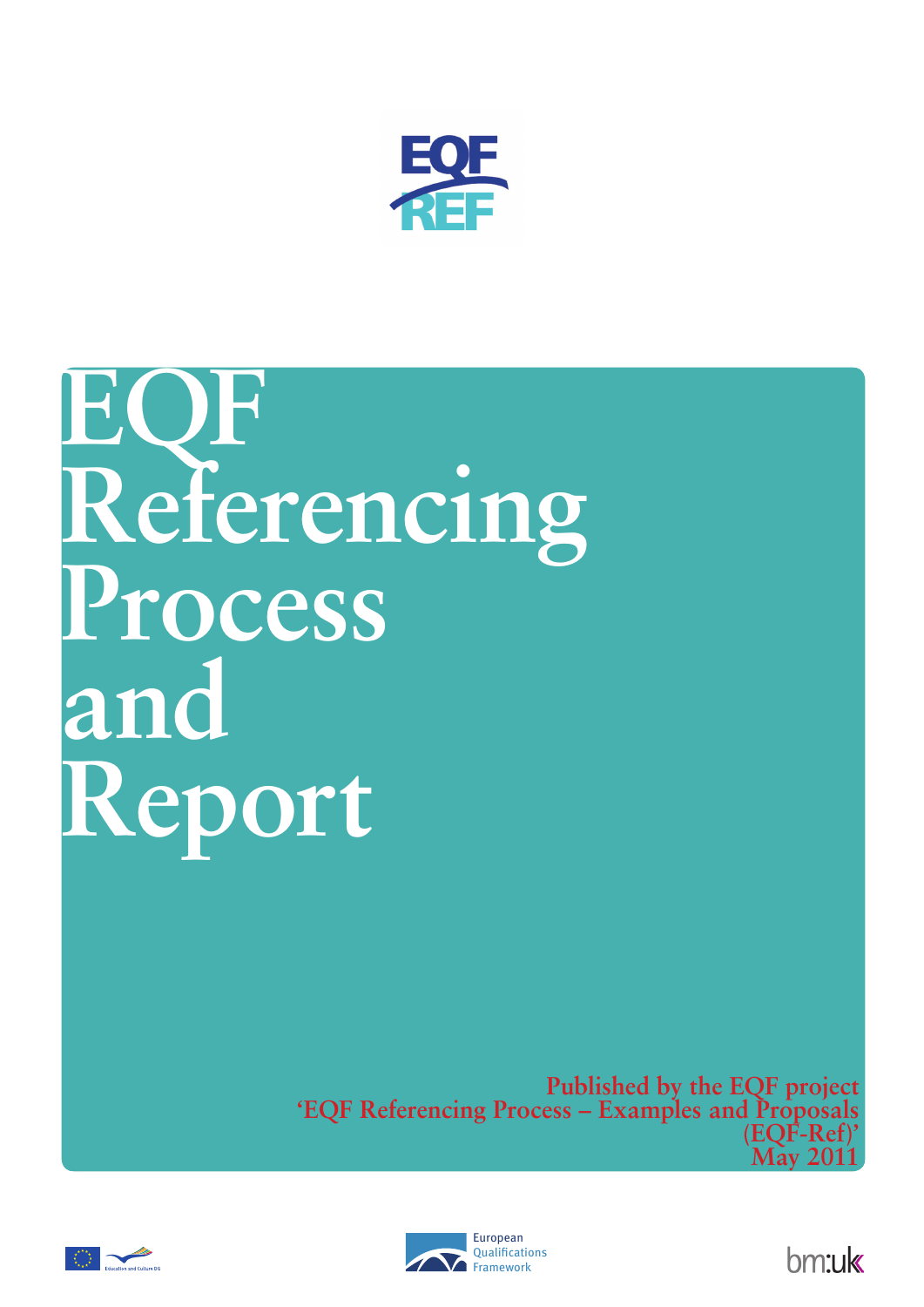EQF REF

# EQF Referencing Process and Report

**Published by the EQF project 'EQF Referencing Process – Examples and Proposals (EQF-Ref)' May 2011**

Education and Culture DG

European Qualifications Framework

bm:uk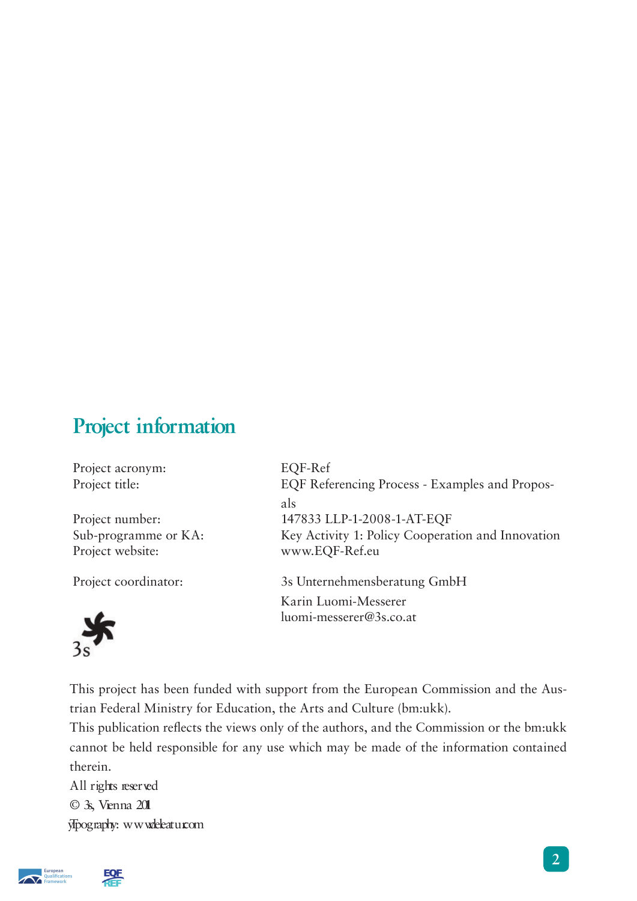## Project information

| | |
|---|---|
| Project acronym: | EQF-Ref |
| Project title: | EQF Referencing Process - Examples and Proposals |
| Project number: | 147833 LLP-1-2008-1-AT-EQF |
| Sub-programme or KA: | Key Activity 1: Policy Cooperation and Innovation |
| Project website: | www.EQF-Ref.eu |
| Project coordinator: | 3s Unternehmensberatung GmbH |
| | Karin Luomi-Messerer |
| | luomi-messerer@3s.co.at |

3s

This project has been funded with support from the European Commission and the Austrian Federal Ministry for Education, the Arts and Culture (bm:ukk).

This publication reflects the views only of the authors, and the Commission or the bm:ukk cannot be held responsible for any use which may be made of the information contained therein.

All rights reserved

© 3s, Vienna 201

Typography: www.deleatur.com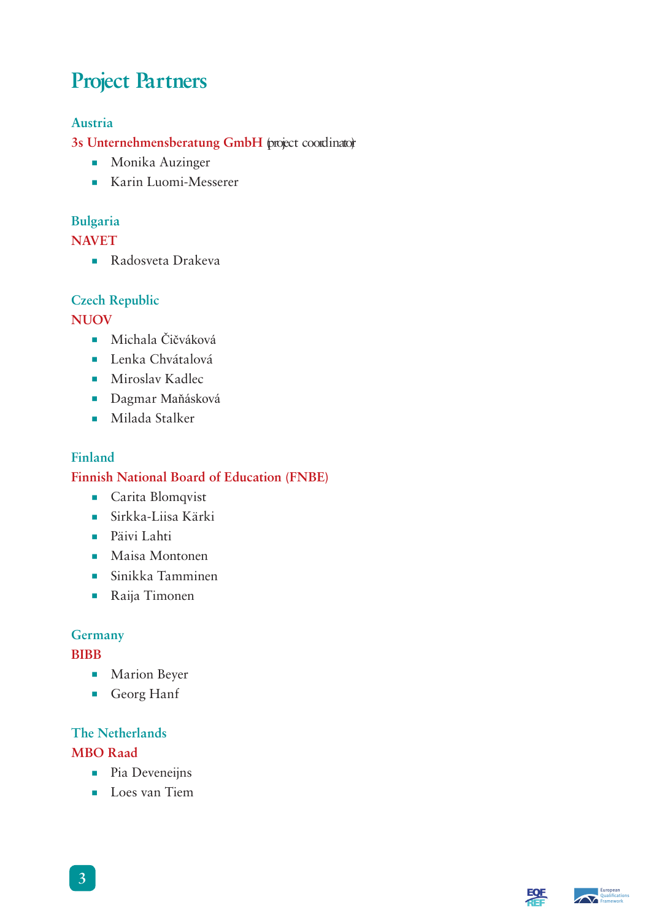# Project Partners

### Austria

**3s Unternehmensberatung GmbH** (project coordinator)

- Monika Auzinger
- Karin Luomi-Messerer

### Bulgaria

**NAVET**

- Radosveta Drakeva

### Czech Republic

**NUOV**

- Michala Čičváková
- Lenka Chvátalová
- Miroslav Kadlec
- Dagmar Maňásková
- Milada Stalker

### Finland

**Finnish National Board of Education (FNBE)**

- Carita Blomqvist
- Sirkka-Liisa Kärki
- Päivi Lahti
- Maisa Montonen
- Sinikka Tamminen
- Raija Timonen

### Germany

**BIBB**

- Marion Beyer
- Georg Hanf

### The Netherlands

**MBO Raad**

- Pia Deveneijns
- Loes van Tiem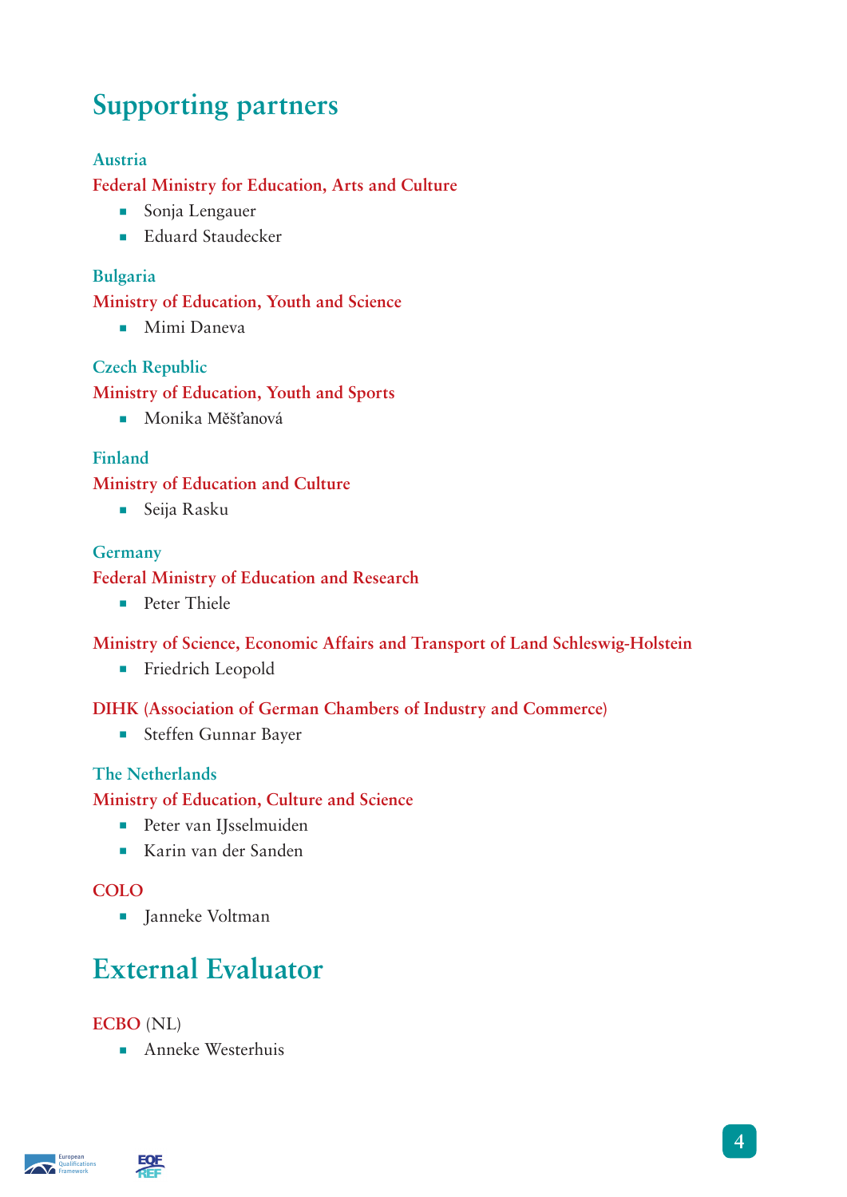# Supporting partners

### Austria

**Federal Ministry for Education, Arts and Culture**

- Sonja Lengauer
- Eduard Staudecker

### Bulgaria

**Ministry of Education, Youth and Science**

- Mimi Daneva

### Czech Republic

**Ministry of Education, Youth and Sports**

- Monika Měšťanová

### Finland

**Ministry of Education and Culture**

- Seija Rasku

### Germany

**Federal Ministry of Education and Research**

- Peter Thiele

**Ministry of Science, Economic Affairs and Transport of Land Schleswig-Holstein**

- Friedrich Leopold

**DIHK (Association of German Chambers of Industry and Commerce)**

- Steffen Gunnar Bayer

### The Netherlands

**Ministry of Education, Culture and Science**

- Peter van IJsselmuiden
- Karin van der Sanden

**COLO**

- Janneke Voltman

# External Evaluator

**ECBO** (NL)

- Anneke Westerhuis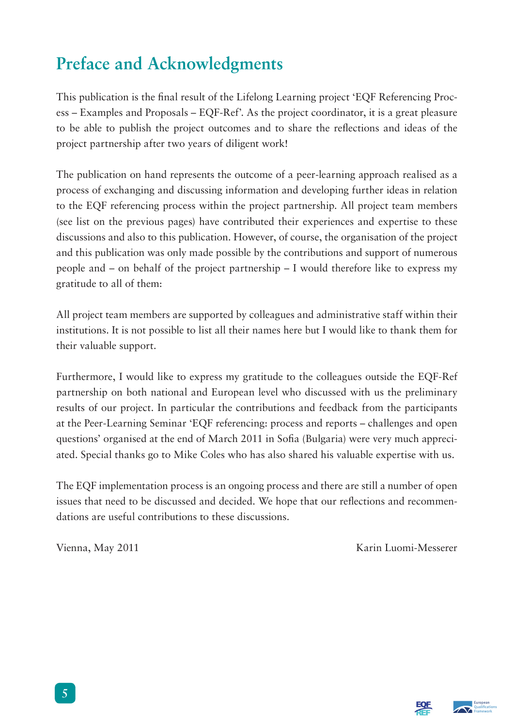# Preface and Acknowledgments

This publication is the final result of the Lifelong Learning project 'EQF Referencing Process – Examples and Proposals – EQF-Ref'. As the project coordinator, it is a great pleasure to be able to publish the project outcomes and to share the reflections and ideas of the project partnership after two years of diligent work!

The publication on hand represents the outcome of a peer-learning approach realised as a process of exchanging and discussing information and developing further ideas in relation to the EQF referencing process within the project partnership. All project team members (see list on the previous pages) have contributed their experiences and expertise to these discussions and also to this publication. However, of course, the organisation of the project and this publication was only made possible by the contributions and support of numerous people and – on behalf of the project partnership – I would therefore like to express my gratitude to all of them:

All project team members are supported by colleagues and administrative staff within their institutions. It is not possible to list all their names here but I would like to thank them for their valuable support.

Furthermore, I would like to express my gratitude to the colleagues outside the EQF-Ref partnership on both national and European level who discussed with us the preliminary results of our project. In particular the contributions and feedback from the participants at the Peer-Learning Seminar 'EQF referencing: process and reports – challenges and open questions' organised at the end of March 2011 in Sofia (Bulgaria) were very much appreciated. Special thanks go to Mike Coles who has also shared his valuable expertise with us.

The EQF implementation process is an ongoing process and there are still a number of open issues that need to be discussed and decided. We hope that our reflections and recommendations are useful contributions to these discussions.

Vienna, May 2011

Karin Luomi-Messerer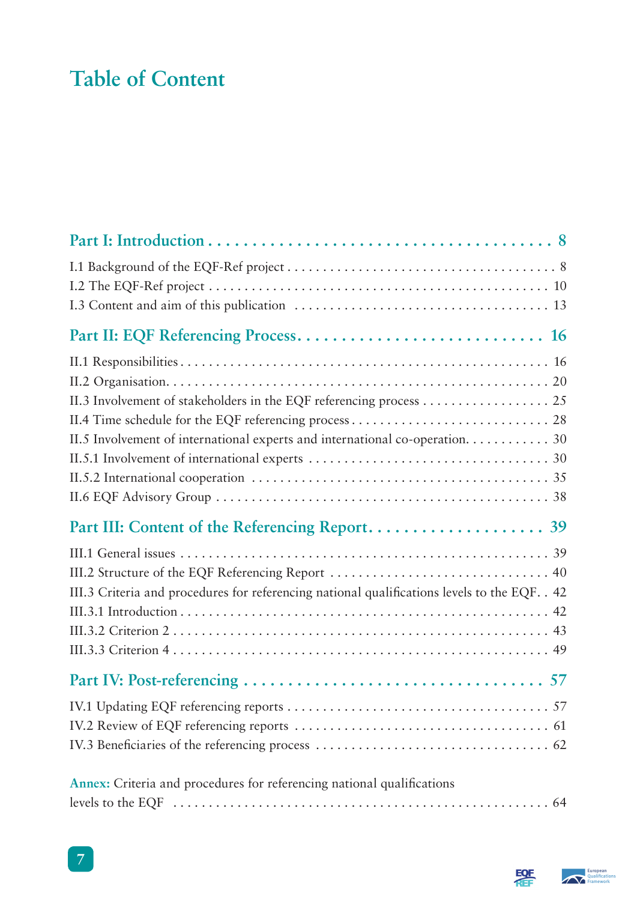# Table of Content

**Part I: Introduction . . . . . . . . . . . . . . . . . . . . . . . . . . . . . . . . . . . . . . . 8**

I.1 Background of the EQF-Ref project . . . . . . . . . . . . . . . . . . . . . . . . . . . . . . . . . . . . . . . . . 8
I.2 The EQF-Ref project . . . . . . . . . . . . . . . . . . . . . . . . . . . . . . . . . . . . . . . . . . . . . . . 10
I.3 Content and aim of this publication . . . . . . . . . . . . . . . . . . . . . . . . . . . . . . . . . . . 13

**Part II: EQF Referencing Process. . . . . . . . . . . . . . . . . . . . . . . . . . . . 16**

II.1 Responsibilities . . . . . . . . . . . . . . . . . . . . . . . . . . . . . . . . . . . . . . . . . . . . . . . . . . . . . 16
II.2 Organisation. . . . . . . . . . . . . . . . . . . . . . . . . . . . . . . . . . . . . . . . . . . . . . . . . . . . . . 20
II.3 Involvement of stakeholders in the EQF referencing process . . . . . . . . . . . . . . . . . . 25
II.4 Time schedule for the EQF referencing process . . . . . . . . . . . . . . . . . . . . . . . . . . . 28
II.5 Involvement of international experts and international co-operation. . . . . . . . . . . . 30
II.5.1 Involvement of international experts . . . . . . . . . . . . . . . . . . . . . . . . . . . . . . . . 30
II.5.2 International cooperation . . . . . . . . . . . . . . . . . . . . . . . . . . . . . . . . . . . . . . . . . 35
II.6 EQF Advisory Group . . . . . . . . . . . . . . . . . . . . . . . . . . . . . . . . . . . . . . . . . . . . . . . . . 38

**Part III: Content of the Referencing Report. . . . . . . . . . . . . . . . . . . . . 39**

III.1 General issues . . . . . . . . . . . . . . . . . . . . . . . . . . . . . . . . . . . . . . . . . . . . . . . . . . . . . 39
III.2 Structure of the EQF Referencing Report . . . . . . . . . . . . . . . . . . . . . . . . . . . . . . . 40
III.3 Criteria and procedures for referencing national qualifications levels to the EQF. . 42
III.3.1 Introduction . . . . . . . . . . . . . . . . . . . . . . . . . . . . . . . . . . . . . . . . . . . . . . . . . . . . . 42
III.3.2 Criterion 2 . . . . . . . . . . . . . . . . . . . . . . . . . . . . . . . . . . . . . . . . . . . . . . . . . . . . . 43
III.3.3 Criterion 4 . . . . . . . . . . . . . . . . . . . . . . . . . . . . . . . . . . . . . . . . . . . . . . . . . . . . . 49

**Part IV: Post-referencing . . . . . . . . . . . . . . . . . . . . . . . . . . . . . . . . . 57**

IV.1 Updating EQF referencing reports . . . . . . . . . . . . . . . . . . . . . . . . . . . . . . . . . . . . . 57
IV.2 Review of EQF referencing reports . . . . . . . . . . . . . . . . . . . . . . . . . . . . . . . . . . . . 61
IV.3 Beneficiaries of the referencing process . . . . . . . . . . . . . . . . . . . . . . . . . . . . . . . . 62

**Annex:** Criteria and procedures for referencing national qualifications levels to the EQF . . . . . . . . . . . . . . . . . . . . . . . . . . . . . . . . . . . . . . . . . . . . . . . . . . . . . . 64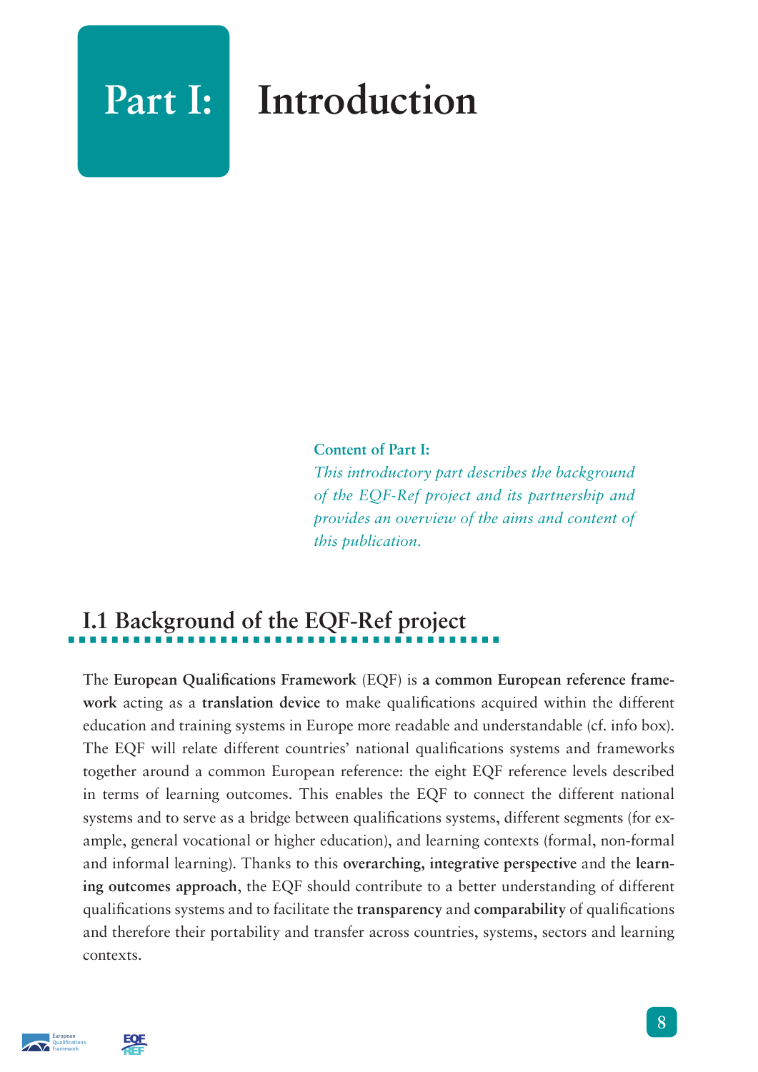# Part I: Introduction

**Content of Part I:**
*This introductory part describes the background of the EQF-Ref project and its partnership and provides an overview of the aims and content of this publication.*

## I.1 Background of the EQF-Ref project

The **European Qualifications Framework** (EQF) is **a common European reference framework** acting as a **translation device** to make qualifications acquired within the different education and training systems in Europe more readable and understandable (cf. info box). The EQF will relate different countries' national qualifications systems and frameworks together around a common European reference: the eight EQF reference levels described in terms of learning outcomes. This enables the EQF to connect the different national systems and to serve as a bridge between qualifications systems, different segments (for example, general vocational or higher education), and learning contexts (formal, non-formal and informal learning). Thanks to this **overarching, integrative perspective** and the **learning outcomes approach**, the EQF should contribute to a better understanding of different qualifications systems and to facilitate the **transparency** and **comparability** of qualifications and therefore their portability and transfer across countries, systems, sectors and learning contexts.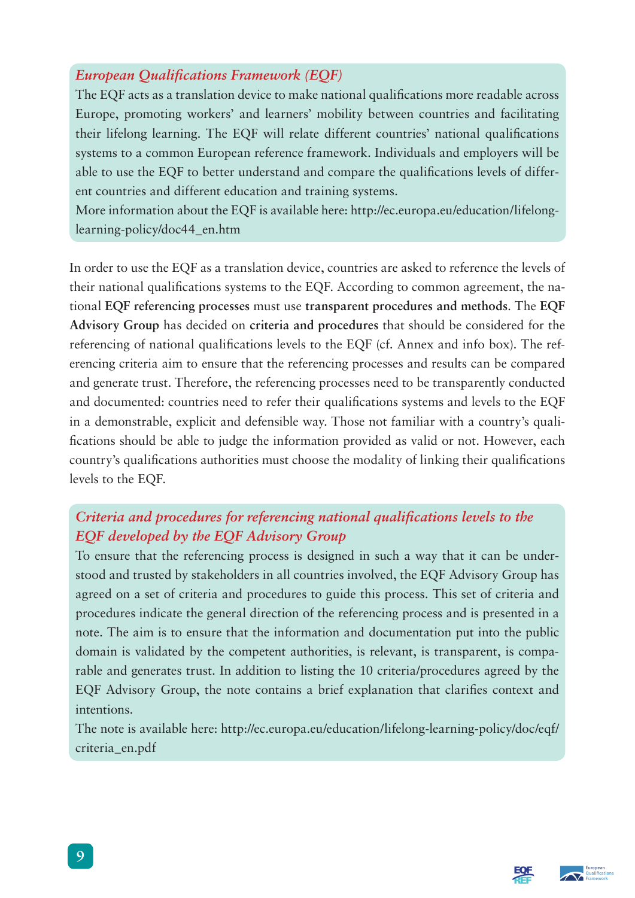### *European Qualifications Framework (EQF)*

The EQF acts as a translation device to make national qualifications more readable across Europe, promoting workers' and learners' mobility between countries and facilitating their lifelong learning. The EQF will relate different countries' national qualifications systems to a common European reference framework. Individuals and employers will be able to use the EQF to better understand and compare the qualifications levels of different countries and different education and training systems.

More information about the EQF is available here: http://ec.europa.eu/education/lifelong-learning-policy/doc44_en.htm

In order to use the EQF as a translation device, countries are asked to reference the levels of their national qualifications systems to the EQF. According to common agreement, the national **EQF referencing processes** must use **transparent procedures and methods**. The **EQF Advisory Group** has decided on **criteria and procedures** that should be considered for the referencing of national qualifications levels to the EQF (cf. Annex and info box). The referencing criteria aim to ensure that the referencing processes and results can be compared and generate trust. Therefore, the referencing processes need to be transparently conducted and documented: countries need to refer their qualifications systems and levels to the EQF in a demonstrable, explicit and defensible way. Those not familiar with a country's qualifications should be able to judge the information provided as valid or not. However, each country's qualifications authorities must choose the modality of linking their qualifications levels to the EQF.

### *Criteria and procedures for referencing national qualifications levels to the EQF developed by the EQF Advisory Group*

To ensure that the referencing process is designed in such a way that it can be understood and trusted by stakeholders in all countries involved, the EQF Advisory Group has agreed on a set of criteria and procedures to guide this process. This set of criteria and procedures indicate the general direction of the referencing process and is presented in a note. The aim is to ensure that the information and documentation put into the public domain is validated by the competent authorities, is relevant, is transparent, is comparable and generates trust. In addition to listing the 10 criteria/procedures agreed by the EQF Advisory Group, the note contains a brief explanation that clarifies context and intentions.

The note is available here: http://ec.europa.eu/education/lifelong-learning-policy/doc/eqf/criteria_en.pdf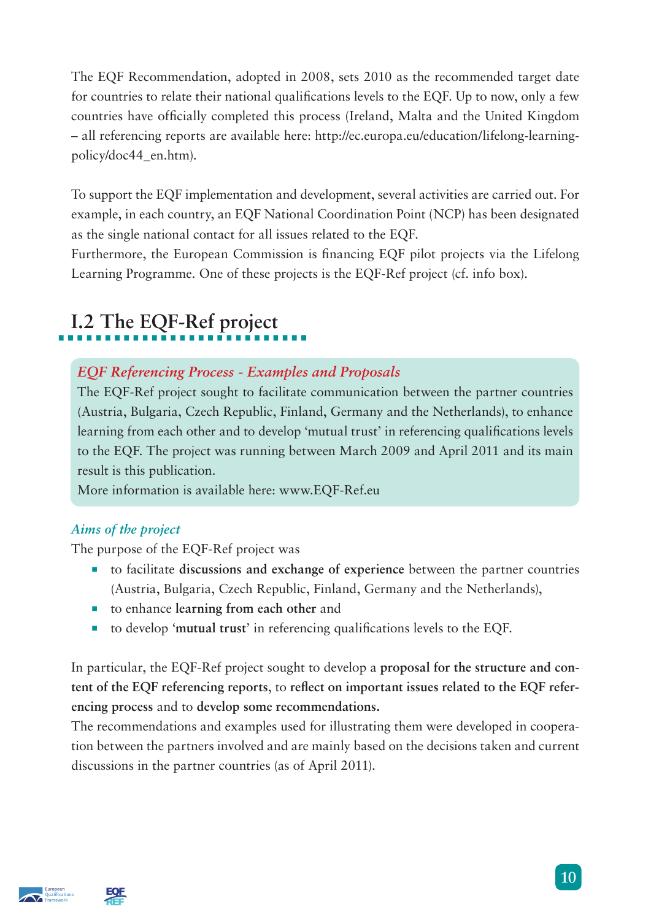The EQF Recommendation, adopted in 2008, sets 2010 as the recommended target date for countries to relate their national qualifications levels to the EQF. Up to now, only a few countries have officially completed this process (Ireland, Malta and the United Kingdom – all referencing reports are available here: http://ec.europa.eu/education/lifelong-learning-policy/doc44_en.htm).

To support the EQF implementation and development, several activities are carried out. For example, in each country, an EQF National Coordination Point (NCP) has been designated as the single national contact for all issues related to the EQF.
Furthermore, the European Commission is financing EQF pilot projects via the Lifelong Learning Programme. One of these projects is the EQF-Ref project (cf. info box).

## I.2 The EQF-Ref project

> *EQF Referencing Process - Examples and Proposals*
> The EQF-Ref project sought to facilitate communication between the partner countries (Austria, Bulgaria, Czech Republic, Finland, Germany and the Netherlands), to enhance learning from each other and to develop 'mutual trust' in referencing qualifications levels to the EQF. The project was running between March 2009 and April 2011 and its main result is this publication.
> More information is available here: www.EQF-Ref.eu

### *Aims of the project*

The purpose of the EQF-Ref project was

- to facilitate **discussions and exchange of experience** between the partner countries (Austria, Bulgaria, Czech Republic, Finland, Germany and the Netherlands),
- to enhance **learning from each other** and
- to develop '**mutual trust**' in referencing qualifications levels to the EQF.

In particular, the EQF-Ref project sought to develop a **proposal for the structure and content of the EQF referencing reports**, to **reflect on important issues related to the EQF referencing process** and to **develop some recommendations.**
The recommendations and examples used for illustrating them were developed in cooperation between the partners involved and are mainly based on the decisions taken and current discussions in the partner countries (as of April 2011).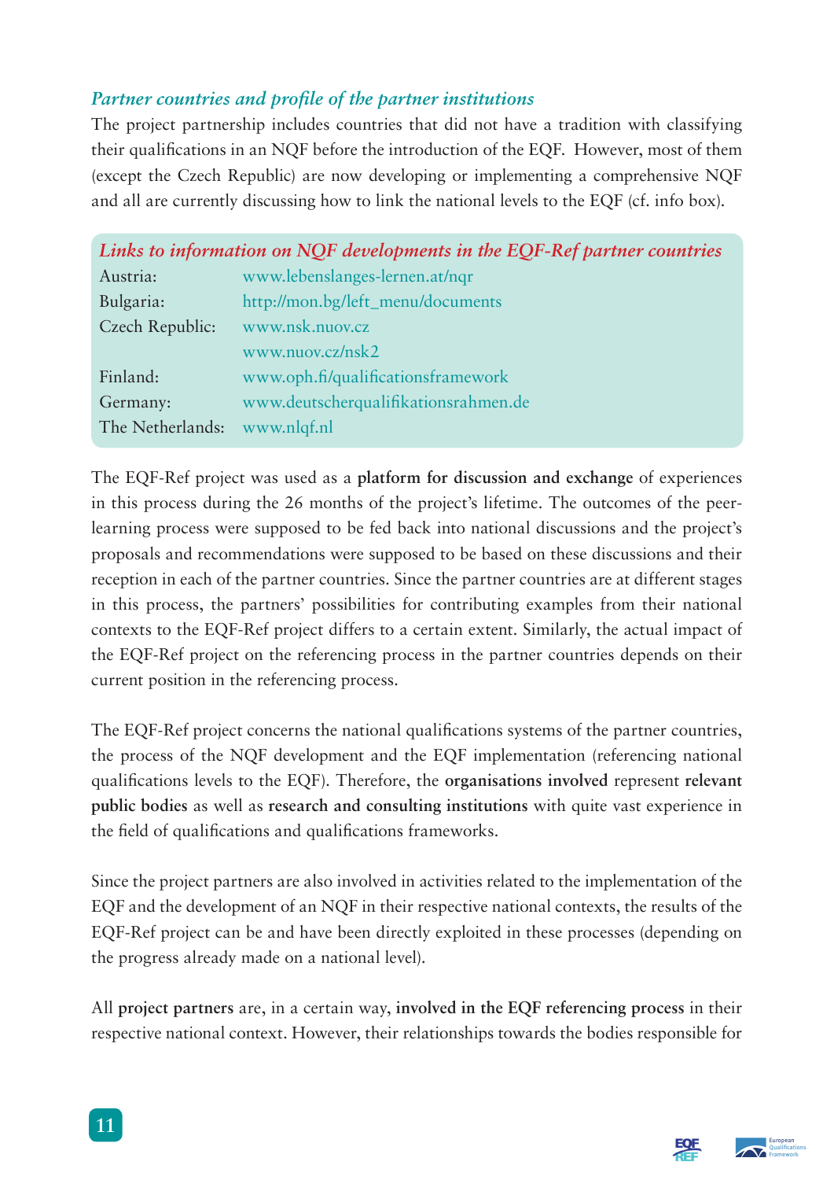### *Partner countries and profile of the partner institutions*

The project partnership includes countries that did not have a tradition with classifying their qualifications in an NQF before the introduction of the EQF. However, most of them (except the Czech Republic) are now developing or implementing a comprehensive NQF and all are currently discussing how to link the national levels to the EQF (cf. info box).

*Links to information on NQF developments in the EQF-Ref partner countries*

| | |
|---|---|
| Austria: | www.lebenslanges-lernen.at/nqr |
| Bulgaria: | http://mon.bg/left_menu/documents |
| Czech Republic: | www.nsk.nuov.cz |
| | www.nuov.cz/nsk2 |
| Finland: | www.oph.fi/qualificationsframework |
| Germany: | www.deutscherqualifikationsrahmen.de |
| The Netherlands: | www.nlqf.nl |

The EQF-Ref project was used as a **platform for discussion and exchange** of experiences in this process during the 26 months of the project's lifetime. The outcomes of the peer-learning process were supposed to be fed back into national discussions and the project's proposals and recommendations were supposed to be based on these discussions and their reception in each of the partner countries. Since the partner countries are at different stages in this process, the partners' possibilities for contributing examples from their national contexts to the EQF-Ref project differs to a certain extent. Similarly, the actual impact of the EQF-Ref project on the referencing process in the partner countries depends on their current position in the referencing process.

The EQF-Ref project concerns the national qualifications systems of the partner countries, the process of the NQF development and the EQF implementation (referencing national qualifications levels to the EQF). Therefore, the **organisations involved** represent **relevant public bodies** as well as **research and consulting institutions** with quite vast experience in the field of qualifications and qualifications frameworks.

Since the project partners are also involved in activities related to the implementation of the EQF and the development of an NQF in their respective national contexts, the results of the EQF-Ref project can be and have been directly exploited in these processes (depending on the progress already made on a national level).

All **project partners** are, in a certain way, **involved in the EQF referencing process** in their respective national context. However, their relationships towards the bodies responsible for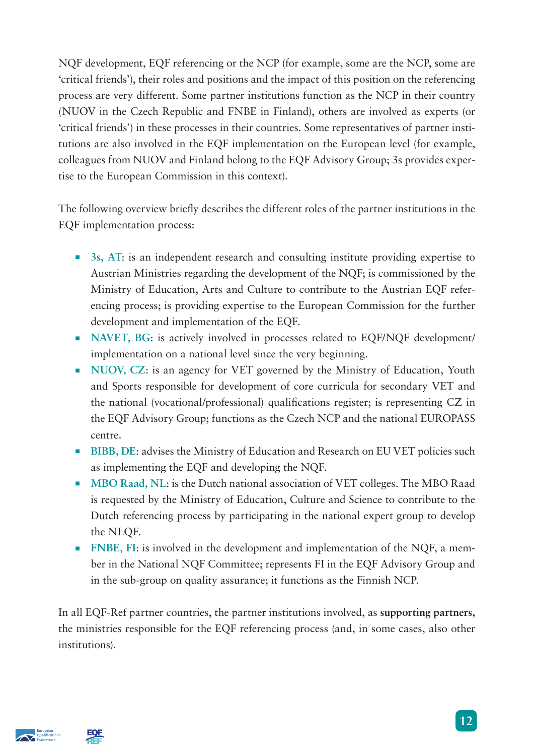NQF development, EQF referencing or the NCP (for example, some are the NCP, some are 'critical friends'), their roles and positions and the impact of this position on the referencing process are very different. Some partner institutions function as the NCP in their country (NUOV in the Czech Republic and FNBE in Finland), others are involved as experts (or 'critical friends') in these processes in their countries. Some representatives of partner institutions are also involved in the EQF implementation on the European level (for example, colleagues from NUOV and Finland belong to the EQF Advisory Group; 3s provides expertise to the European Commission in this context).

The following overview briefly describes the different roles of the partner institutions in the EQF implementation process:

- **3s, AT**: is an independent research and consulting institute providing expertise to Austrian Ministries regarding the development of the NQF; is commissioned by the Ministry of Education, Arts and Culture to contribute to the Austrian EQF referencing process; is providing expertise to the European Commission for the further development and implementation of the EQF.
- **NAVET, BG**: is actively involved in processes related to EQF/NQF development/implementation on a national level since the very beginning.
- **NUOV, CZ**: is an agency for VET governed by the Ministry of Education, Youth and Sports responsible for development of core curricula for secondary VET and the national (vocational/professional) qualifications register; is representing CZ in the EQF Advisory Group; functions as the Czech NCP and the national EUROPASS centre.
- **BIBB, DE**: advises the Ministry of Education and Research on EU VET policies such as implementing the EQF and developing the NQF.
- **MBO Raad, NL**: is the Dutch national association of VET colleges. The MBO Raad is requested by the Ministry of Education, Culture and Science to contribute to the Dutch referencing process by participating in the national expert group to develop the NLQF.
- **FNBE, FI**: is involved in the development and implementation of the NQF, a member in the National NQF Committee; represents FI in the EQF Advisory Group and in the sub-group on quality assurance; it functions as the Finnish NCP.

In all EQF-Ref partner countries, the partner institutions involved, as **supporting partners,** the ministries responsible for the EQF referencing process (and, in some cases, also other institutions).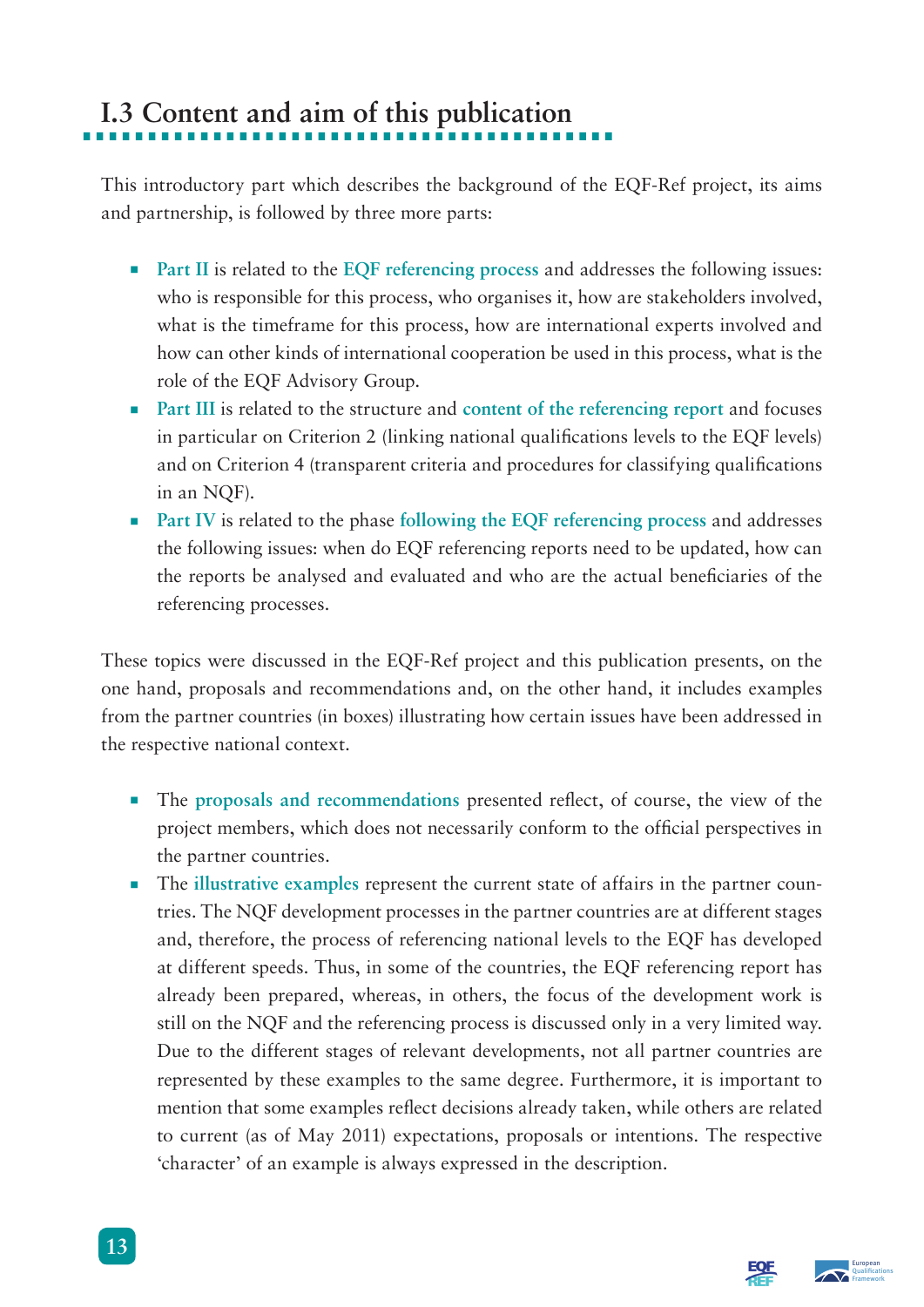## I.3 Content and aim of this publication

This introductory part which describes the background of the EQF-Ref project, its aims and partnership, is followed by three more parts:

- **Part II** is related to the **EQF referencing process** and addresses the following issues: who is responsible for this process, who organises it, how are stakeholders involved, what is the timeframe for this process, how are international experts involved and how can other kinds of international cooperation be used in this process, what is the role of the EQF Advisory Group.
- **Part III** is related to the structure and **content of the referencing report** and focuses in particular on Criterion 2 (linking national qualifications levels to the EQF levels) and on Criterion 4 (transparent criteria and procedures for classifying qualifications in an NQF).
- **Part IV** is related to the phase **following the EQF referencing process** and addresses the following issues: when do EQF referencing reports need to be updated, how can the reports be analysed and evaluated and who are the actual beneficiaries of the referencing processes.

These topics were discussed in the EQF-Ref project and this publication presents, on the one hand, proposals and recommendations and, on the other hand, it includes examples from the partner countries (in boxes) illustrating how certain issues have been addressed in the respective national context.

- The **proposals and recommendations** presented reflect, of course, the view of the project members, which does not necessarily conform to the official perspectives in the partner countries.
- The **illustrative examples** represent the current state of affairs in the partner countries. The NQF development processes in the partner countries are at different stages and, therefore, the process of referencing national levels to the EQF has developed at different speeds. Thus, in some of the countries, the EQF referencing report has already been prepared, whereas, in others, the focus of the development work is still on the NQF and the referencing process is discussed only in a very limited way. Due to the different stages of relevant developments, not all partner countries are represented by these examples to the same degree. Furthermore, it is important to mention that some examples reflect decisions already taken, while others are related to current (as of May 2011) expectations, proposals or intentions. The respective 'character' of an example is always expressed in the description.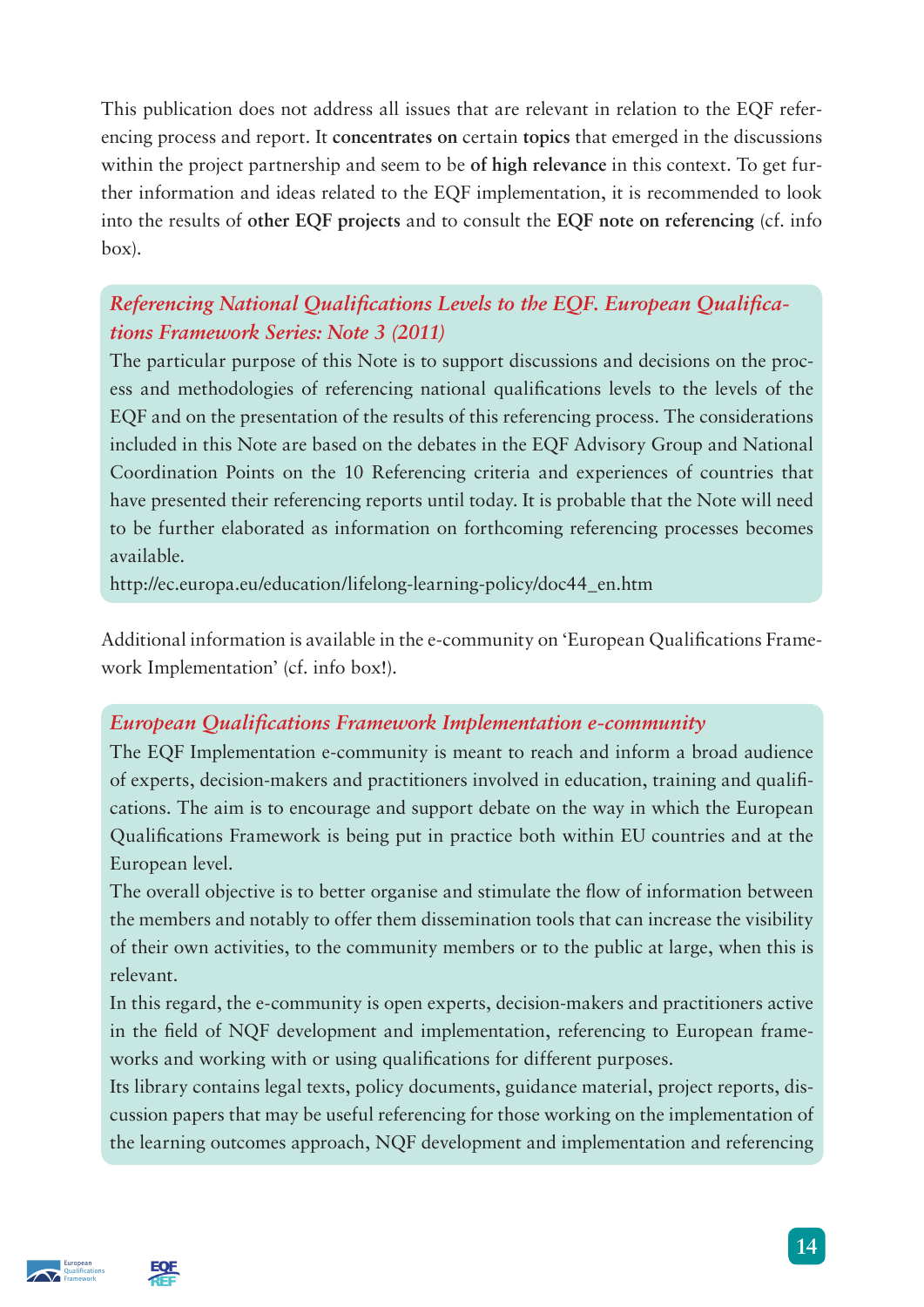This publication does not address all issues that are relevant in relation to the EQF referencing process and report. It **concentrates on** certain **topics** that emerged in the discussions within the project partnership and seem to be **of high relevance** in this context. To get further information and ideas related to the EQF implementation, it is recommended to look into the results of **other EQF projects** and to consult the **EQF note on referencing** (cf. info box).

> ***Referencing National Qualifications Levels to the EQF. European Qualifications Framework Series: Note 3 (2011)***
>
> The particular purpose of this Note is to support discussions and decisions on the process and methodologies of referencing national qualifications levels to the levels of the EQF and on the presentation of the results of this referencing process. The considerations included in this Note are based on the debates in the EQF Advisory Group and National Coordination Points on the 10 Referencing criteria and experiences of countries that have presented their referencing reports until today. It is probable that the Note will need to be further elaborated as information on forthcoming referencing processes becomes available.
>
> http://ec.europa.eu/education/lifelong-learning-policy/doc44_en.htm

Additional information is available in the e-community on 'European Qualifications Framework Implementation' (cf. info box!).

> ***European Qualifications Framework Implementation e-community***
>
> The EQF Implementation e-community is meant to reach and inform a broad audience of experts, decision-makers and practitioners involved in education, training and qualifications. The aim is to encourage and support debate on the way in which the European Qualifications Framework is being put in practice both within EU countries and at the European level.
>
> The overall objective is to better organise and stimulate the flow of information between the members and notably to offer them dissemination tools that can increase the visibility of their own activities, to the community members or to the public at large, when this is relevant.
>
> In this regard, the e-community is open experts, decision-makers and practitioners active in the field of NQF development and implementation, referencing to European frameworks and working with or using qualifications for different purposes.
>
> Its library contains legal texts, policy documents, guidance material, project reports, discussion papers that may be useful referencing for those working on the implementation of the learning outcomes approach, NQF development and implementation and referencing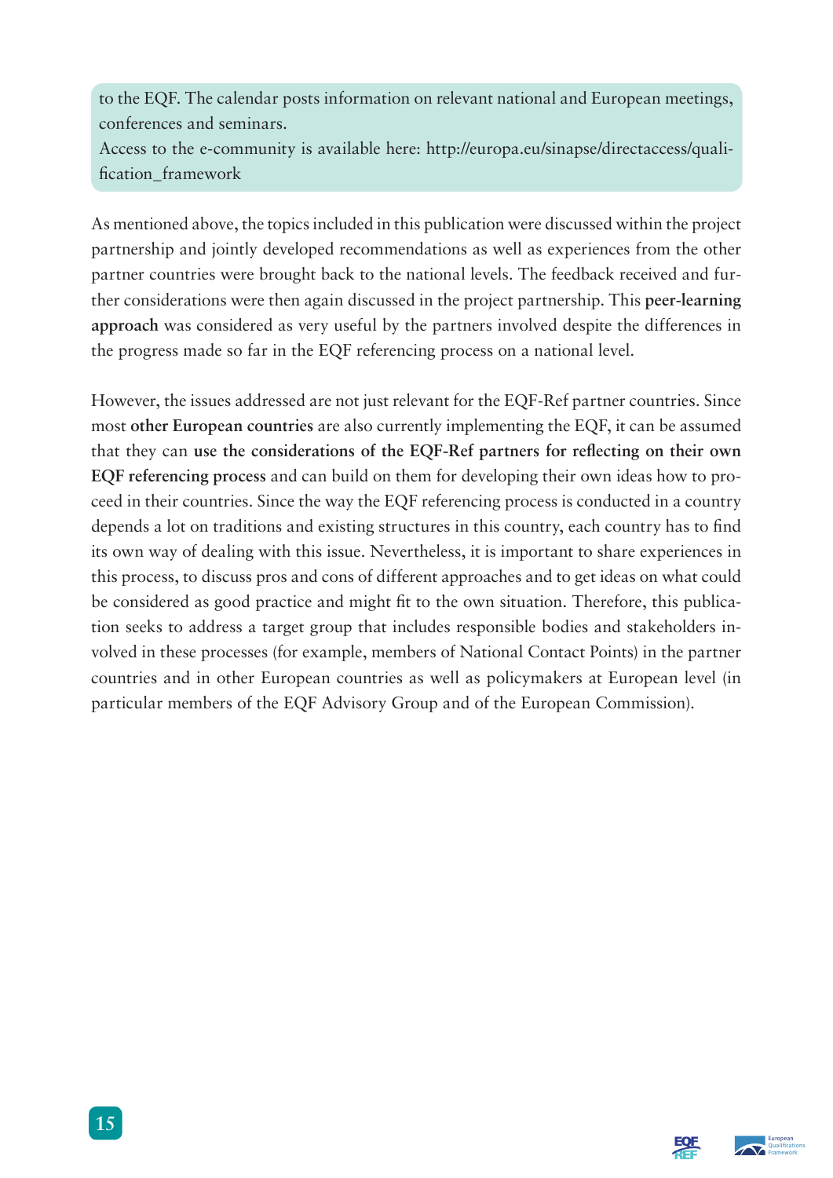to the EQF. The calendar posts information on relevant national and European meetings, conferences and seminars.
Access to the e-community is available here: http://europa.eu/sinapse/directaccess/qualification_framework

As mentioned above, the topics included in this publication were discussed within the project partnership and jointly developed recommendations as well as experiences from the other partner countries were brought back to the national levels. The feedback received and further considerations were then again discussed in the project partnership. This **peer-learning approach** was considered as very useful by the partners involved despite the differences in the progress made so far in the EQF referencing process on a national level.

However, the issues addressed are not just relevant for the EQF-Ref partner countries. Since most **other European countries** are also currently implementing the EQF, it can be assumed that they can **use the considerations of the EQF-Ref partners for reflecting on their own EQF referencing process** and can build on them for developing their own ideas how to proceed in their countries. Since the way the EQF referencing process is conducted in a country depends a lot on traditions and existing structures in this country, each country has to find its own way of dealing with this issue. Nevertheless, it is important to share experiences in this process, to discuss pros and cons of different approaches and to get ideas on what could be considered as good practice and might fit to the own situation. Therefore, this publication seeks to address a target group that includes responsible bodies and stakeholders involved in these processes (for example, members of National Contact Points) in the partner countries and in other European countries as well as policymakers at European level (in particular members of the EQF Advisory Group and of the European Commission).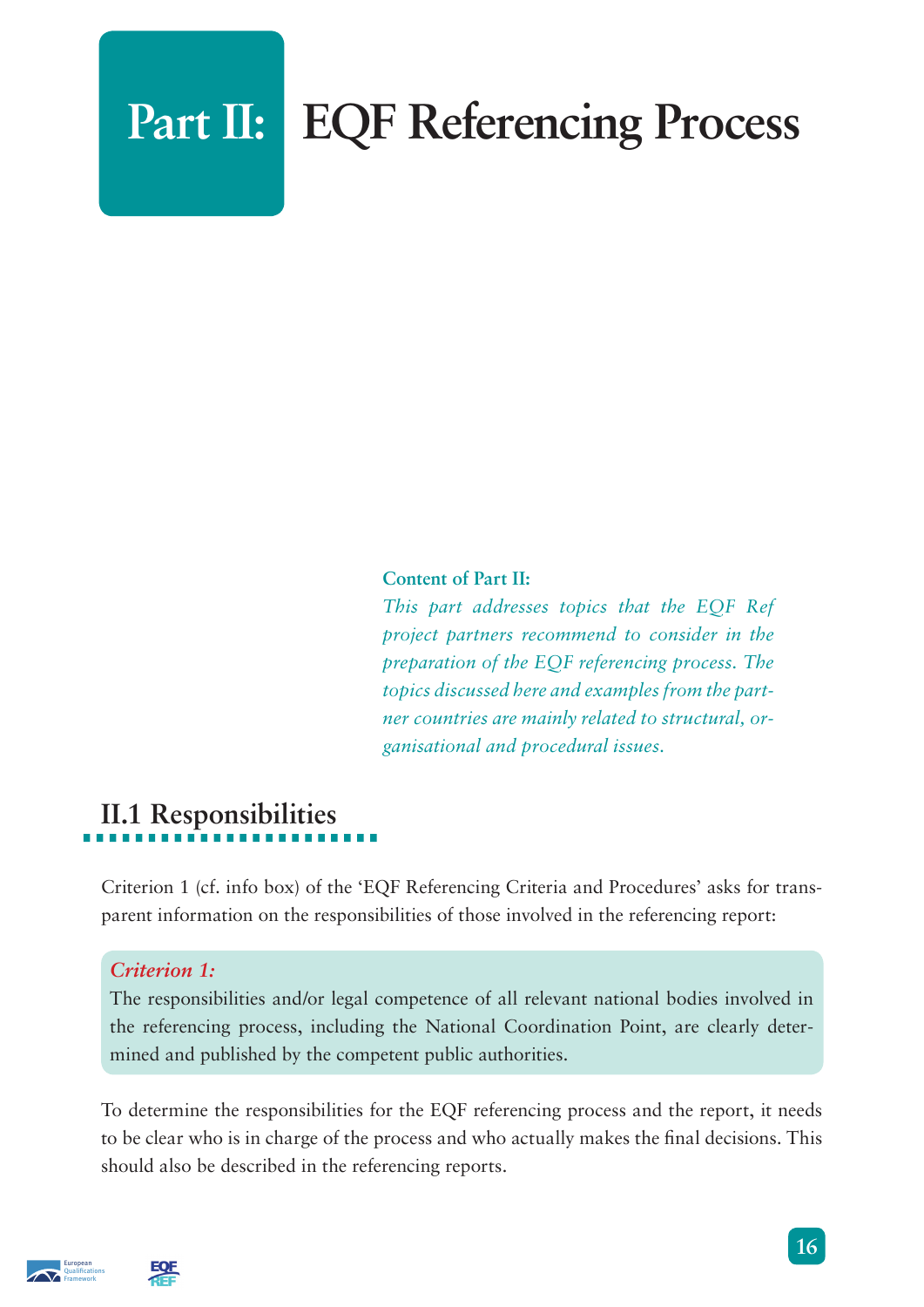# Part II: EQF Referencing Process

**Content of Part II:**

*This part addresses topics that the EQF Ref project partners recommend to consider in the preparation of the EQF referencing process. The topics discussed here and examples from the partner countries are mainly related to structural, organisational and procedural issues.*

## II.1 Responsibilities

Criterion 1 (cf. info box) of the 'EQF Referencing Criteria and Procedures' asks for transparent information on the responsibilities of those involved in the referencing report:

> ***Criterion 1:***
> The responsibilities and/or legal competence of all relevant national bodies involved in the referencing process, including the National Coordination Point, are clearly determined and published by the competent public authorities.

To determine the responsibilities for the EQF referencing process and the report, it needs to be clear who is in charge of the process and who actually makes the final decisions. This should also be described in the referencing reports.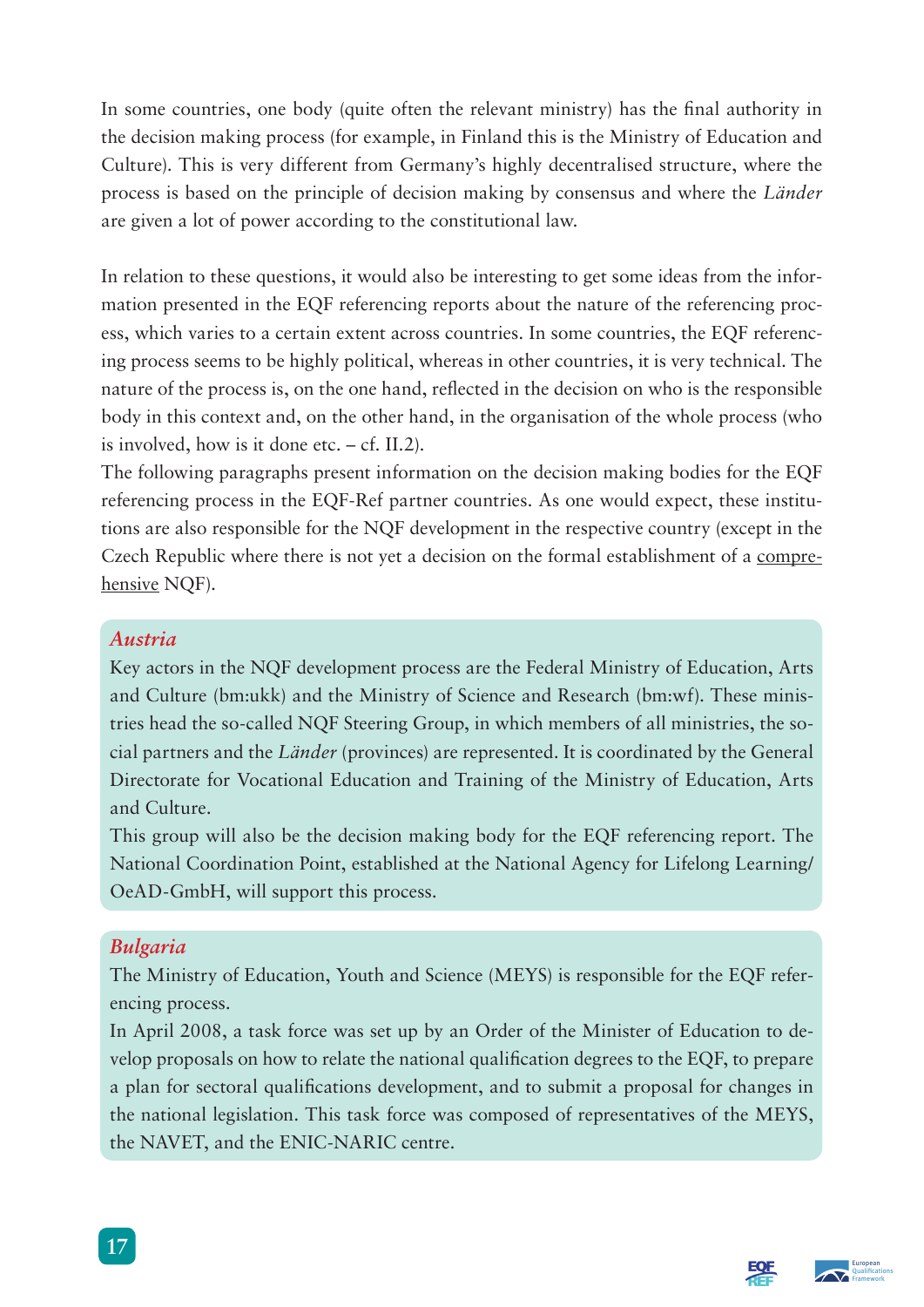In some countries, one body (quite often the relevant ministry) has the final authority in the decision making process (for example, in Finland this is the Ministry of Education and Culture). This is very different from Germany's highly decentralised structure, where the process is based on the principle of decision making by consensus and where the *Länder* are given a lot of power according to the constitutional law.

In relation to these questions, it would also be interesting to get some ideas from the information presented in the EQF referencing reports about the nature of the referencing process, which varies to a certain extent across countries. In some countries, the EQF referencing process seems to be highly political, whereas in other countries, it is very technical. The nature of the process is, on the one hand, reflected in the decision on who is the responsible body in this context and, on the other hand, in the organisation of the whole process (who is involved, how is it done etc. – cf. II.2).

The following paragraphs present information on the decision making bodies for the EQF referencing process in the EQF-Ref partner countries. As one would expect, these institutions are also responsible for the NQF development in the respective country (except in the Czech Republic where there is not yet a decision on the formal establishment of a comprehensive NQF).

### *Austria*

Key actors in the NQF development process are the Federal Ministry of Education, Arts and Culture (bm:ukk) and the Ministry of Science and Research (bm:wf). These ministries head the so-called NQF Steering Group, in which members of all ministries, the social partners and the *Länder* (provinces) are represented. It is coordinated by the General Directorate for Vocational Education and Training of the Ministry of Education, Arts and Culture.

This group will also be the decision making body for the EQF referencing report. The National Coordination Point, established at the National Agency for Lifelong Learning/OeAD-GmbH, will support this process.

### *Bulgaria*

The Ministry of Education, Youth and Science (MEYS) is responsible for the EQF referencing process.

In April 2008, a task force was set up by an Order of the Minister of Education to develop proposals on how to relate the national qualification degrees to the EQF, to prepare a plan for sectoral qualifications development, and to submit a proposal for changes in the national legislation. This task force was composed of representatives of the MEYS, the NAVET, and the ENIC-NARIC centre.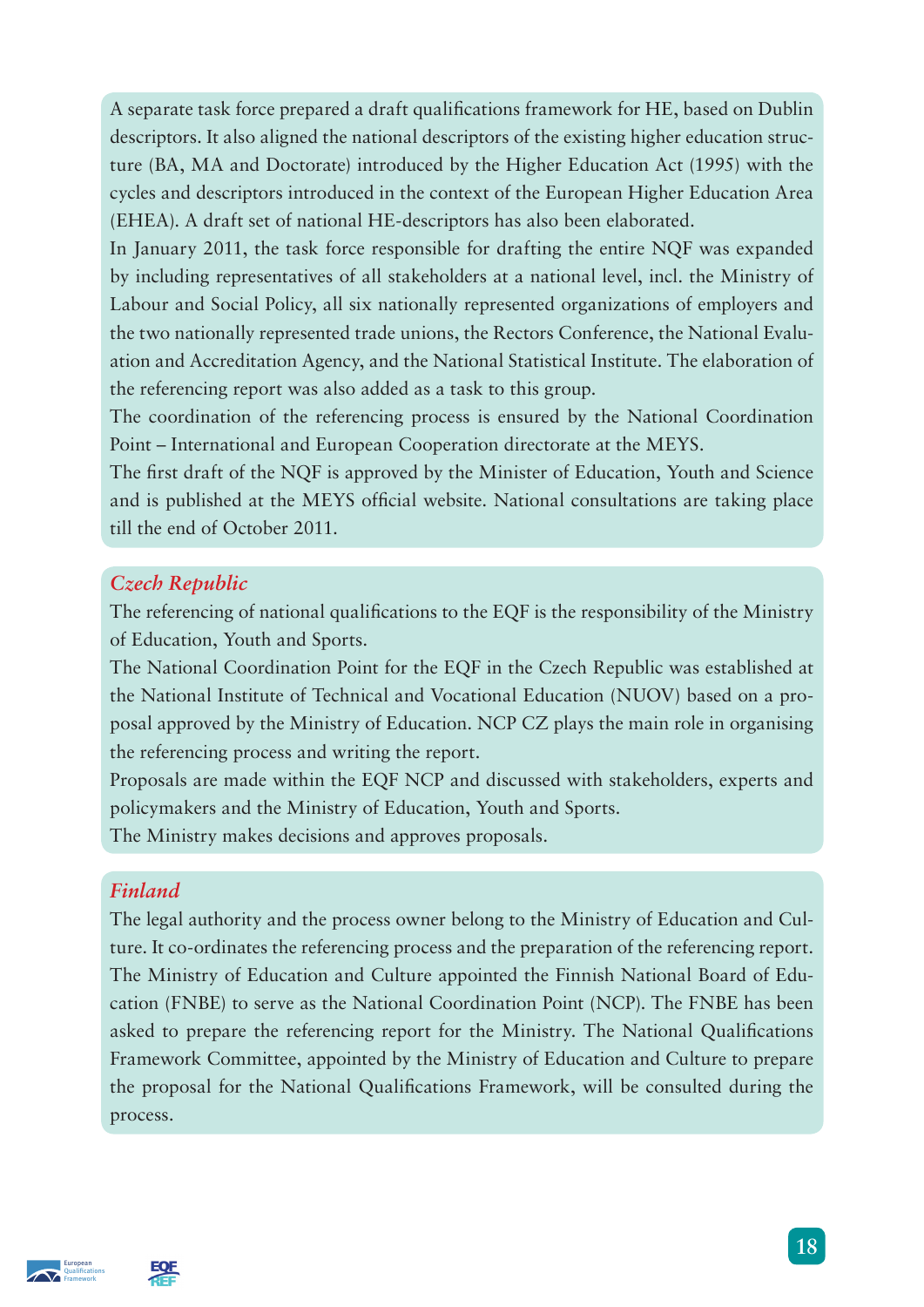A separate task force prepared a draft qualifications framework for HE, based on Dublin descriptors. It also aligned the national descriptors of the existing higher education structure (BA, MA and Doctorate) introduced by the Higher Education Act (1995) with the cycles and descriptors introduced in the context of the European Higher Education Area (EHEA). A draft set of national HE-descriptors has also been elaborated.

In January 2011, the task force responsible for drafting the entire NQF was expanded by including representatives of all stakeholders at a national level, incl. the Ministry of Labour and Social Policy, all six nationally represented organizations of employers and the two nationally represented trade unions, the Rectors Conference, the National Evaluation and Accreditation Agency, and the National Statistical Institute. The elaboration of the referencing report was also added as a task to this group.

The coordination of the referencing process is ensured by the National Coordination Point – International and European Cooperation directorate at the MEYS.

The first draft of the NQF is approved by the Minister of Education, Youth and Science and is published at the MEYS official website. National consultations are taking place till the end of October 2011.

### *Czech Republic*

The referencing of national qualifications to the EQF is the responsibility of the Ministry of Education, Youth and Sports.

The National Coordination Point for the EQF in the Czech Republic was established at the National Institute of Technical and Vocational Education (NUOV) based on a proposal approved by the Ministry of Education. NCP CZ plays the main role in organising the referencing process and writing the report.

Proposals are made within the EQF NCP and discussed with stakeholders, experts and policymakers and the Ministry of Education, Youth and Sports.

The Ministry makes decisions and approves proposals.

### *Finland*

The legal authority and the process owner belong to the Ministry of Education and Culture. It co-ordinates the referencing process and the preparation of the referencing report. The Ministry of Education and Culture appointed the Finnish National Board of Education (FNBE) to serve as the National Coordination Point (NCP). The FNBE has been asked to prepare the referencing report for the Ministry. The National Qualifications Framework Committee, appointed by the Ministry of Education and Culture to prepare the proposal for the National Qualifications Framework, will be consulted during the process.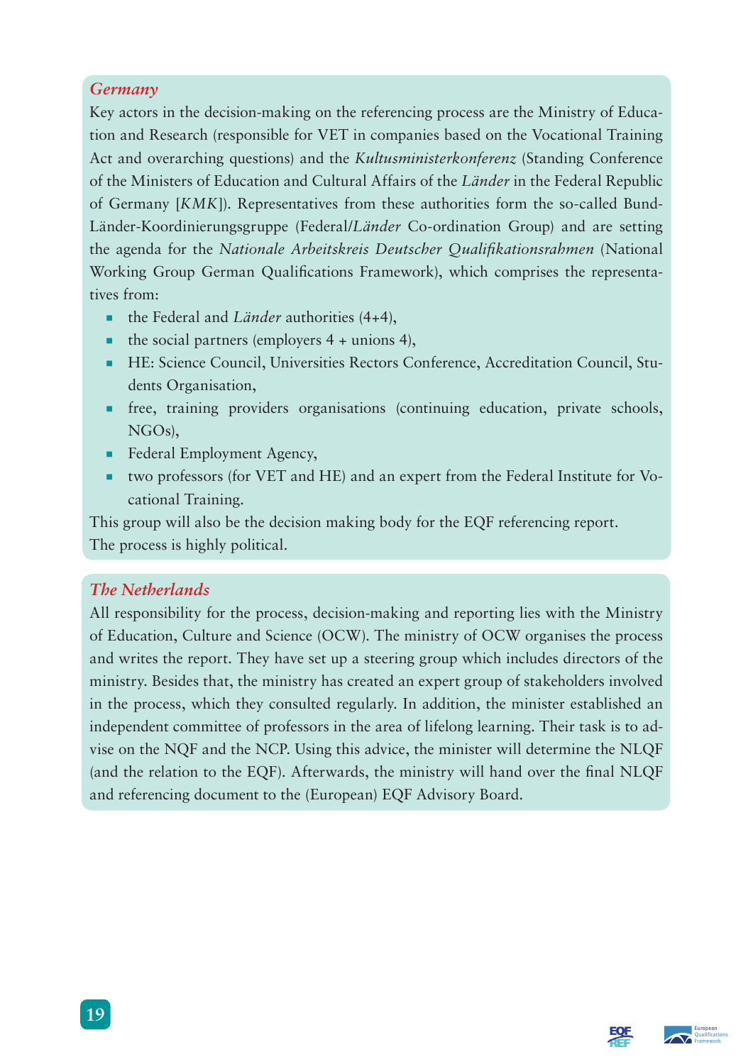### *Germany*

Key actors in the decision-making on the referencing process are the Ministry of Education and Research (responsible for VET in companies based on the Vocational Training Act and overarching questions) and the *Kultusministerkonferenz* (Standing Conference of the Ministers of Education and Cultural Affairs of the *Länder* in the Federal Republic of Germany [*KMK*]). Representatives from these authorities form the so-called Bund-Länder-Koordinierungsgruppe (Federal/*Länder* Co-ordination Group) and are setting the agenda for the *Nationale Arbeitskreis Deutscher Qualifikationsrahmen* (National Working Group German Qualifications Framework), which comprises the representatives from:

- the Federal and *Länder* authorities (4+4),
- the social partners (employers 4 + unions 4),
- HE: Science Council, Universities Rectors Conference, Accreditation Council, Students Organisation,
- free, training providers organisations (continuing education, private schools, NGOs),
- Federal Employment Agency,
- two professors (for VET and HE) and an expert from the Federal Institute for Vocational Training.

This group will also be the decision making body for the EQF referencing report.
The process is highly political.

### *The Netherlands*

All responsibility for the process, decision-making and reporting lies with the Ministry of Education, Culture and Science (OCW). The ministry of OCW organises the process and writes the report. They have set up a steering group which includes directors of the ministry. Besides that, the ministry has created an expert group of stakeholders involved in the process, which they consulted regularly. In addition, the minister established an independent committee of professors in the area of lifelong learning. Their task is to advise on the NQF and the NCP. Using this advice, the minister will determine the NLQF (and the relation to the EQF). Afterwards, the ministry will hand over the final NLQF and referencing document to the (European) EQF Advisory Board.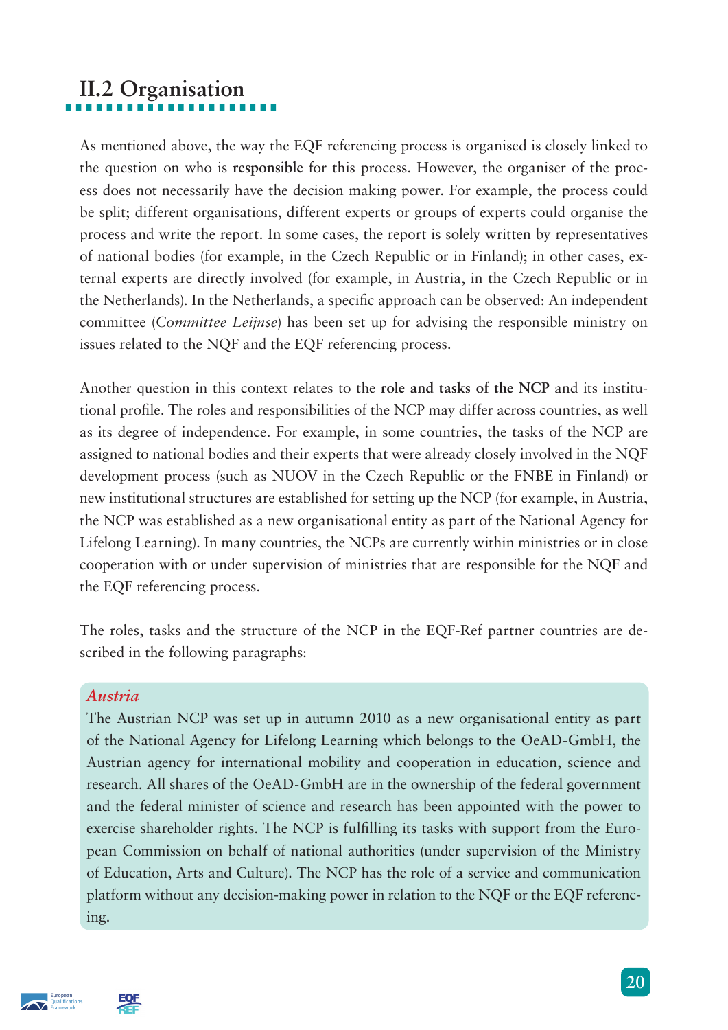## II.2 Organisation

As mentioned above, the way the EQF referencing process is organised is closely linked to the question on who is **responsible** for this process. However, the organiser of the process does not necessarily have the decision making power. For example, the process could be split; different organisations, different experts or groups of experts could organise the process and write the report. In some cases, the report is solely written by representatives of national bodies (for example, in the Czech Republic or in Finland); in other cases, external experts are directly involved (for example, in Austria, in the Czech Republic or in the Netherlands). In the Netherlands, a specific approach can be observed: An independent committee (*Committee Leijnse*) has been set up for advising the responsible ministry on issues related to the NQF and the EQF referencing process.

Another question in this context relates to the **role and tasks of the NCP** and its institutional profile. The roles and responsibilities of the NCP may differ across countries, as well as its degree of independence. For example, in some countries, the tasks of the NCP are assigned to national bodies and their experts that were already closely involved in the NQF development process (such as NUOV in the Czech Republic or the FNBE in Finland) or new institutional structures are established for setting up the NCP (for example, in Austria, the NCP was established as a new organisational entity as part of the National Agency for Lifelong Learning). In many countries, the NCPs are currently within ministries or in close cooperation with or under supervision of ministries that are responsible for the NQF and the EQF referencing process.

The roles, tasks and the structure of the NCP in the EQF-Ref partner countries are described in the following paragraphs:

*Austria*

The Austrian NCP was set up in autumn 2010 as a new organisational entity as part of the National Agency for Lifelong Learning which belongs to the OeAD-GmbH, the Austrian agency for international mobility and cooperation in education, science and research. All shares of the OeAD-GmbH are in the ownership of the federal government and the federal minister of science and research has been appointed with the power to exercise shareholder rights. The NCP is fulfilling its tasks with support from the European Commission on behalf of national authorities (under supervision of the Ministry of Education, Arts and Culture). The NCP has the role of a service and communication platform without any decision-making power in relation to the NQF or the EQF referencing.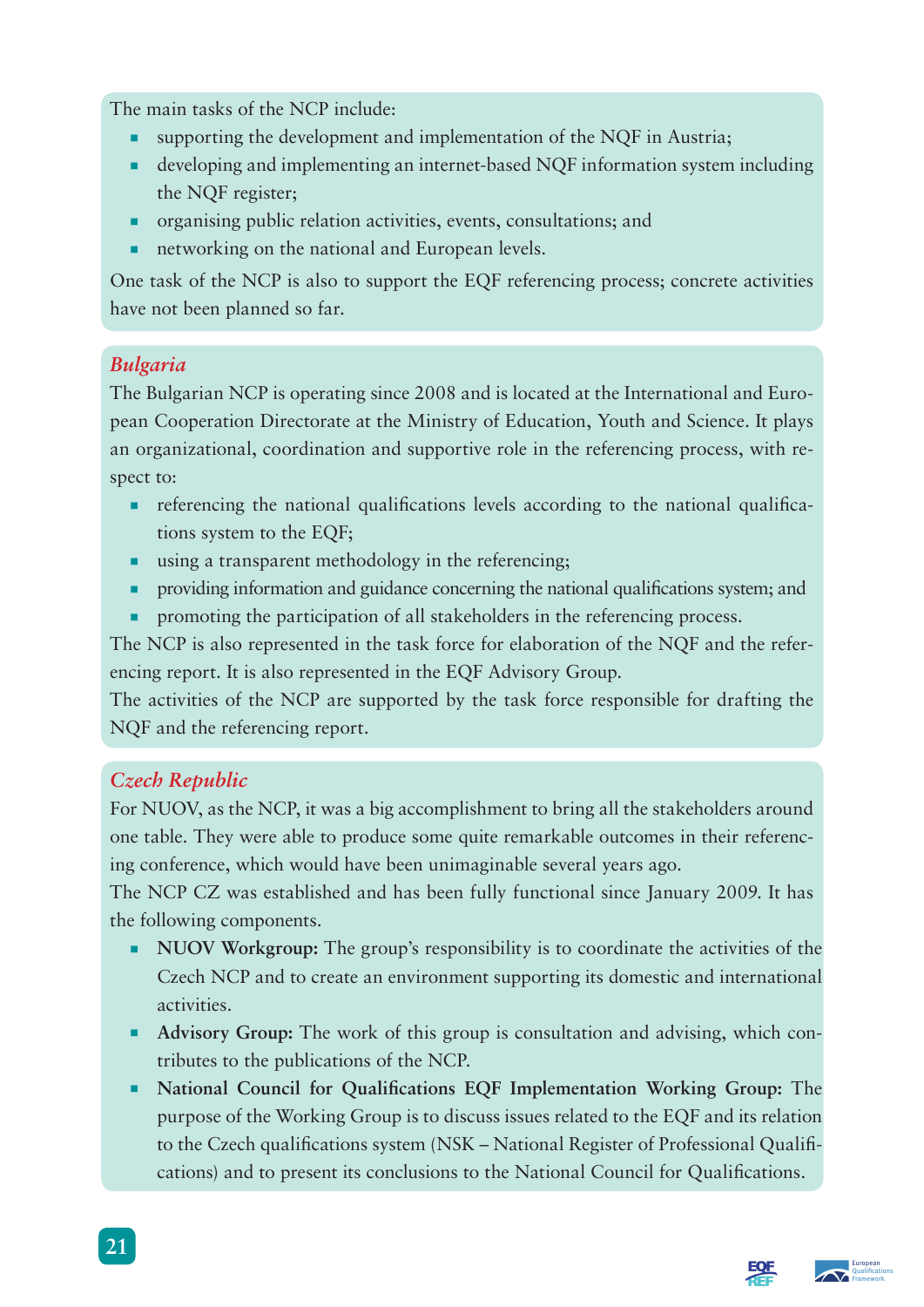The main tasks of the NCP include:

- supporting the development and implementation of the NQF in Austria;
- developing and implementing an internet-based NQF information system including the NQF register;
- organising public relation activities, events, consultations; and
- networking on the national and European levels.

One task of the NCP is also to support the EQF referencing process; concrete activities have not been planned so far.

### *Bulgaria*

The Bulgarian NCP is operating since 2008 and is located at the International and European Cooperation Directorate at the Ministry of Education, Youth and Science. It plays an organizational, coordination and supportive role in the referencing process, with respect to:

- referencing the national qualifications levels according to the national qualifications system to the EQF;
- using a transparent methodology in the referencing;
- providing information and guidance concerning the national qualifications system; and
- promoting the participation of all stakeholders in the referencing process.

The NCP is also represented in the task force for elaboration of the NQF and the referencing report. It is also represented in the EQF Advisory Group.

The activities of the NCP are supported by the task force responsible for drafting the NQF and the referencing report.

### *Czech Republic*

For NUOV, as the NCP, it was a big accomplishment to bring all the stakeholders around one table. They were able to produce some quite remarkable outcomes in their referencing conference, which would have been unimaginable several years ago.

The NCP CZ was established and has been fully functional since January 2009. It has the following components.

- **NUOV Workgroup:** The group's responsibility is to coordinate the activities of the Czech NCP and to create an environment supporting its domestic and international activities.
- **Advisory Group:** The work of this group is consultation and advising, which contributes to the publications of the NCP.
- **National Council for Qualifications EQF Implementation Working Group:** The purpose of the Working Group is to discuss issues related to the EQF and its relation to the Czech qualifications system (NSK – National Register of Professional Qualifications) and to present its conclusions to the National Council for Qualifications.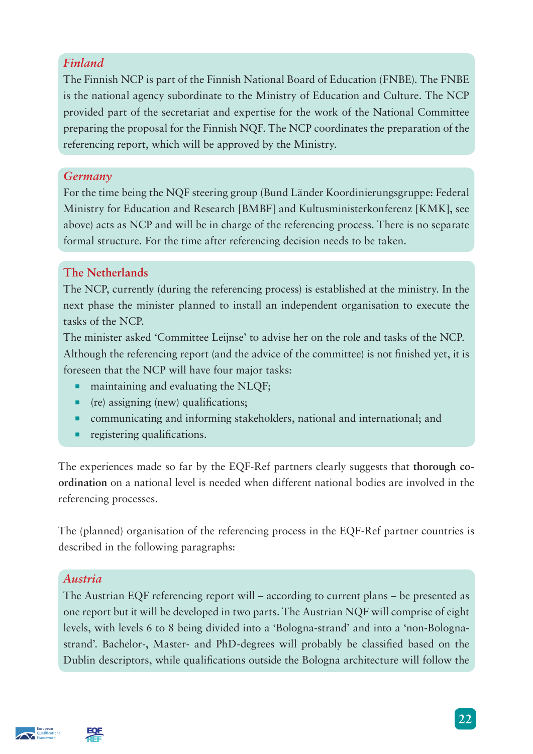### *Finland*

The Finnish NCP is part of the Finnish National Board of Education (FNBE). The FNBE is the national agency subordinate to the Ministry of Education and Culture. The NCP provided part of the secretariat and expertise for the work of the National Committee preparing the proposal for the Finnish NQF. The NCP coordinates the preparation of the referencing report, which will be approved by the Ministry.

### *Germany*

For the time being the NQF steering group (Bund Länder Koordinierungsgruppe: Federal Ministry for Education and Research [BMBF] and Kultusministerkonferenz [KMK], see above) acts as NCP and will be in charge of the referencing process. There is no separate formal structure. For the time after referencing decision needs to be taken.

### The Netherlands

The NCP, currently (during the referencing process) is established at the ministry. In the next phase the minister planned to install an independent organisation to execute the tasks of the NCP.

The minister asked 'Committee Leijnse' to advise her on the role and tasks of the NCP. Although the referencing report (and the advice of the committee) is not finished yet, it is foreseen that the NCP will have four major tasks:

- maintaining and evaluating the NLQF;
- (re) assigning (new) qualifications;
- communicating and informing stakeholders, national and international; and
- registering qualifications.

The experiences made so far by the EQF-Ref partners clearly suggests that **thorough co-ordination** on a national level is needed when different national bodies are involved in the referencing processes.

The (planned) organisation of the referencing process in the EQF-Ref partner countries is described in the following paragraphs:

### *Austria*

The Austrian EQF referencing report will – according to current plans – be presented as one report but it will be developed in two parts. The Austrian NQF will comprise of eight levels, with levels 6 to 8 being divided into a 'Bologna-strand' and into a 'non-Bologna-strand'. Bachelor-, Master- and PhD-degrees will probably be classified based on the Dublin descriptors, while qualifications outside the Bologna architecture will follow the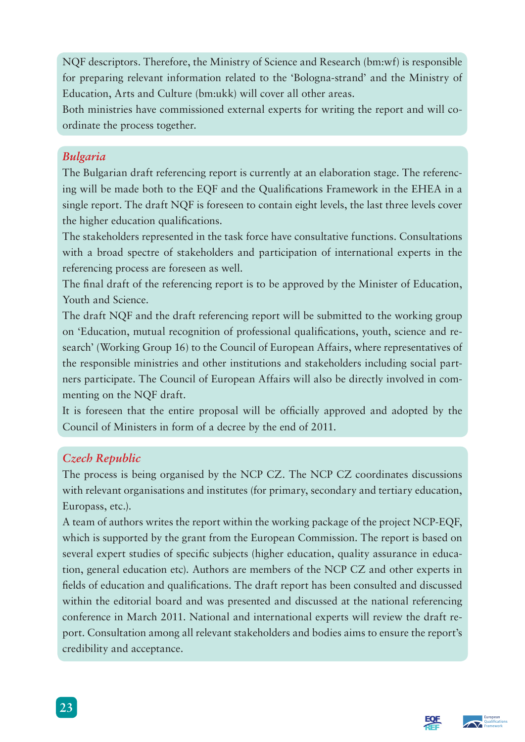NQF descriptors. Therefore, the Ministry of Science and Research (bm:wf) is responsible for preparing relevant information related to the 'Bologna-strand' and the Ministry of Education, Arts and Culture (bm:ukk) will cover all other areas.

Both ministries have commissioned external experts for writing the report and will co-ordinate the process together.

### *Bulgaria*

The Bulgarian draft referencing report is currently at an elaboration stage. The referencing will be made both to the EQF and the Qualifications Framework in the EHEA in a single report. The draft NQF is foreseen to contain eight levels, the last three levels cover the higher education qualifications.

The stakeholders represented in the task force have consultative functions. Consultations with a broad spectre of stakeholders and participation of international experts in the referencing process are foreseen as well.

The final draft of the referencing report is to be approved by the Minister of Education, Youth and Science.

The draft NQF and the draft referencing report will be submitted to the working group on 'Education, mutual recognition of professional qualifications, youth, science and research' (Working Group 16) to the Council of European Affairs, where representatives of the responsible ministries and other institutions and stakeholders including social partners participate. The Council of European Affairs will also be directly involved in commenting on the NQF draft.

It is foreseen that the entire proposal will be officially approved and adopted by the Council of Ministers in form of a decree by the end of 2011.

### *Czech Republic*

The process is being organised by the NCP CZ. The NCP CZ coordinates discussions with relevant organisations and institutes (for primary, secondary and tertiary education, Europass, etc.).

A team of authors writes the report within the working package of the project NCP-EQF, which is supported by the grant from the European Commission. The report is based on several expert studies of specific subjects (higher education, quality assurance in education, general education etc). Authors are members of the NCP CZ and other experts in fields of education and qualifications. The draft report has been consulted and discussed within the editorial board and was presented and discussed at the national referencing conference in March 2011. National and international experts will review the draft report. Consultation among all relevant stakeholders and bodies aims to ensure the report's credibility and acceptance.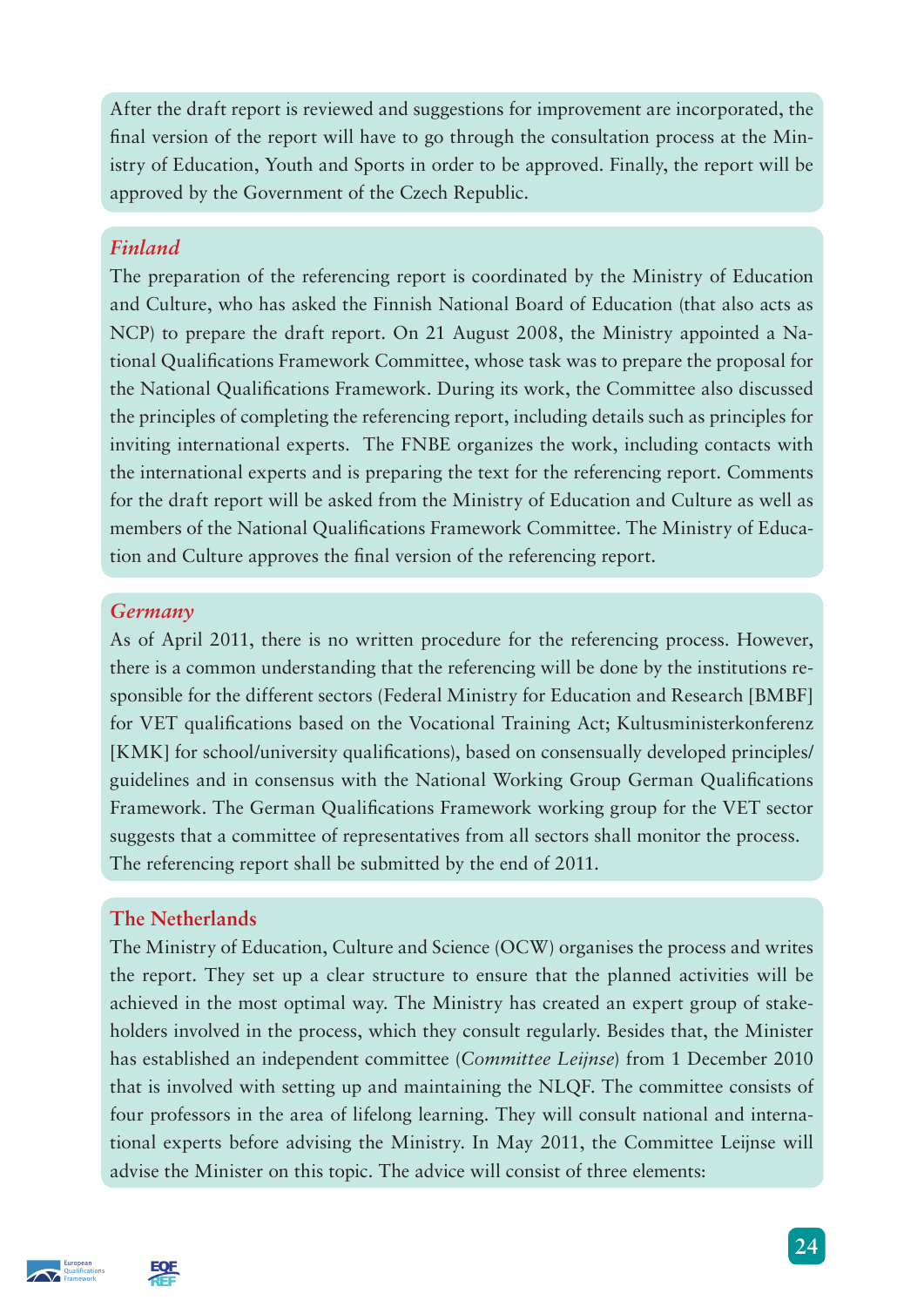After the draft report is reviewed and suggestions for improvement are incorporated, the final version of the report will have to go through the consultation process at the Ministry of Education, Youth and Sports in order to be approved. Finally, the report will be approved by the Government of the Czech Republic.

### *Finland*

The preparation of the referencing report is coordinated by the Ministry of Education and Culture, who has asked the Finnish National Board of Education (that also acts as NCP) to prepare the draft report. On 21 August 2008, the Ministry appointed a National Qualifications Framework Committee, whose task was to prepare the proposal for the National Qualifications Framework. During its work, the Committee also discussed the principles of completing the referencing report, including details such as principles for inviting international experts. The FNBE organizes the work, including contacts with the international experts and is preparing the text for the referencing report. Comments for the draft report will be asked from the Ministry of Education and Culture as well as members of the National Qualifications Framework Committee. The Ministry of Education and Culture approves the final version of the referencing report.

### *Germany*

As of April 2011, there is no written procedure for the referencing process. However, there is a common understanding that the referencing will be done by the institutions responsible for the different sectors (Federal Ministry for Education and Research [BMBF] for VET qualifications based on the Vocational Training Act; Kultusministerkonferenz [KMK] for school/university qualifications), based on consensually developed principles/guidelines and in consensus with the National Working Group German Qualifications Framework. The German Qualifications Framework working group for the VET sector suggests that a committee of representatives from all sectors shall monitor the process. The referencing report shall be submitted by the end of 2011.

### The Netherlands

The Ministry of Education, Culture and Science (OCW) organises the process and writes the report. They set up a clear structure to ensure that the planned activities will be achieved in the most optimal way. The Ministry has created an expert group of stakeholders involved in the process, which they consult regularly. Besides that, the Minister has established an independent committee (*Committee Leijnse*) from 1 December 2010 that is involved with setting up and maintaining the NLQF. The committee consists of four professors in the area of lifelong learning. They will consult national and international experts before advising the Ministry. In May 2011, the Committee Leijnse will advise the Minister on this topic. The advice will consist of three elements: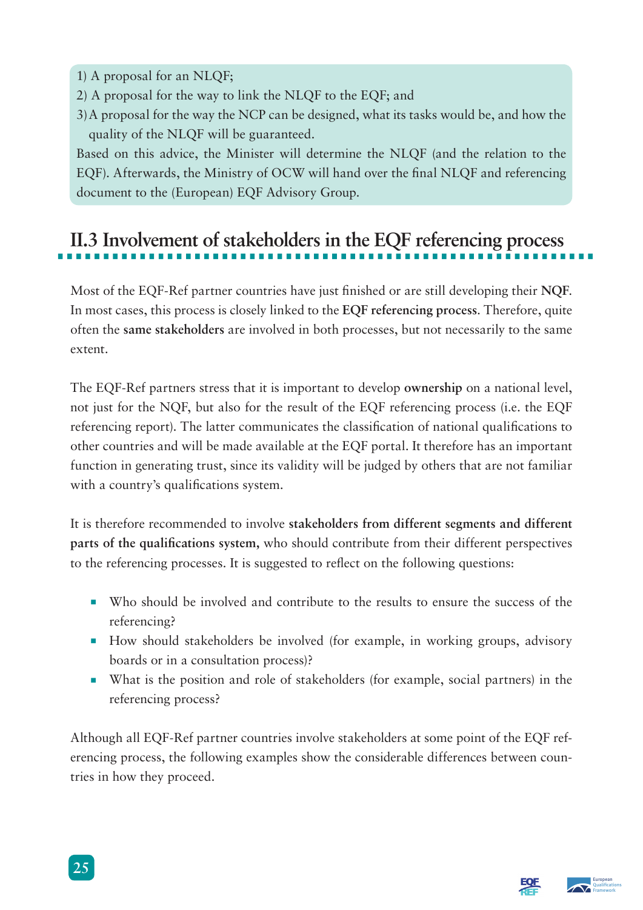1) A proposal for an NLQF;
2) A proposal for the way to link the NLQF to the EQF; and
3) A proposal for the way the NCP can be designed, what its tasks would be, and how the quality of the NLQF will be guaranteed.

Based on this advice, the Minister will determine the NLQF (and the relation to the EQF). Afterwards, the Ministry of OCW will hand over the final NLQF and referencing document to the (European) EQF Advisory Group.

## II.3 Involvement of stakeholders in the EQF referencing process

Most of the EQF-Ref partner countries have just finished or are still developing their **NQF**. In most cases, this process is closely linked to the **EQF referencing process**. Therefore, quite often the **same stakeholders** are involved in both processes, but not necessarily to the same extent.

The EQF-Ref partners stress that it is important to develop **ownership** on a national level, not just for the NQF, but also for the result of the EQF referencing process (i.e. the EQF referencing report). The latter communicates the classification of national qualifications to other countries and will be made available at the EQF portal. It therefore has an important function in generating trust, since its validity will be judged by others that are not familiar with a country's qualifications system.

It is therefore recommended to involve **stakeholders from different segments and different parts of the qualifications system,** who should contribute from their different perspectives to the referencing processes. It is suggested to reflect on the following questions:

- Who should be involved and contribute to the results to ensure the success of the referencing?
- How should stakeholders be involved (for example, in working groups, advisory boards or in a consultation process)?
- What is the position and role of stakeholders (for example, social partners) in the referencing process?

Although all EQF-Ref partner countries involve stakeholders at some point of the EQF referencing process, the following examples show the considerable differences between countries in how they proceed.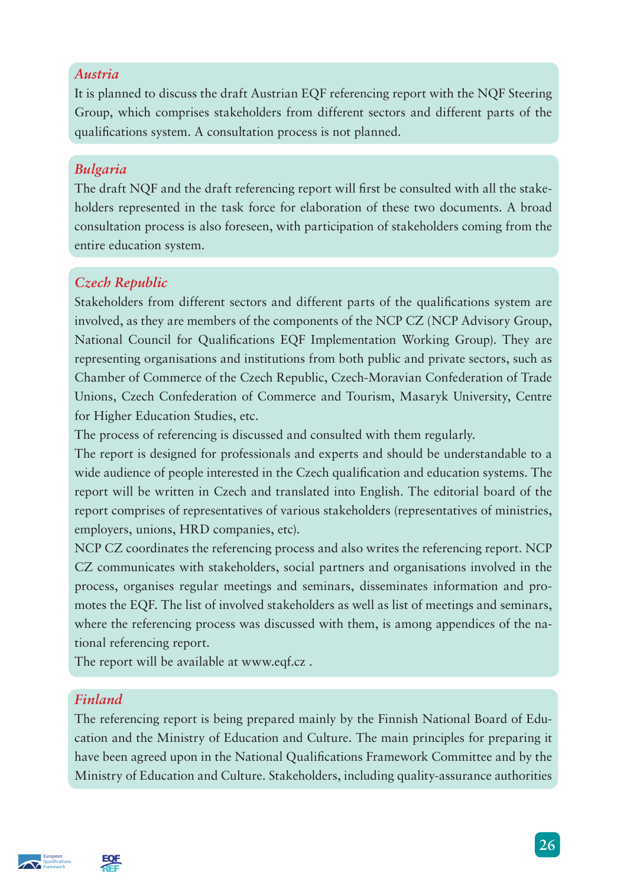*Austria*

It is planned to discuss the draft Austrian EQF referencing report with the NQF Steering Group, which comprises stakeholders from different sectors and different parts of the qualifications system. A consultation process is not planned.

*Bulgaria*

The draft NQF and the draft referencing report will first be consulted with all the stakeholders represented in the task force for elaboration of these two documents. A broad consultation process is also foreseen, with participation of stakeholders coming from the entire education system.

*Czech Republic*

Stakeholders from different sectors and different parts of the qualifications system are involved, as they are members of the components of the NCP CZ (NCP Advisory Group, National Council for Qualifications EQF Implementation Working Group). They are representing organisations and institutions from both public and private sectors, such as Chamber of Commerce of the Czech Republic, Czech-Moravian Confederation of Trade Unions, Czech Confederation of Commerce and Tourism, Masaryk University, Centre for Higher Education Studies, etc.

The process of referencing is discussed and consulted with them regularly.

The report is designed for professionals and experts and should be understandable to a wide audience of people interested in the Czech qualification and education systems. The report will be written in Czech and translated into English. The editorial board of the report comprises of representatives of various stakeholders (representatives of ministries, employers, unions, HRD companies, etc).

NCP CZ coordinates the referencing process and also writes the referencing report. NCP CZ communicates with stakeholders, social partners and organisations involved in the process, organises regular meetings and seminars, disseminates information and promotes the EQF. The list of involved stakeholders as well as list of meetings and seminars, where the referencing process was discussed with them, is among appendices of the national referencing report.

The report will be available at www.eqf.cz .

*Finland*

The referencing report is being prepared mainly by the Finnish National Board of Education and the Ministry of Education and Culture. The main principles for preparing it have been agreed upon in the National Qualifications Framework Committee and by the Ministry of Education and Culture. Stakeholders, including quality-assurance authorities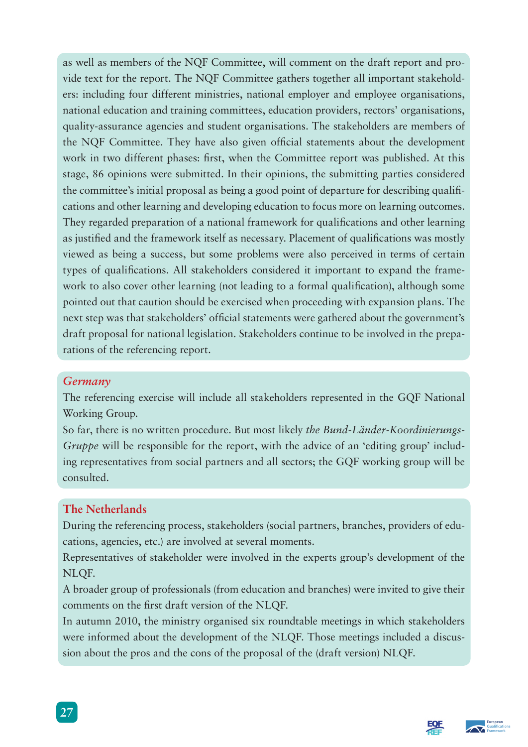as well as members of the NQF Committee, will comment on the draft report and provide text for the report. The NQF Committee gathers together all important stakeholders: including four different ministries, national employer and employee organisations, national education and training committees, education providers, rectors' organisations, quality-assurance agencies and student organisations. The stakeholders are members of the NQF Committee. They have also given official statements about the development work in two different phases: first, when the Committee report was published. At this stage, 86 opinions were submitted. In their opinions, the submitting parties considered the committee's initial proposal as being a good point of departure for describing qualifications and other learning and developing education to focus more on learning outcomes. They regarded preparation of a national framework for qualifications and other learning as justified and the framework itself as necessary. Placement of qualifications was mostly viewed as being a success, but some problems were also perceived in terms of certain types of qualifications. All stakeholders considered it important to expand the framework to also cover other learning (not leading to a formal qualification), although some pointed out that caution should be exercised when proceeding with expansion plans. The next step was that stakeholders' official statements were gathered about the government's draft proposal for national legislation. Stakeholders continue to be involved in the preparations of the referencing report.

### *Germany*

The referencing exercise will include all stakeholders represented in the GQF National Working Group.

So far, there is no written procedure. But most likely *the Bund-Länder-Koordinierungs-Gruppe* will be responsible for the report, with the advice of an 'editing group' including representatives from social partners and all sectors; the GQF working group will be consulted.

### The Netherlands

During the referencing process, stakeholders (social partners, branches, providers of educations, agencies, etc.) are involved at several moments.

Representatives of stakeholder were involved in the experts group's development of the NLQF.

A broader group of professionals (from education and branches) were invited to give their comments on the first draft version of the NLQF.

In autumn 2010, the ministry organised six roundtable meetings in which stakeholders were informed about the development of the NLQF. Those meetings included a discussion about the pros and the cons of the proposal of the (draft version) NLQF.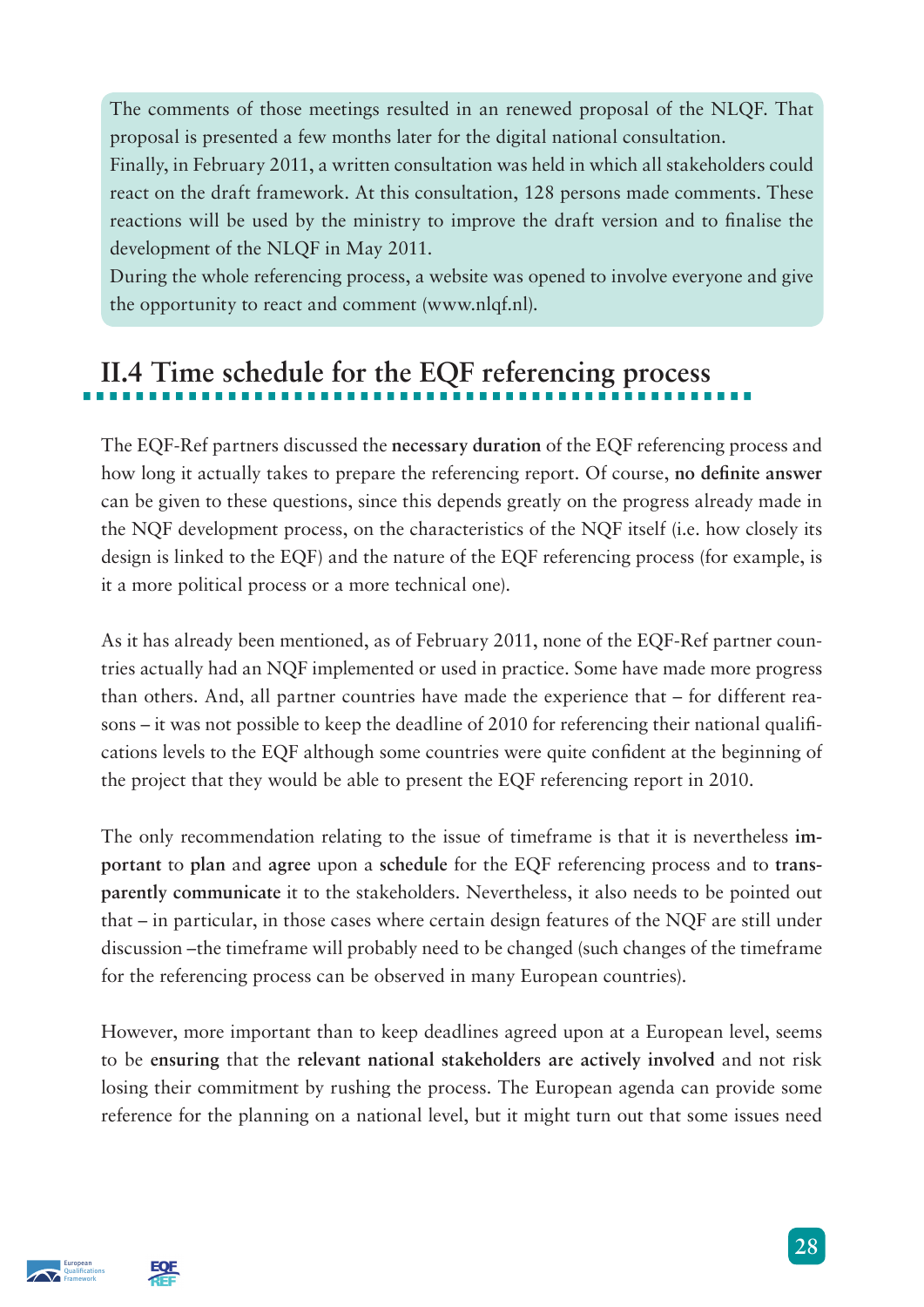The comments of those meetings resulted in an renewed proposal of the NLQF. That proposal is presented a few months later for the digital national consultation.
Finally, in February 2011, a written consultation was held in which all stakeholders could react on the draft framework. At this consultation, 128 persons made comments. These reactions will be used by the ministry to improve the draft version and to finalise the development of the NLQF in May 2011.
During the whole referencing process, a website was opened to involve everyone and give the opportunity to react and comment (www.nlqf.nl).

## II.4 Time schedule for the EQF referencing process

The EQF-Ref partners discussed the **necessary duration** of the EQF referencing process and how long it actually takes to prepare the referencing report. Of course, **no definite answer** can be given to these questions, since this depends greatly on the progress already made in the NQF development process, on the characteristics of the NQF itself (i.e. how closely its design is linked to the EQF) and the nature of the EQF referencing process (for example, is it a more political process or a more technical one).

As it has already been mentioned, as of February 2011, none of the EQF-Ref partner countries actually had an NQF implemented or used in practice. Some have made more progress than others. And, all partner countries have made the experience that – for different reasons – it was not possible to keep the deadline of 2010 for referencing their national qualifications levels to the EQF although some countries were quite confident at the beginning of the project that they would be able to present the EQF referencing report in 2010.

The only recommendation relating to the issue of timeframe is that it is nevertheless **important** to **plan** and **agree** upon a **schedule** for the EQF referencing process and to **transparently communicate** it to the stakeholders. Nevertheless, it also needs to be pointed out that – in particular, in those cases where certain design features of the NQF are still under discussion –the timeframe will probably need to be changed (such changes of the timeframe for the referencing process can be observed in many European countries).

However, more important than to keep deadlines agreed upon at a European level, seems to be **ensuring** that the **relevant national stakeholders are actively involved** and not risk losing their commitment by rushing the process. The European agenda can provide some reference for the planning on a national level, but it might turn out that some issues need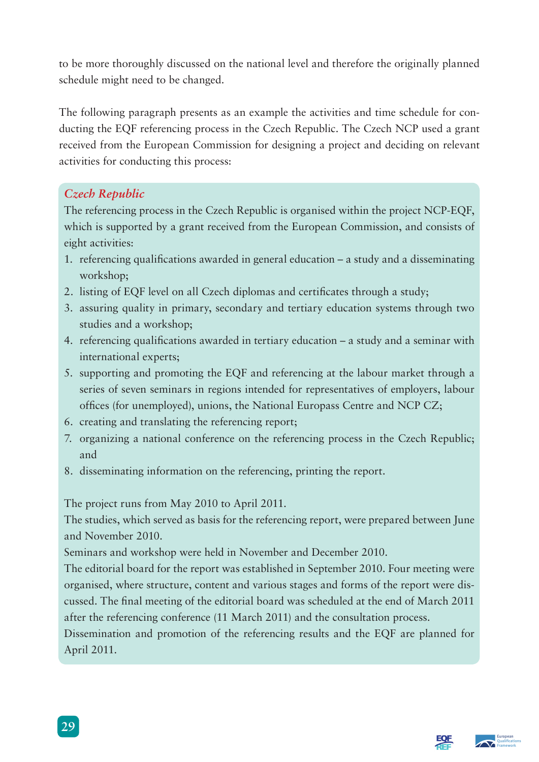to be more thoroughly discussed on the national level and therefore the originally planned schedule might need to be changed.

The following paragraph presents as an example the activities and time schedule for conducting the EQF referencing process in the Czech Republic. The Czech NCP used a grant received from the European Commission for designing a project and deciding on relevant activities for conducting this process:

### *Czech Republic*

The referencing process in the Czech Republic is organised within the project NCP-EQF, which is supported by a grant received from the European Commission, and consists of eight activities:

1. referencing qualifications awarded in general education – a study and a disseminating workshop;
2. listing of EQF level on all Czech diplomas and certificates through a study;
3. assuring quality in primary, secondary and tertiary education systems through two studies and a workshop;
4. referencing qualifications awarded in tertiary education – a study and a seminar with international experts;
5. supporting and promoting the EQF and referencing at the labour market through a series of seven seminars in regions intended for representatives of employers, labour offices (for unemployed), unions, the National Europass Centre and NCP CZ;
6. creating and translating the referencing report;
7. organizing a national conference on the referencing process in the Czech Republic; and
8. disseminating information on the referencing, printing the report.

The project runs from May 2010 to April 2011.
The studies, which served as basis for the referencing report, were prepared between June and November 2010.
Seminars and workshop were held in November and December 2010.
The editorial board for the report was established in September 2010. Four meeting were organised, where structure, content and various stages and forms of the report were discussed. The final meeting of the editorial board was scheduled at the end of March 2011 after the referencing conference (11 March 2011) and the consultation process.
Dissemination and promotion of the referencing results and the EQF are planned for April 2011.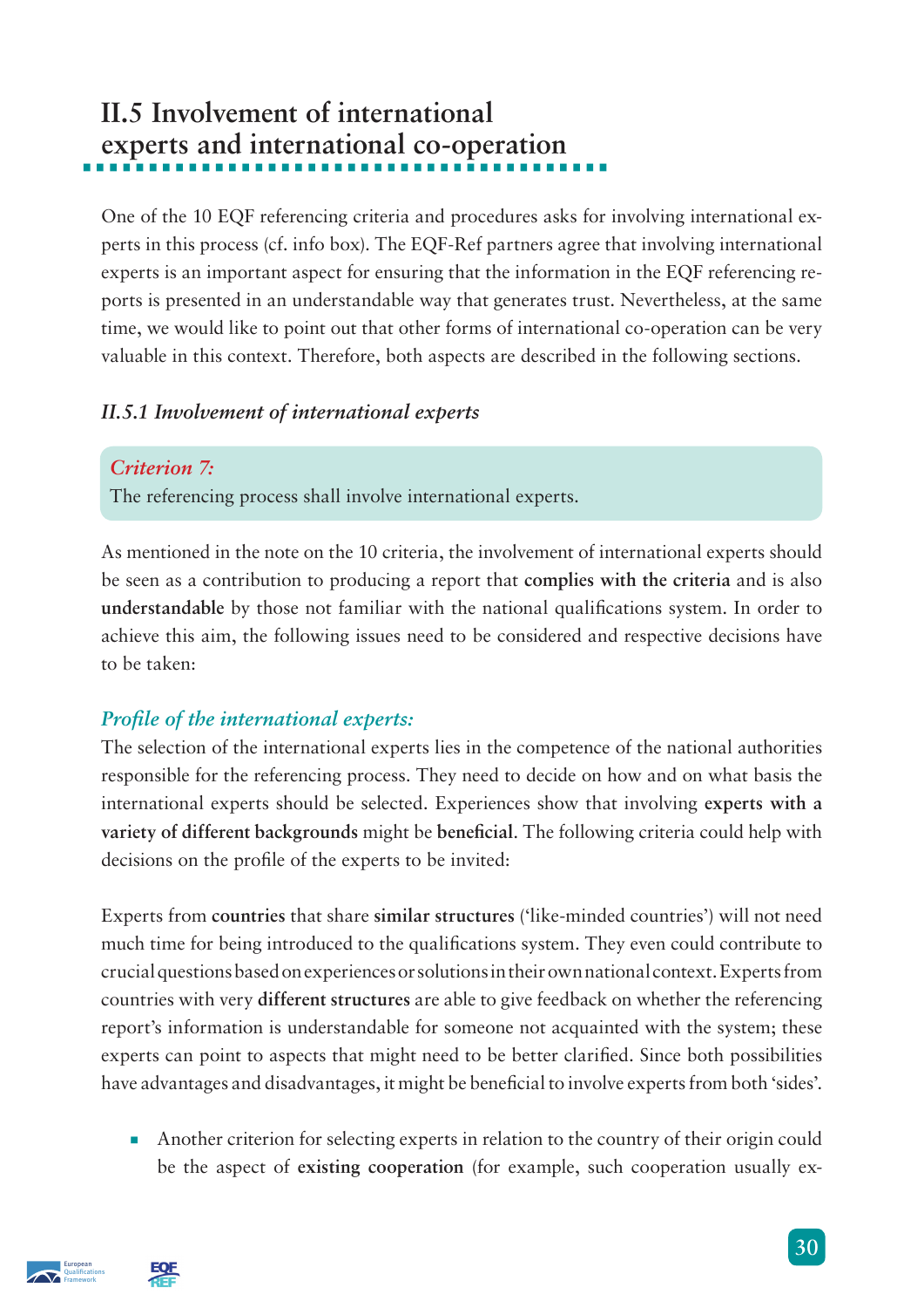## II.5 Involvement of international experts and international co-operation

One of the 10 EQF referencing criteria and procedures asks for involving international experts in this process (cf. info box). The EQF-Ref partners agree that involving international experts is an important aspect for ensuring that the information in the EQF referencing reports is presented in an understandable way that generates trust. Nevertheless, at the same time, we would like to point out that other forms of international co-operation can be very valuable in this context. Therefore, both aspects are described in the following sections.

### *II.5.1 Involvement of international experts*

> ***Criterion 7:***
> The referencing process shall involve international experts.

As mentioned in the note on the 10 criteria, the involvement of international experts should be seen as a contribution to producing a report that **complies with the criteria** and is also **understandable** by those not familiar with the national qualifications system. In order to achieve this aim, the following issues need to be considered and respective decisions have to be taken:

#### *Profile of the international experts:*

The selection of the international experts lies in the competence of the national authorities responsible for the referencing process. They need to decide on how and on what basis the international experts should be selected. Experiences show that involving **experts with a variety of different backgrounds** might be **beneficial**. The following criteria could help with decisions on the profile of the experts to be invited:

Experts from **countries** that share **similar structures** ('like-minded countries') will not need much time for being introduced to the qualifications system. They even could contribute to crucial questions based on experiences or solutions in their own national context. Experts from countries with very **different structures** are able to give feedback on whether the referencing report's information is understandable for someone not acquainted with the system; these experts can point to aspects that might need to be better clarified. Since both possibilities have advantages and disadvantages, it might be beneficial to involve experts from both 'sides'.

- Another criterion for selecting experts in relation to the country of their origin could be the aspect of **existing cooperation** (for example, such cooperation usually ex-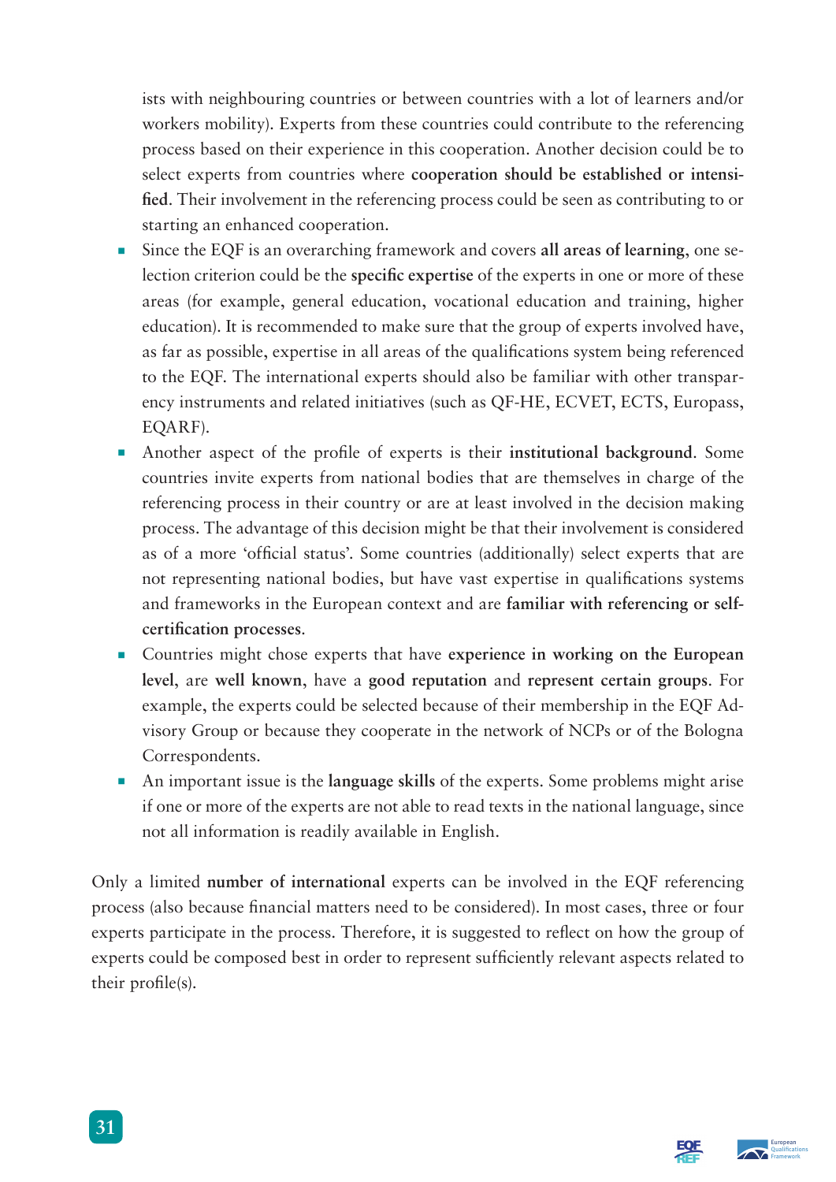ists with neighbouring countries or between countries with a lot of learners and/or workers mobility). Experts from these countries could contribute to the referencing process based on their experience in this cooperation. Another decision could be to select experts from countries where **cooperation should be established or intensified**. Their involvement in the referencing process could be seen as contributing to or starting an enhanced cooperation.

- Since the EQF is an overarching framework and covers **all areas of learning**, one selection criterion could be the **specific expertise** of the experts in one or more of these areas (for example, general education, vocational education and training, higher education). It is recommended to make sure that the group of experts involved have, as far as possible, expertise in all areas of the qualifications system being referenced to the EQF. The international experts should also be familiar with other transparency instruments and related initiatives (such as QF-HE, ECVET, ECTS, Europass, EQARF).
- Another aspect of the profile of experts is their **institutional background**. Some countries invite experts from national bodies that are themselves in charge of the referencing process in their country or are at least involved in the decision making process. The advantage of this decision might be that their involvement is considered as of a more 'official status'. Some countries (additionally) select experts that are not representing national bodies, but have vast expertise in qualifications systems and frameworks in the European context and are **familiar with referencing or self-certification processes**.
- Countries might chose experts that have **experience in working on the European level**, are **well known**, have a **good reputation** and **represent certain groups**. For example, the experts could be selected because of their membership in the EQF Advisory Group or because they cooperate in the network of NCPs or of the Bologna Correspondents.
- An important issue is the **language skills** of the experts. Some problems might arise if one or more of the experts are not able to read texts in the national language, since not all information is readily available in English.

Only a limited **number of international** experts can be involved in the EQF referencing process (also because financial matters need to be considered). In most cases, three or four experts participate in the process. Therefore, it is suggested to reflect on how the group of experts could be composed best in order to represent sufficiently relevant aspects related to their profile(s).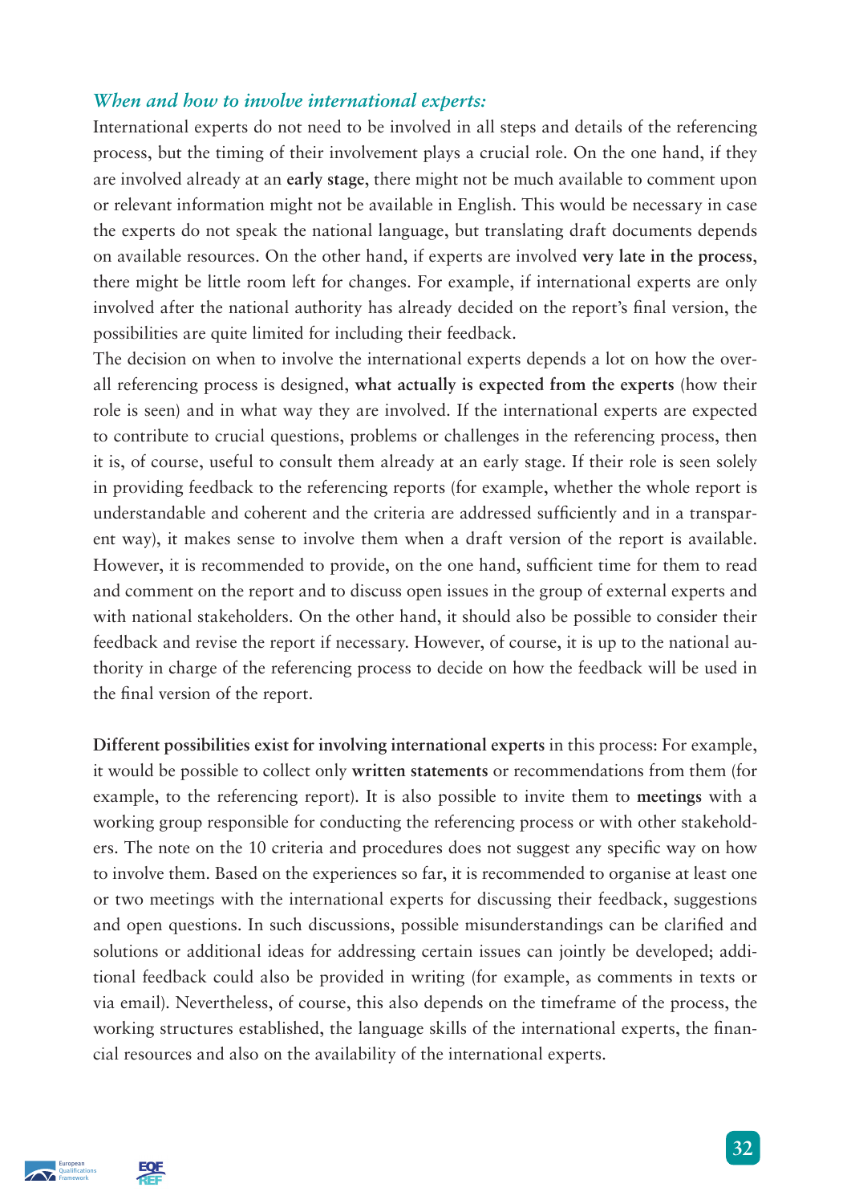*When and how to involve international experts:*

International experts do not need to be involved in all steps and details of the referencing process, but the timing of their involvement plays a crucial role. On the one hand, if they are involved already at an **early stage**, there might not be much available to comment upon or relevant information might not be available in English. This would be necessary in case the experts do not speak the national language, but translating draft documents depends on available resources. On the other hand, if experts are involved **very late in the process**, there might be little room left for changes. For example, if international experts are only involved after the national authority has already decided on the report's final version, the possibilities are quite limited for including their feedback.

The decision on when to involve the international experts depends a lot on how the overall referencing process is designed, **what actually is expected from the experts** (how their role is seen) and in what way they are involved. If the international experts are expected to contribute to crucial questions, problems or challenges in the referencing process, then it is, of course, useful to consult them already at an early stage. If their role is seen solely in providing feedback to the referencing reports (for example, whether the whole report is understandable and coherent and the criteria are addressed sufficiently and in a transparent way), it makes sense to involve them when a draft version of the report is available. However, it is recommended to provide, on the one hand, sufficient time for them to read and comment on the report and to discuss open issues in the group of external experts and with national stakeholders. On the other hand, it should also be possible to consider their feedback and revise the report if necessary. However, of course, it is up to the national authority in charge of the referencing process to decide on how the feedback will be used in the final version of the report.

**Different possibilities exist for involving international experts** in this process: For example, it would be possible to collect only **written statements** or recommendations from them (for example, to the referencing report). It is also possible to invite them to **meetings** with a working group responsible for conducting the referencing process or with other stakeholders. The note on the 10 criteria and procedures does not suggest any specific way on how to involve them. Based on the experiences so far, it is recommended to organise at least one or two meetings with the international experts for discussing their feedback, suggestions and open questions. In such discussions, possible misunderstandings can be clarified and solutions or additional ideas for addressing certain issues can jointly be developed; additional feedback could also be provided in writing (for example, as comments in texts or via email). Nevertheless, of course, this also depends on the timeframe of the process, the working structures established, the language skills of the international experts, the financial resources and also on the availability of the international experts.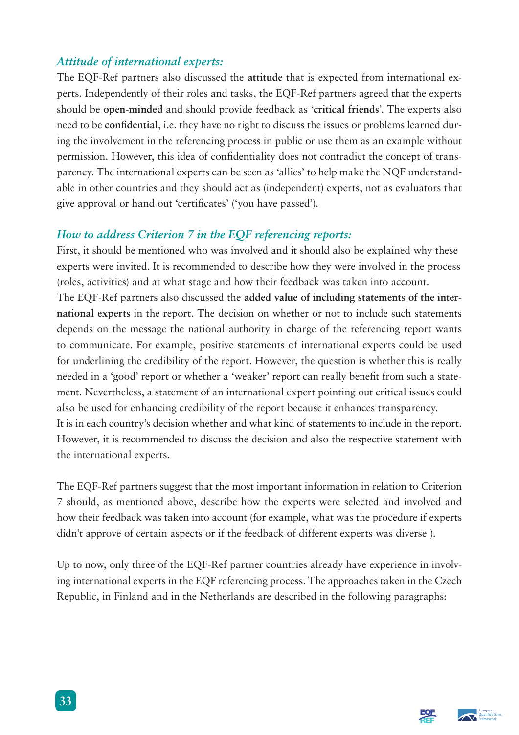### *Attitude of international experts:*

The EQF-Ref partners also discussed the **attitude** that is expected from international experts. Independently of their roles and tasks, the EQF-Ref partners agreed that the experts should be **open-minded** and should provide feedback as '**critical friends**'. The experts also need to be **confidential**, i.e. they have no right to discuss the issues or problems learned during the involvement in the referencing process in public or use them as an example without permission. However, this idea of confidentiality does not contradict the concept of transparency. The international experts can be seen as 'allies' to help make the NQF understandable in other countries and they should act as (independent) experts, not as evaluators that give approval or hand out 'certificates' ('you have passed').

### *How to address Criterion 7 in the EQF referencing reports:*

First, it should be mentioned who was involved and it should also be explained why these experts were invited. It is recommended to describe how they were involved in the process (roles, activities) and at what stage and how their feedback was taken into account.

The EQF-Ref partners also discussed the **added value of including statements of the international experts** in the report. The decision on whether or not to include such statements depends on the message the national authority in charge of the referencing report wants to communicate. For example, positive statements of international experts could be used for underlining the credibility of the report. However, the question is whether this is really needed in a 'good' report or whether a 'weaker' report can really benefit from such a statement. Nevertheless, a statement of an international expert pointing out critical issues could also be used for enhancing credibility of the report because it enhances transparency.

It is in each country's decision whether and what kind of statements to include in the report. However, it is recommended to discuss the decision and also the respective statement with the international experts.

The EQF-Ref partners suggest that the most important information in relation to Criterion 7 should, as mentioned above, describe how the experts were selected and involved and how their feedback was taken into account (for example, what was the procedure if experts didn't approve of certain aspects or if the feedback of different experts was diverse ).

Up to now, only three of the EQF-Ref partner countries already have experience in involving international experts in the EQF referencing process. The approaches taken in the Czech Republic, in Finland and in the Netherlands are described in the following paragraphs: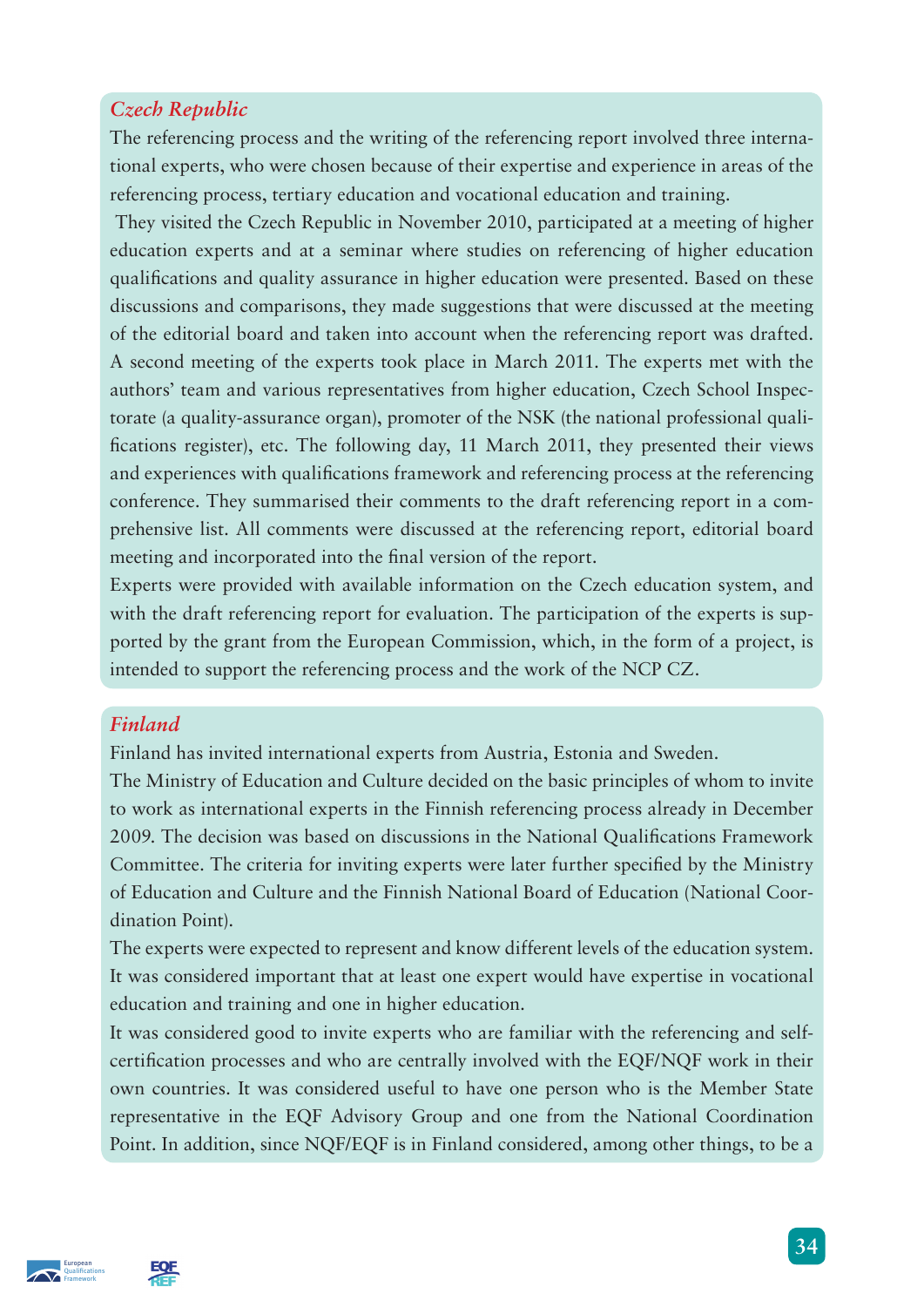*Czech Republic*

The referencing process and the writing of the referencing report involved three international experts, who were chosen because of their expertise and experience in areas of the referencing process, tertiary education and vocational education and training.

They visited the Czech Republic in November 2010, participated at a meeting of higher education experts and at a seminar where studies on referencing of higher education qualifications and quality assurance in higher education were presented. Based on these discussions and comparisons, they made suggestions that were discussed at the meeting of the editorial board and taken into account when the referencing report was drafted. A second meeting of the experts took place in March 2011. The experts met with the authors' team and various representatives from higher education, Czech School Inspectorate (a quality-assurance organ), promoter of the NSK (the national professional qualifications register), etc. The following day, 11 March 2011, they presented their views and experiences with qualifications framework and referencing process at the referencing conference. They summarised their comments to the draft referencing report in a comprehensive list. All comments were discussed at the referencing report, editorial board meeting and incorporated into the final version of the report.

Experts were provided with available information on the Czech education system, and with the draft referencing report for evaluation. The participation of the experts is supported by the grant from the European Commission, which, in the form of a project, is intended to support the referencing process and the work of the NCP CZ.

*Finland*

Finland has invited international experts from Austria, Estonia and Sweden.

The Ministry of Education and Culture decided on the basic principles of whom to invite to work as international experts in the Finnish referencing process already in December 2009. The decision was based on discussions in the National Qualifications Framework Committee. The criteria for inviting experts were later further specified by the Ministry of Education and Culture and the Finnish National Board of Education (National Coordination Point).

The experts were expected to represent and know different levels of the education system. It was considered important that at least one expert would have expertise in vocational education and training and one in higher education.

It was considered good to invite experts who are familiar with the referencing and self-certification processes and who are centrally involved with the EQF/NQF work in their own countries. It was considered useful to have one person who is the Member State representative in the EQF Advisory Group and one from the National Coordination Point. In addition, since NQF/EQF is in Finland considered, among other things, to be a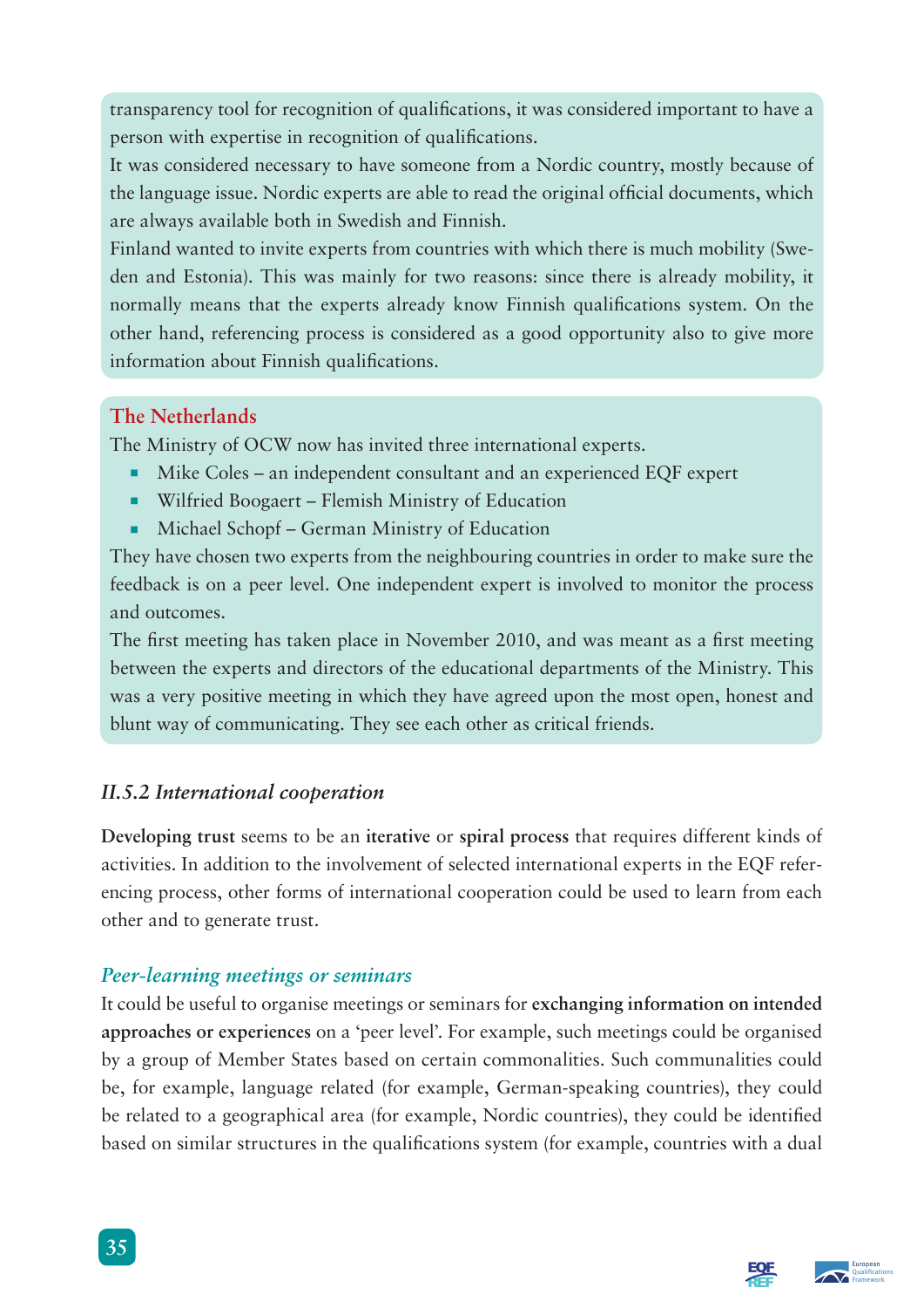transparency tool for recognition of qualifications, it was considered important to have a person with expertise in recognition of qualifications.

It was considered necessary to have someone from a Nordic country, mostly because of the language issue. Nordic experts are able to read the original official documents, which are always available both in Swedish and Finnish.

Finland wanted to invite experts from countries with which there is much mobility (Sweden and Estonia). This was mainly for two reasons: since there is already mobility, it normally means that the experts already know Finnish qualifications system. On the other hand, referencing process is considered as a good opportunity also to give more information about Finnish qualifications.

**The Netherlands**

The Ministry of OCW now has invited three international experts.

- Mike Coles – an independent consultant and an experienced EQF expert
- Wilfried Boogaert – Flemish Ministry of Education
- Michael Schopf – German Ministry of Education

They have chosen two experts from the neighbouring countries in order to make sure the feedback is on a peer level. One independent expert is involved to monitor the process and outcomes.

The first meeting has taken place in November 2010, and was meant as a first meeting between the experts and directors of the educational departments of the Ministry. This was a very positive meeting in which they have agreed upon the most open, honest and blunt way of communicating. They see each other as critical friends.

### *II.5.2 International cooperation*

**Developing trust** seems to be an **iterative** or **spiral process** that requires different kinds of activities. In addition to the involvement of selected international experts in the EQF referencing process, other forms of international cooperation could be used to learn from each other and to generate trust.

#### *Peer-learning meetings or seminars*

It could be useful to organise meetings or seminars for **exchanging information on intended approaches or experiences** on a 'peer level'. For example, such meetings could be organised by a group of Member States based on certain commonalities. Such communalities could be, for example, language related (for example, German-speaking countries), they could be related to a geographical area (for example, Nordic countries), they could be identified based on similar structures in the qualifications system (for example, countries with a dual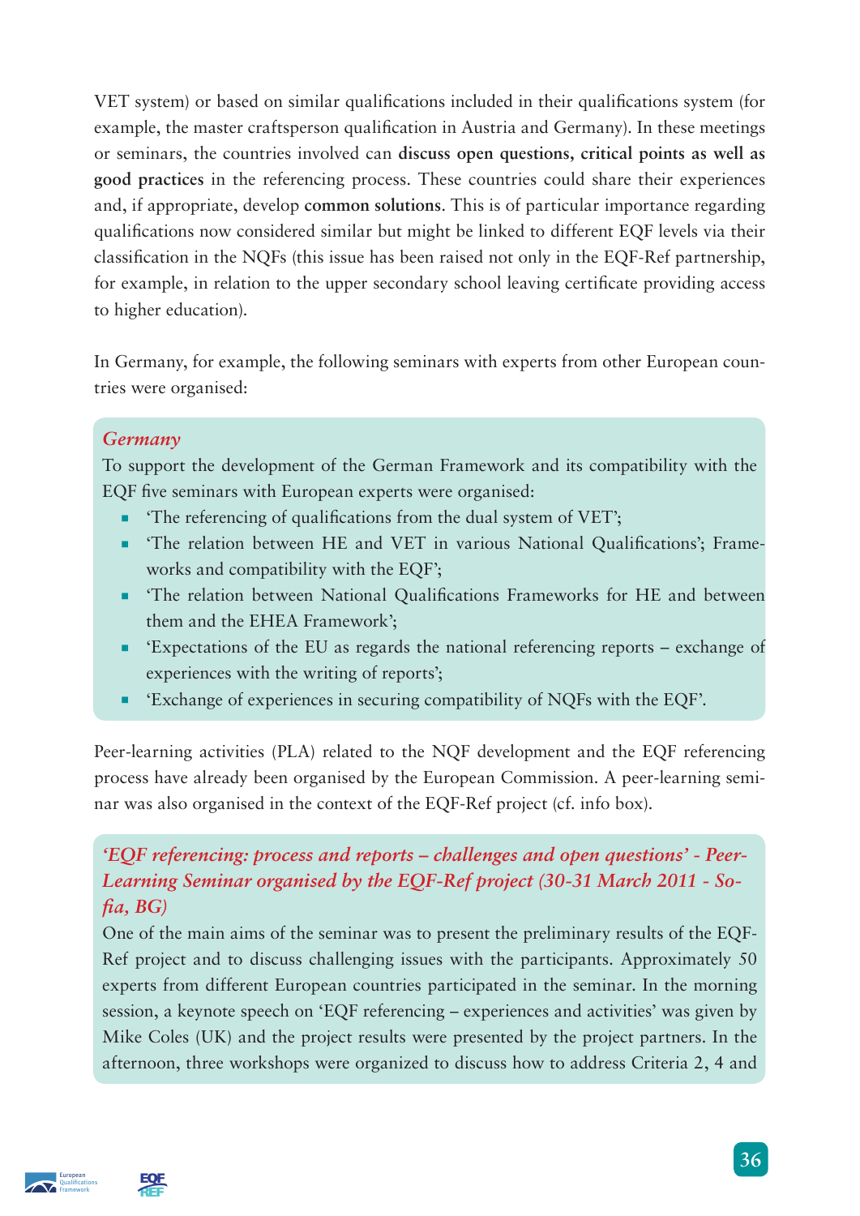VET system) or based on similar qualifications included in their qualifications system (for example, the master craftsperson qualification in Austria and Germany). In these meetings or seminars, the countries involved can **discuss open questions, critical points as well as good practices** in the referencing process. These countries could share their experiences and, if appropriate, develop **common solutions**. This is of particular importance regarding qualifications now considered similar but might be linked to different EQF levels via their classification in the NQFs (this issue has been raised not only in the EQF-Ref partnership, for example, in relation to the upper secondary school leaving certificate providing access to higher education).

In Germany, for example, the following seminars with experts from other European countries were organised:

### *Germany*

To support the development of the German Framework and its compatibility with the EQF five seminars with European experts were organised:

- 'The referencing of qualifications from the dual system of VET';
- 'The relation between HE and VET in various National Qualifications'; Frameworks and compatibility with the EQF';
- 'The relation between National Qualifications Frameworks for HE and between them and the EHEA Framework';
- 'Expectations of the EU as regards the national referencing reports – exchange of experiences with the writing of reports';
- 'Exchange of experiences in securing compatibility of NQFs with the EQF'.

Peer-learning activities (PLA) related to the NQF development and the EQF referencing process have already been organised by the European Commission. A peer-learning seminar was also organised in the context of the EQF-Ref project (cf. info box).

### *'EQF referencing: process and reports – challenges and open questions' - Peer-Learning Seminar organised by the EQF-Ref project (30-31 March 2011 - Sofia, BG)*

One of the main aims of the seminar was to present the preliminary results of the EQF-Ref project and to discuss challenging issues with the participants. Approximately 50 experts from different European countries participated in the seminar. In the morning session, a keynote speech on 'EQF referencing – experiences and activities' was given by Mike Coles (UK) and the project results were presented by the project partners. In the afternoon, three workshops were organized to discuss how to address Criteria 2, 4 and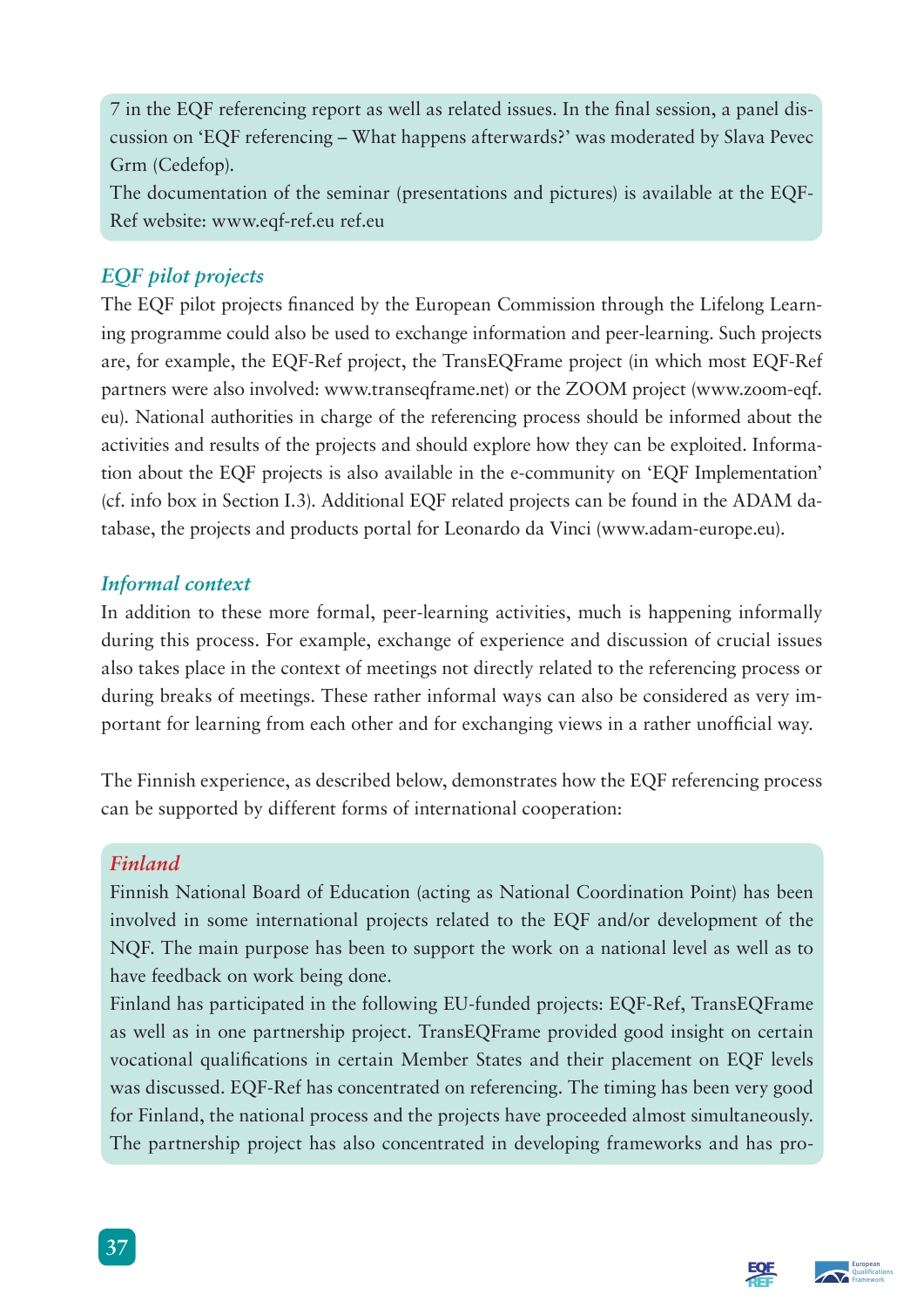7 in the EQF referencing report as well as related issues. In the final session, a panel discussion on 'EQF referencing – What happens afterwards?' was moderated by Slava Pevec Grm (Cedefop).
The documentation of the seminar (presentations and pictures) is available at the EQF-Ref website: www.eqf-ref.eu ref.eu

### *EQF pilot projects*

The EQF pilot projects financed by the European Commission through the Lifelong Learning programme could also be used to exchange information and peer-learning. Such projects are, for example, the EQF-Ref project, the TransEQFrame project (in which most EQF-Ref partners were also involved: www.transeqframe.net) or the ZOOM project (www.zoom-eqf.eu). National authorities in charge of the referencing process should be informed about the activities and results of the projects and should explore how they can be exploited. Information about the EQF projects is also available in the e-community on 'EQF Implementation' (cf. info box in Section I.3). Additional EQF related projects can be found in the ADAM database, the projects and products portal for Leonardo da Vinci (www.adam-europe.eu).

### *Informal context*

In addition to these more formal, peer-learning activities, much is happening informally during this process. For example, exchange of experience and discussion of crucial issues also takes place in the context of meetings not directly related to the referencing process or during breaks of meetings. These rather informal ways can also be considered as very important for learning from each other and for exchanging views in a rather unofficial way.

The Finnish experience, as described below, demonstrates how the EQF referencing process can be supported by different forms of international cooperation:

#### *Finland*

Finnish National Board of Education (acting as National Coordination Point) has been involved in some international projects related to the EQF and/or development of the NQF. The main purpose has been to support the work on a national level as well as to have feedback on work being done.
Finland has participated in the following EU-funded projects: EQF-Ref, TransEQFrame as well as in one partnership project. TransEQFrame provided good insight on certain vocational qualifications in certain Member States and their placement on EQF levels was discussed. EQF-Ref has concentrated on referencing. The timing has been very good for Finland, the national process and the projects have proceeded almost simultaneously. The partnership project has also concentrated in developing frameworks and has pro-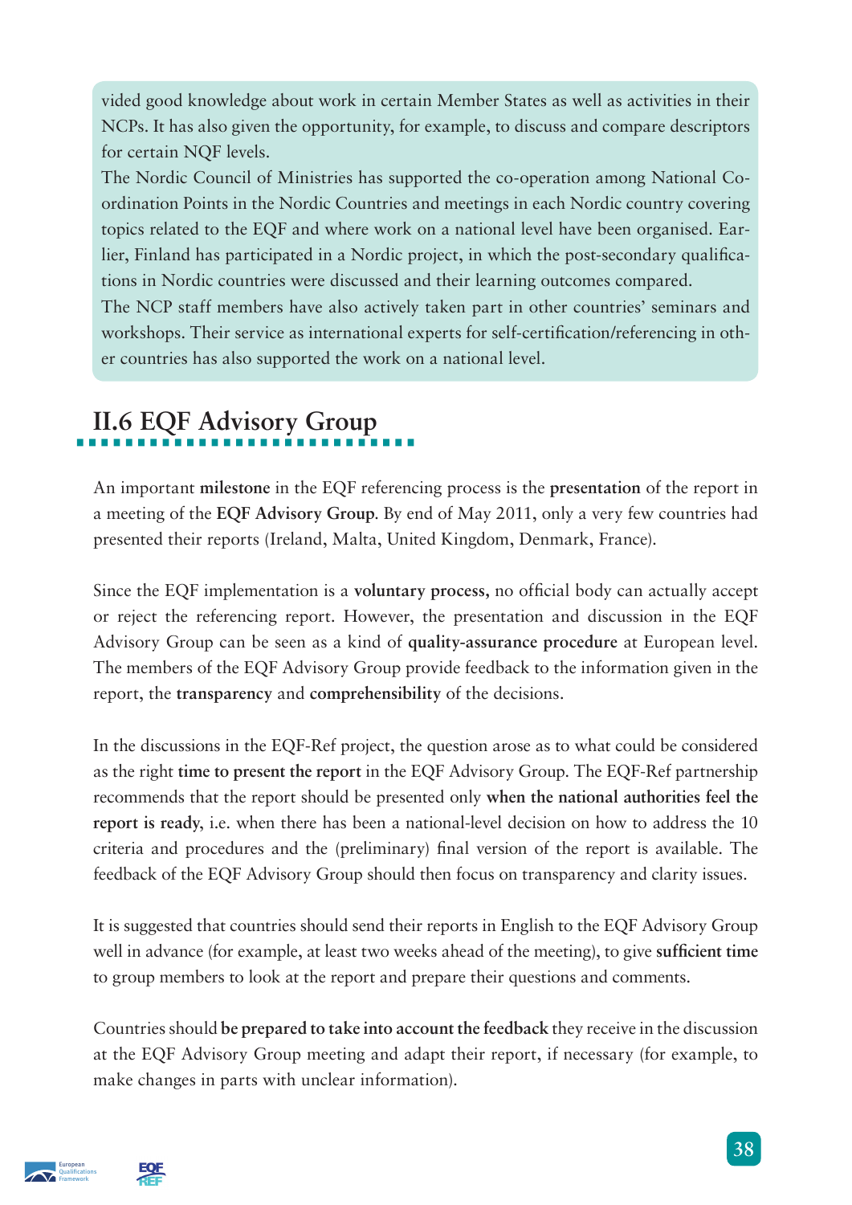vided good knowledge about work in certain Member States as well as activities in their NCPs. It has also given the opportunity, for example, to discuss and compare descriptors for certain NQF levels.

The Nordic Council of Ministries has supported the co-operation among National Co-ordination Points in the Nordic Countries and meetings in each Nordic country covering topics related to the EQF and where work on a national level have been organised. Earlier, Finland has participated in a Nordic project, in which the post-secondary qualifications in Nordic countries were discussed and their learning outcomes compared.

The NCP staff members have also actively taken part in other countries' seminars and workshops. Their service as international experts for self-certification/referencing in other countries has also supported the work on a national level.

## II.6 EQF Advisory Group

An important **milestone** in the EQF referencing process is the **presentation** of the report in a meeting of the **EQF Advisory Group**. By end of May 2011, only a very few countries had presented their reports (Ireland, Malta, United Kingdom, Denmark, France).

Since the EQF implementation is a **voluntary process,** no official body can actually accept or reject the referencing report. However, the presentation and discussion in the EQF Advisory Group can be seen as a kind of **quality-assurance procedure** at European level. The members of the EQF Advisory Group provide feedback to the information given in the report, the **transparency** and **comprehensibility** of the decisions.

In the discussions in the EQF-Ref project, the question arose as to what could be considered as the right **time to present the report** in the EQF Advisory Group. The EQF-Ref partnership recommends that the report should be presented only **when the national authorities feel the report is ready**, i.e. when there has been a national-level decision on how to address the 10 criteria and procedures and the (preliminary) final version of the report is available. The feedback of the EQF Advisory Group should then focus on transparency and clarity issues.

It is suggested that countries should send their reports in English to the EQF Advisory Group well in advance (for example, at least two weeks ahead of the meeting), to give **sufficient time** to group members to look at the report and prepare their questions and comments.

Countries should **be prepared to take into account the feedback** they receive in the discussion at the EQF Advisory Group meeting and adapt their report, if necessary (for example, to make changes in parts with unclear information).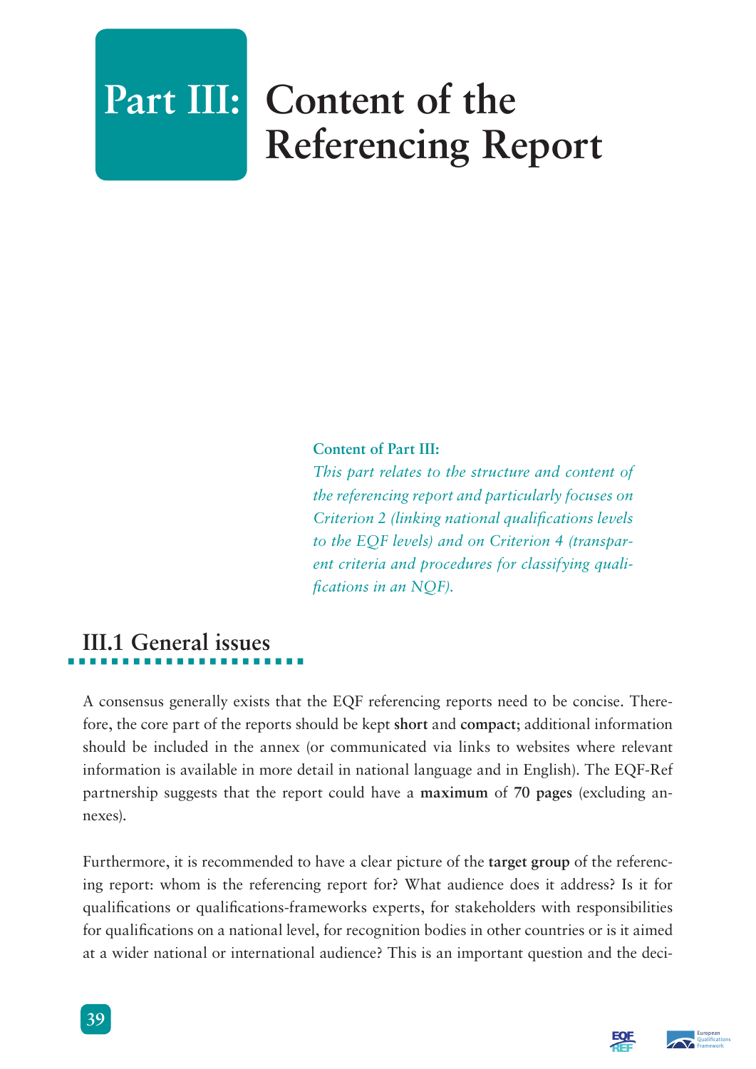# Part III: Content of the Referencing Report

**Content of Part III:**

*This part relates to the structure and content of the referencing report and particularly focuses on Criterion 2 (linking national qualifications levels to the EQF levels) and on Criterion 4 (transparent criteria and procedures for classifying qualifications in an NQF).*

## III.1 General issues

A consensus generally exists that the EQF referencing reports need to be concise. Therefore, the core part of the reports should be kept **short** and **compact**; additional information should be included in the annex (or communicated via links to websites where relevant information is available in more detail in national language and in English). The EQF-Ref partnership suggests that the report could have a **maximum** of **70 pages** (excluding annexes).

Furthermore, it is recommended to have a clear picture of the **target group** of the referencing report: whom is the referencing report for? What audience does it address? Is it for qualifications or qualifications-frameworks experts, for stakeholders with responsibilities for qualifications on a national level, for recognition bodies in other countries or is it aimed at a wider national or international audience? This is an important question and the deci-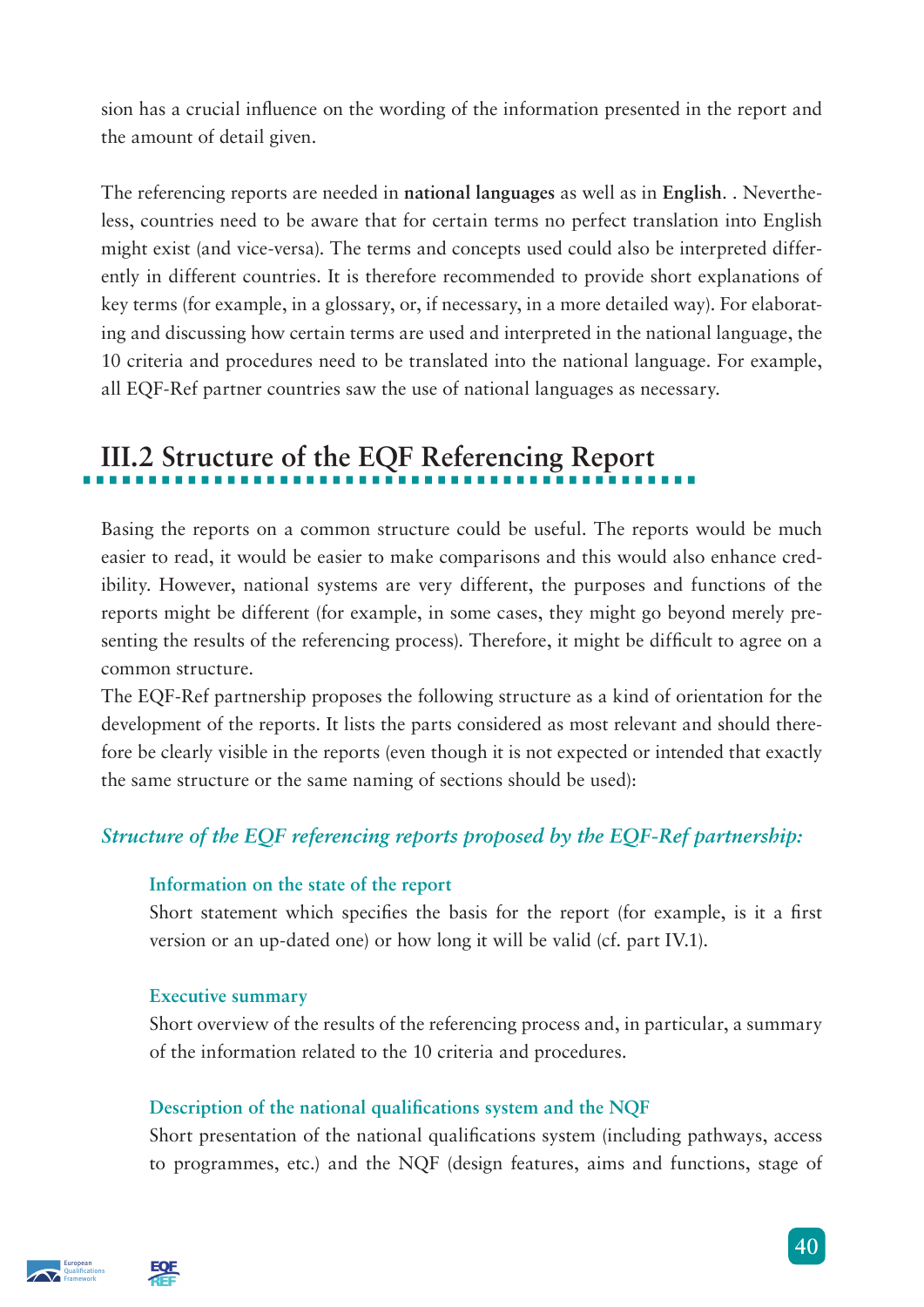sion has a crucial influence on the wording of the information presented in the report and the amount of detail given.

The referencing reports are needed in **national languages** as well as in **English**. . Nevertheless, countries need to be aware that for certain terms no perfect translation into English might exist (and vice-versa). The terms and concepts used could also be interpreted differently in different countries. It is therefore recommended to provide short explanations of key terms (for example, in a glossary, or, if necessary, in a more detailed way). For elaborating and discussing how certain terms are used and interpreted in the national language, the 10 criteria and procedures need to be translated into the national language. For example, all EQF-Ref partner countries saw the use of national languages as necessary.

## III.2 Structure of the EQF Referencing Report

Basing the reports on a common structure could be useful. The reports would be much easier to read, it would be easier to make comparisons and this would also enhance credibility. However, national systems are very different, the purposes and functions of the reports might be different (for example, in some cases, they might go beyond merely presenting the results of the referencing process). Therefore, it might be difficult to agree on a common structure.

The EQF-Ref partnership proposes the following structure as a kind of orientation for the development of the reports. It lists the parts considered as most relevant and should therefore be clearly visible in the reports (even though it is not expected or intended that exactly the same structure or the same naming of sections should be used):

### *Structure of the EQF referencing reports proposed by the EQF-Ref partnership:*

**Information on the state of the report**

Short statement which specifies the basis for the report (for example, is it a first version or an up-dated one) or how long it will be valid (cf. part IV.1).

**Executive summary**

Short overview of the results of the referencing process and, in particular, a summary of the information related to the 10 criteria and procedures.

**Description of the national qualifications system and the NQF**

Short presentation of the national qualifications system (including pathways, access to programmes, etc.) and the NQF (design features, aims and functions, stage of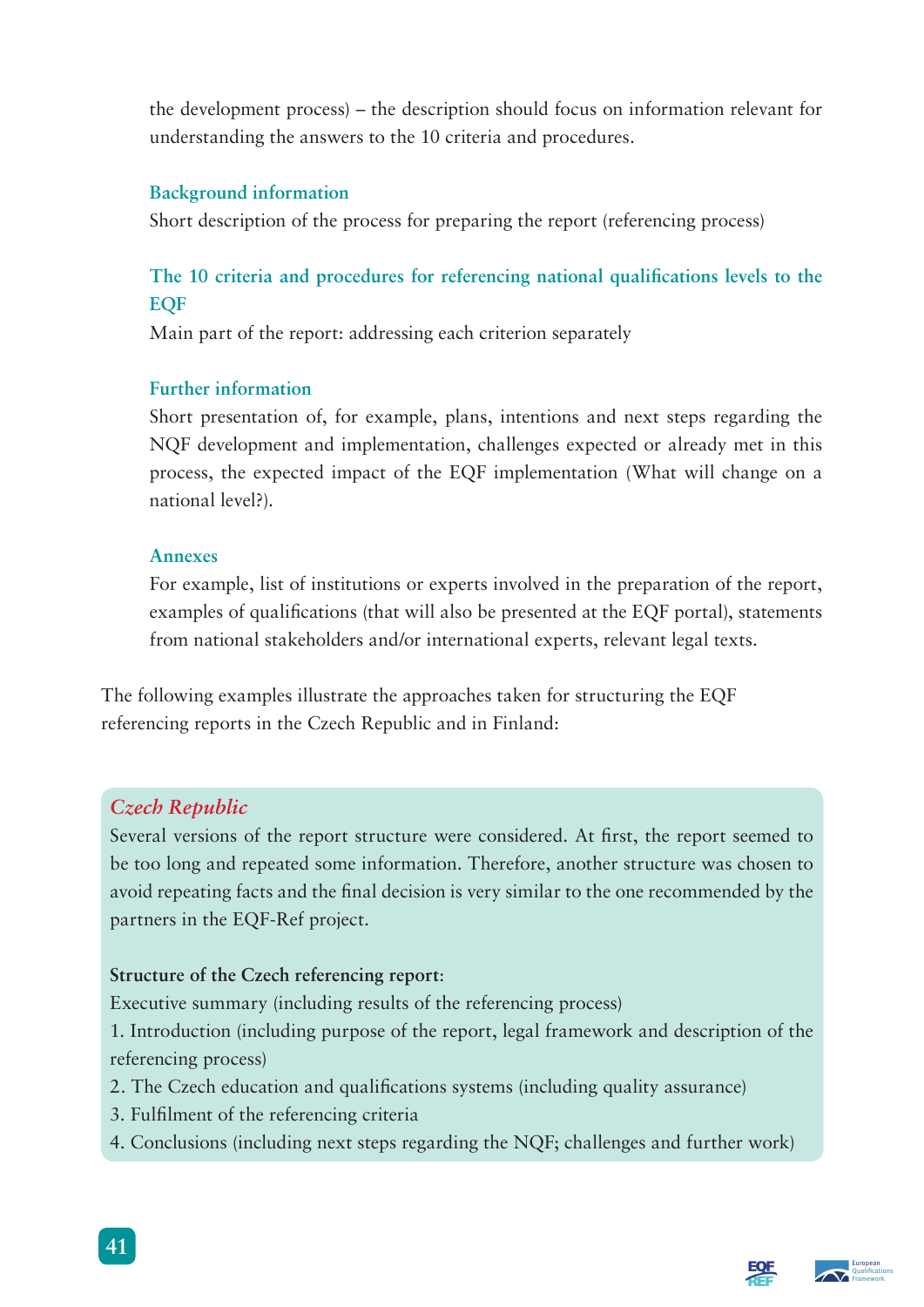the development process) – the description should focus on information relevant for understanding the answers to the 10 criteria and procedures.

### Background information

Short description of the process for preparing the report (referencing process)

### The 10 criteria and procedures for referencing national qualifications levels to the EQF

Main part of the report: addressing each criterion separately

### Further information

Short presentation of, for example, plans, intentions and next steps regarding the NQF development and implementation, challenges expected or already met in this process, the expected impact of the EQF implementation (What will change on a national level?).

### Annexes

For example, list of institutions or experts involved in the preparation of the report, examples of qualifications (that will also be presented at the EQF portal), statements from national stakeholders and/or international experts, relevant legal texts.

The following examples illustrate the approaches taken for structuring the EQF referencing reports in the Czech Republic and in Finland:

*Czech Republic*

Several versions of the report structure were considered. At first, the report seemed to be too long and repeated some information. Therefore, another structure was chosen to avoid repeating facts and the final decision is very similar to the one recommended by the partners in the EQF-Ref project.

**Structure of the Czech referencing report:**

Executive summary (including results of the referencing process)

1. Introduction (including purpose of the report, legal framework and description of the referencing process)
2. The Czech education and qualifications systems (including quality assurance)
3. Fulfilment of the referencing criteria
4. Conclusions (including next steps regarding the NQF; challenges and further work)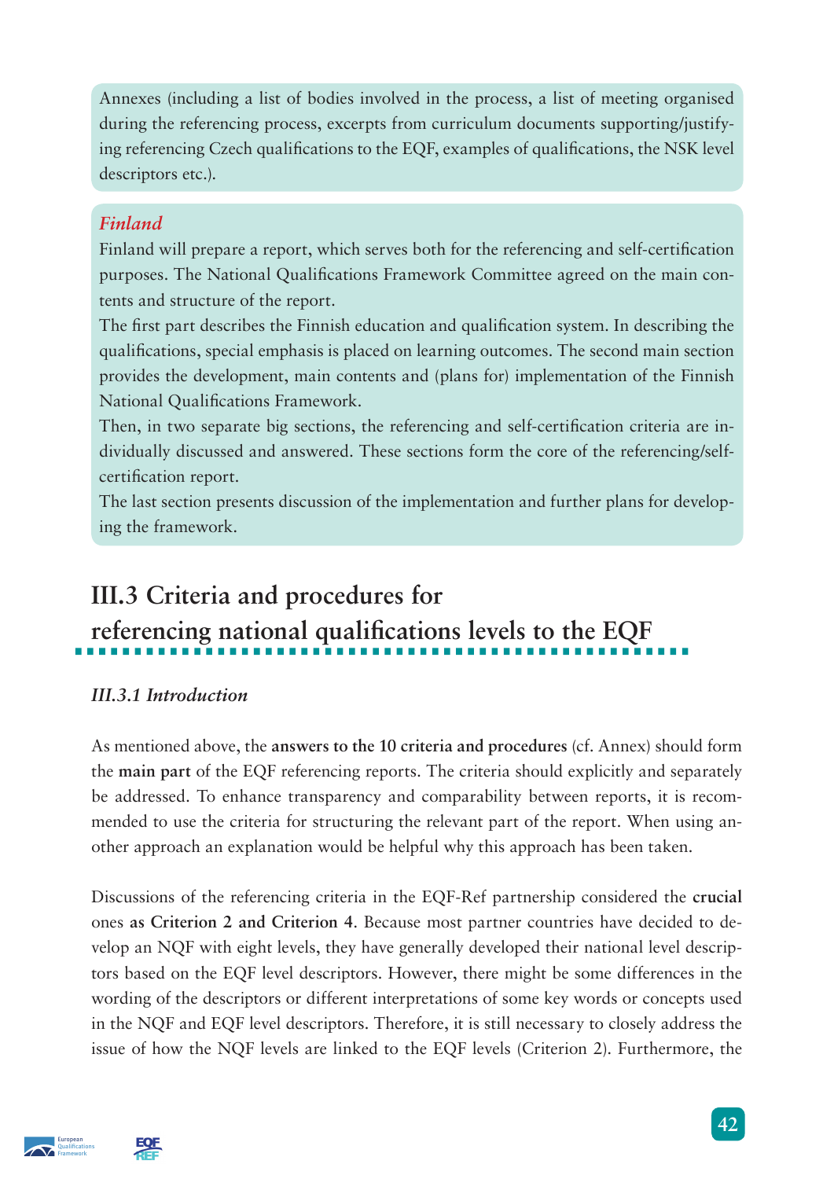Annexes (including a list of bodies involved in the process, a list of meeting organised during the referencing process, excerpts from curriculum documents supporting/justifying referencing Czech qualifications to the EQF, examples of qualifications, the NSK level descriptors etc.).

*Finland*

Finland will prepare a report, which serves both for the referencing and self-certification purposes. The National Qualifications Framework Committee agreed on the main contents and structure of the report.

The first part describes the Finnish education and qualification system. In describing the qualifications, special emphasis is placed on learning outcomes. The second main section provides the development, main contents and (plans for) implementation of the Finnish National Qualifications Framework.

Then, in two separate big sections, the referencing and self-certification criteria are individually discussed and answered. These sections form the core of the referencing/self-certification report.

The last section presents discussion of the implementation and further plans for developing the framework.

## III.3 Criteria and procedures for referencing national qualifications levels to the EQF

### *III.3.1 Introduction*

As mentioned above, the **answers to the 10 criteria and procedures** (cf. Annex) should form the **main part** of the EQF referencing reports. The criteria should explicitly and separately be addressed. To enhance transparency and comparability between reports, it is recommended to use the criteria for structuring the relevant part of the report. When using another approach an explanation would be helpful why this approach has been taken.

Discussions of the referencing criteria in the EQF-Ref partnership considered the **crucial** ones **as Criterion 2 and Criterion 4**. Because most partner countries have decided to develop an NQF with eight levels, they have generally developed their national level descriptors based on the EQF level descriptors. However, there might be some differences in the wording of the descriptors or different interpretations of some key words or concepts used in the NQF and EQF level descriptors. Therefore, it is still necessary to closely address the issue of how the NQF levels are linked to the EQF levels (Criterion 2). Furthermore, the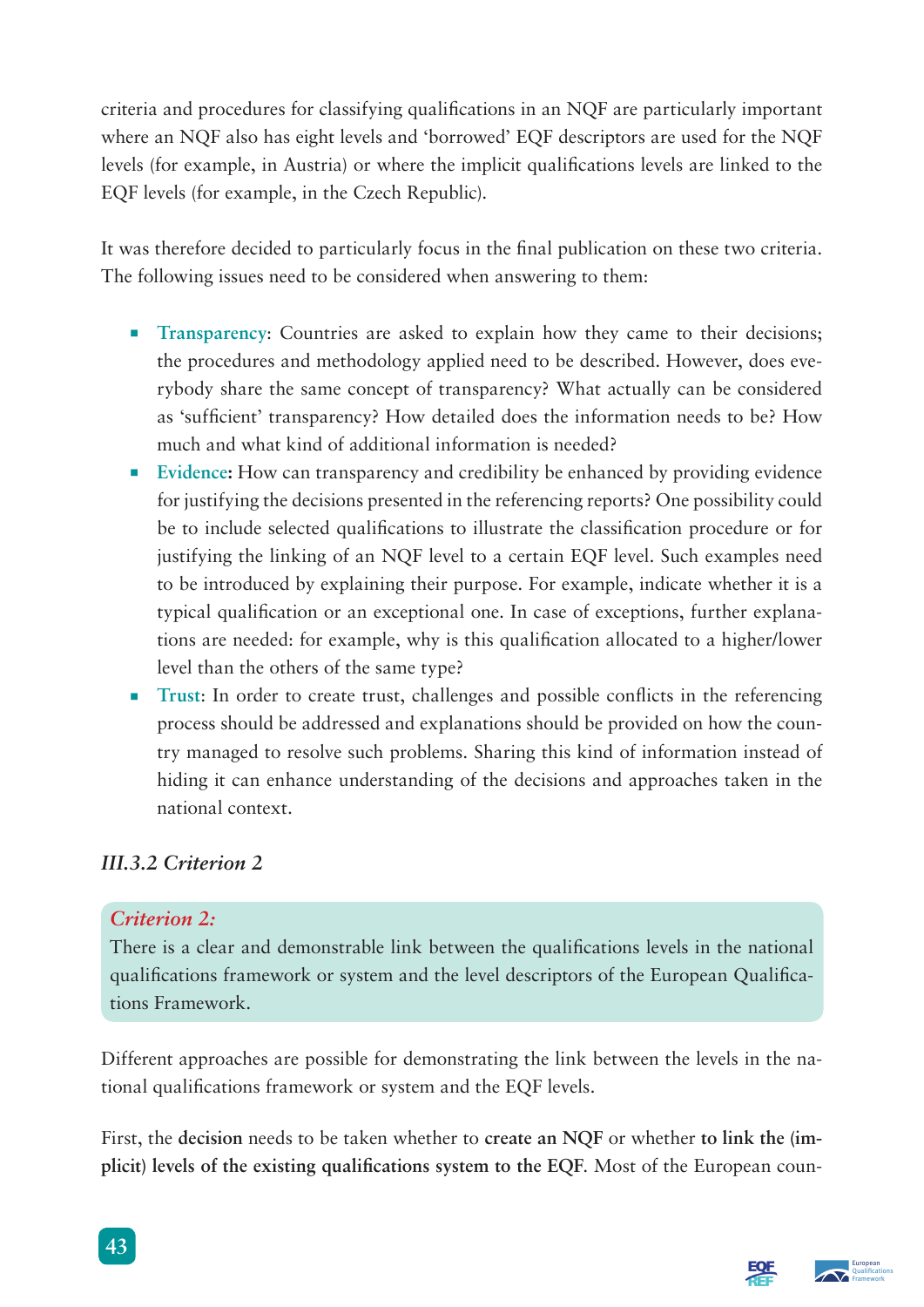criteria and procedures for classifying qualifications in an NQF are particularly important where an NQF also has eight levels and 'borrowed' EQF descriptors are used for the NQF levels (for example, in Austria) or where the implicit qualifications levels are linked to the EQF levels (for example, in the Czech Republic).

It was therefore decided to particularly focus in the final publication on these two criteria. The following issues need to be considered when answering to them:

- **Transparency**: Countries are asked to explain how they came to their decisions; the procedures and methodology applied need to be described. However, does everybody share the same concept of transparency? What actually can be considered as 'sufficient' transparency? How detailed does the information needs to be? How much and what kind of additional information is needed?
- **Evidence:** How can transparency and credibility be enhanced by providing evidence for justifying the decisions presented in the referencing reports? One possibility could be to include selected qualifications to illustrate the classification procedure or for justifying the linking of an NQF level to a certain EQF level. Such examples need to be introduced by explaining their purpose. For example, indicate whether it is a typical qualification or an exceptional one. In case of exceptions, further explanations are needed: for example, why is this qualification allocated to a higher/lower level than the others of the same type?
- **Trust**: In order to create trust, challenges and possible conflicts in the referencing process should be addressed and explanations should be provided on how the country managed to resolve such problems. Sharing this kind of information instead of hiding it can enhance understanding of the decisions and approaches taken in the national context.

### *III.3.2 Criterion 2*

> *Criterion 2:*
> There is a clear and demonstrable link between the qualifications levels in the national qualifications framework or system and the level descriptors of the European Qualifications Framework.

Different approaches are possible for demonstrating the link between the levels in the national qualifications framework or system and the EQF levels.

First, the **decision** needs to be taken whether to **create an NQF** or whether **to link the (implicit) levels of the existing qualifications system to the EQF**. Most of the European coun-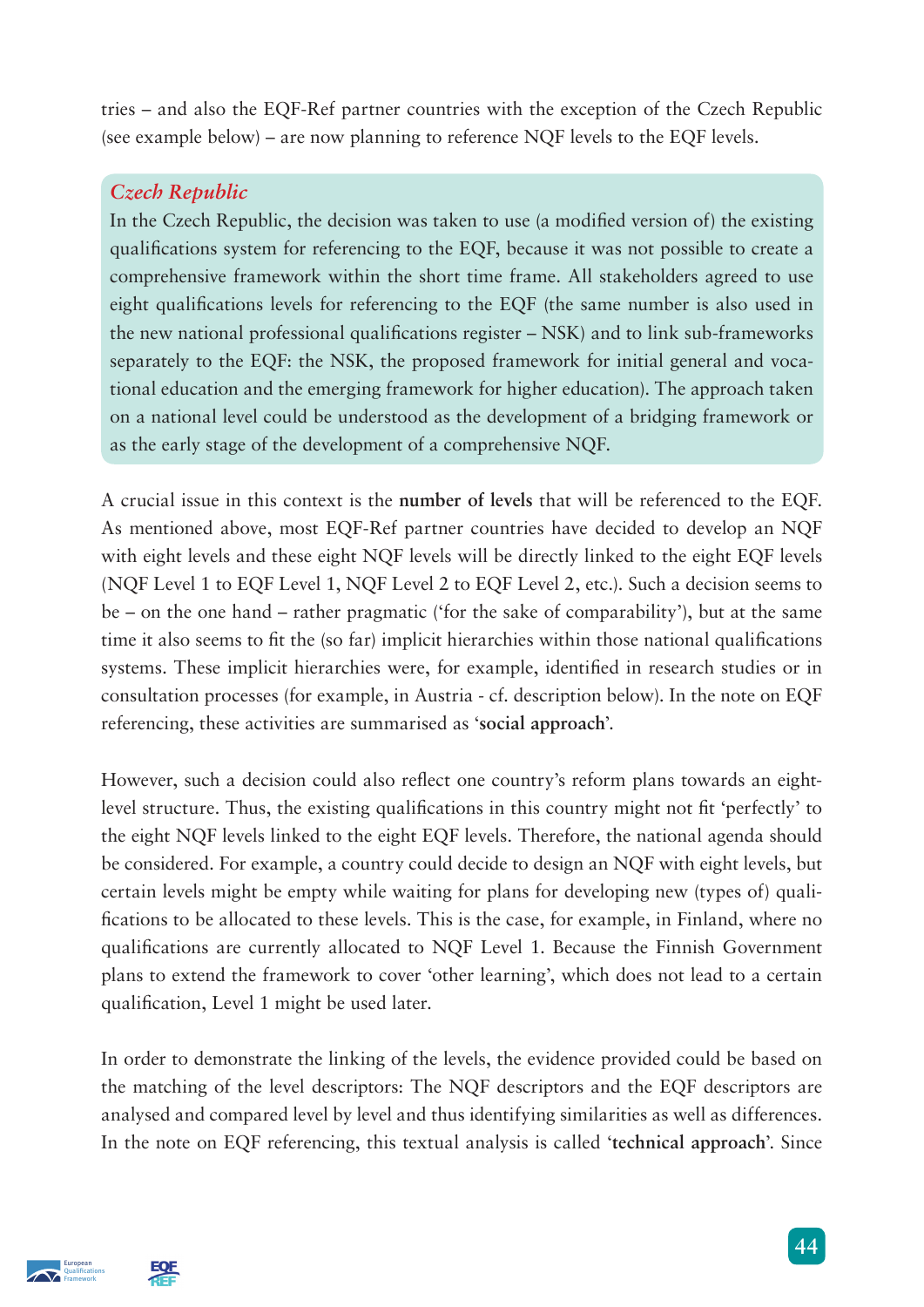tries – and also the EQF-Ref partner countries with the exception of the Czech Republic (see example below) – are now planning to reference NQF levels to the EQF levels.

### *Czech Republic*

In the Czech Republic, the decision was taken to use (a modified version of) the existing qualifications system for referencing to the EQF, because it was not possible to create a comprehensive framework within the short time frame. All stakeholders agreed to use eight qualifications levels for referencing to the EQF (the same number is also used in the new national professional qualifications register – NSK) and to link sub-frameworks separately to the EQF: the NSK, the proposed framework for initial general and vocational education and the emerging framework for higher education). The approach taken on a national level could be understood as the development of a bridging framework or as the early stage of the development of a comprehensive NQF.

A crucial issue in this context is the **number of levels** that will be referenced to the EQF. As mentioned above, most EQF-Ref partner countries have decided to develop an NQF with eight levels and these eight NQF levels will be directly linked to the eight EQF levels (NQF Level 1 to EQF Level 1, NQF Level 2 to EQF Level 2, etc.). Such a decision seems to be – on the one hand – rather pragmatic ('for the sake of comparability'), but at the same time it also seems to fit the (so far) implicit hierarchies within those national qualifications systems. These implicit hierarchies were, for example, identified in research studies or in consultation processes (for example, in Austria - cf. description below). In the note on EQF referencing, these activities are summarised as '**social approach**'.

However, such a decision could also reflect one country's reform plans towards an eight-level structure. Thus, the existing qualifications in this country might not fit 'perfectly' to the eight NQF levels linked to the eight EQF levels. Therefore, the national agenda should be considered. For example, a country could decide to design an NQF with eight levels, but certain levels might be empty while waiting for plans for developing new (types of) qualifications to be allocated to these levels. This is the case, for example, in Finland, where no qualifications are currently allocated to NQF Level 1. Because the Finnish Government plans to extend the framework to cover 'other learning', which does not lead to a certain qualification, Level 1 might be used later.

In order to demonstrate the linking of the levels, the evidence provided could be based on the matching of the level descriptors: The NQF descriptors and the EQF descriptors are analysed and compared level by level and thus identifying similarities as well as differences. In the note on EQF referencing, this textual analysis is called '**technical approach**'. Since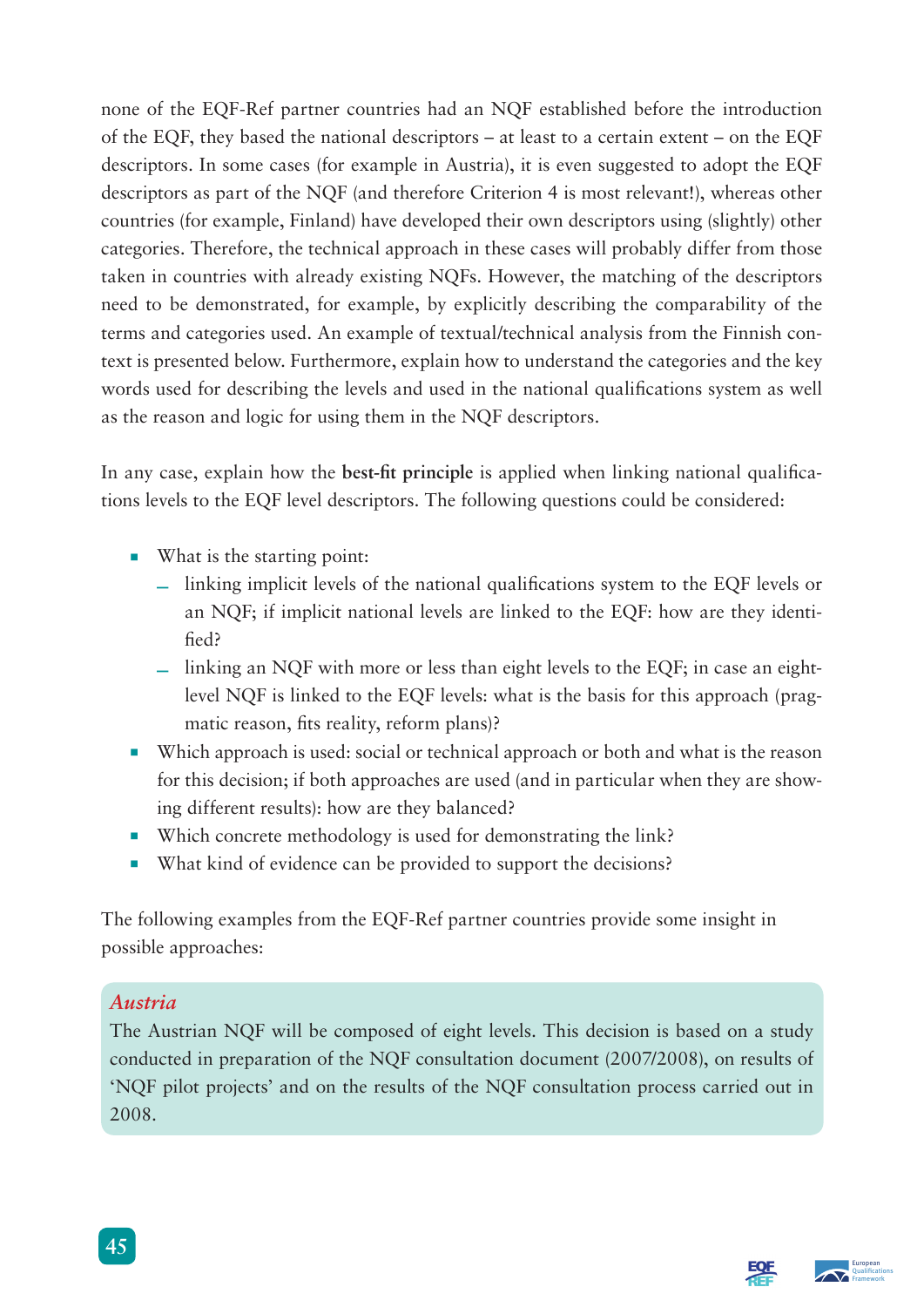none of the EQF-Ref partner countries had an NQF established before the introduction of the EQF, they based the national descriptors – at least to a certain extent – on the EQF descriptors. In some cases (for example in Austria), it is even suggested to adopt the EQF descriptors as part of the NQF (and therefore Criterion 4 is most relevant!), whereas other countries (for example, Finland) have developed their own descriptors using (slightly) other categories. Therefore, the technical approach in these cases will probably differ from those taken in countries with already existing NQFs. However, the matching of the descriptors need to be demonstrated, for example, by explicitly describing the comparability of the terms and categories used. An example of textual/technical analysis from the Finnish context is presented below. Furthermore, explain how to understand the categories and the key words used for describing the levels and used in the national qualifications system as well as the reason and logic for using them in the NQF descriptors.

In any case, explain how the **best-fit principle** is applied when linking national qualifications levels to the EQF level descriptors. The following questions could be considered:

- What is the starting point:
  - linking implicit levels of the national qualifications system to the EQF levels or an NQF; if implicit national levels are linked to the EQF: how are they identified?
  - linking an NQF with more or less than eight levels to the EQF; in case an eight-level NQF is linked to the EQF levels: what is the basis for this approach (pragmatic reason, fits reality, reform plans)?
- Which approach is used: social or technical approach or both and what is the reason for this decision; if both approaches are used (and in particular when they are showing different results): how are they balanced?
- Which concrete methodology is used for demonstrating the link?
- What kind of evidence can be provided to support the decisions?

The following examples from the EQF-Ref partner countries provide some insight in possible approaches:

*Austria*

The Austrian NQF will be composed of eight levels. This decision is based on a study conducted in preparation of the NQF consultation document (2007/2008), on results of 'NQF pilot projects' and on the results of the NQF consultation process carried out in 2008.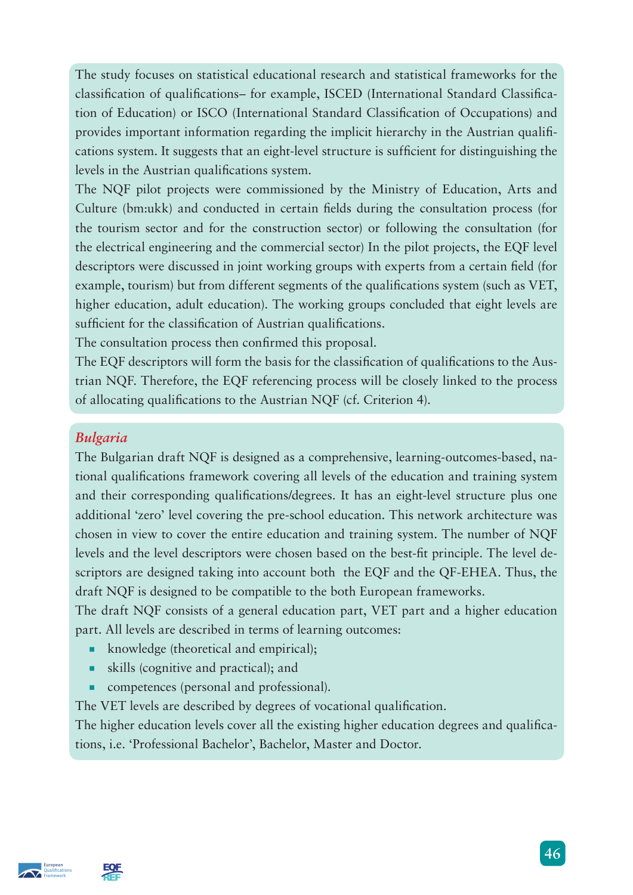The study focuses on statistical educational research and statistical frameworks for the classification of qualifications– for example, ISCED (International Standard Classification of Education) or ISCO (International Standard Classification of Occupations) and provides important information regarding the implicit hierarchy in the Austrian qualifications system. It suggests that an eight-level structure is sufficient for distinguishing the levels in the Austrian qualifications system.

The NQF pilot projects were commissioned by the Ministry of Education, Arts and Culture (bm:ukk) and conducted in certain fields during the consultation process (for the tourism sector and for the construction sector) or following the consultation (for the electrical engineering and the commercial sector) In the pilot projects, the EQF level descriptors were discussed in joint working groups with experts from a certain field (for example, tourism) but from different segments of the qualifications system (such as VET, higher education, adult education). The working groups concluded that eight levels are sufficient for the classification of Austrian qualifications.

The consultation process then confirmed this proposal.

The EQF descriptors will form the basis for the classification of qualifications to the Austrian NQF. Therefore, the EQF referencing process will be closely linked to the process of allocating qualifications to the Austrian NQF (cf. Criterion 4).

### *Bulgaria*

The Bulgarian draft NQF is designed as a comprehensive, learning-outcomes-based, national qualifications framework covering all levels of the education and training system and their corresponding qualifications/degrees. It has an eight-level structure plus one additional 'zero' level covering the pre-school education. This network architecture was chosen in view to cover the entire education and training system. The number of NQF levels and the level descriptors were chosen based on the best-fit principle. The level descriptors are designed taking into account both the EQF and the QF-EHEA. Thus, the draft NQF is designed to be compatible to the both European frameworks.

The draft NQF consists of a general education part, VET part and a higher education part. All levels are described in terms of learning outcomes:

- knowledge (theoretical and empirical);
- skills (cognitive and practical); and
- competences (personal and professional).

The VET levels are described by degrees of vocational qualification.

The higher education levels cover all the existing higher education degrees and qualifications, i.e. 'Professional Bachelor', Bachelor, Master and Doctor.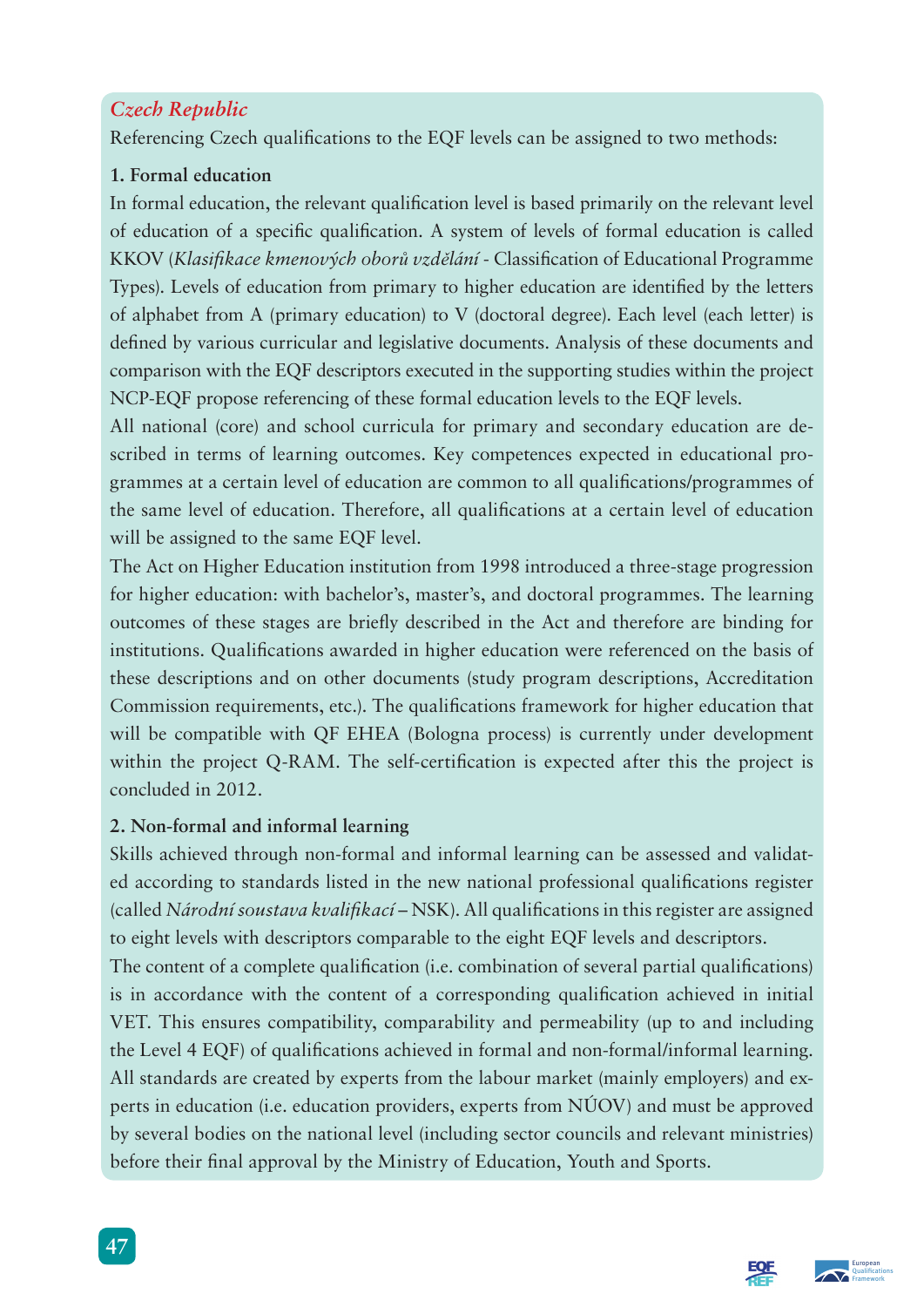### *Czech Republic*

Referencing Czech qualifications to the EQF levels can be assigned to two methods:

**1. Formal education**

In formal education, the relevant qualification level is based primarily on the relevant level of education of a specific qualification. A system of levels of formal education is called KKOV (*Klasifikace kmenových oborů vzdělání* - Classification of Educational Programme Types). Levels of education from primary to higher education are identified by the letters of alphabet from A (primary education) to V (doctoral degree). Each level (each letter) is defined by various curricular and legislative documents. Analysis of these documents and comparison with the EQF descriptors executed in the supporting studies within the project NCP-EQF propose referencing of these formal education levels to the EQF levels.

All national (core) and school curricula for primary and secondary education are described in terms of learning outcomes. Key competences expected in educational programmes at a certain level of education are common to all qualifications/programmes of the same level of education. Therefore, all qualifications at a certain level of education will be assigned to the same EQF level.

The Act on Higher Education institution from 1998 introduced a three-stage progression for higher education: with bachelor's, master's, and doctoral programmes. The learning outcomes of these stages are briefly described in the Act and therefore are binding for institutions. Qualifications awarded in higher education were referenced on the basis of these descriptions and on other documents (study program descriptions, Accreditation Commission requirements, etc.). The qualifications framework for higher education that will be compatible with QF EHEA (Bologna process) is currently under development within the project Q-RAM. The self-certification is expected after this the project is concluded in 2012.

**2. Non-formal and informal learning**

Skills achieved through non-formal and informal learning can be assessed and validated according to standards listed in the new national professional qualifications register (called *Národní soustava kvalifikací* – NSK). All qualifications in this register are assigned to eight levels with descriptors comparable to the eight EQF levels and descriptors.

The content of a complete qualification (i.e. combination of several partial qualifications) is in accordance with the content of a corresponding qualification achieved in initial VET. This ensures compatibility, comparability and permeability (up to and including the Level 4 EQF) of qualifications achieved in formal and non-formal/informal learning. All standards are created by experts from the labour market (mainly employers) and experts in education (i.e. education providers, experts from NÚOV) and must be approved by several bodies on the national level (including sector councils and relevant ministries) before their final approval by the Ministry of Education, Youth and Sports.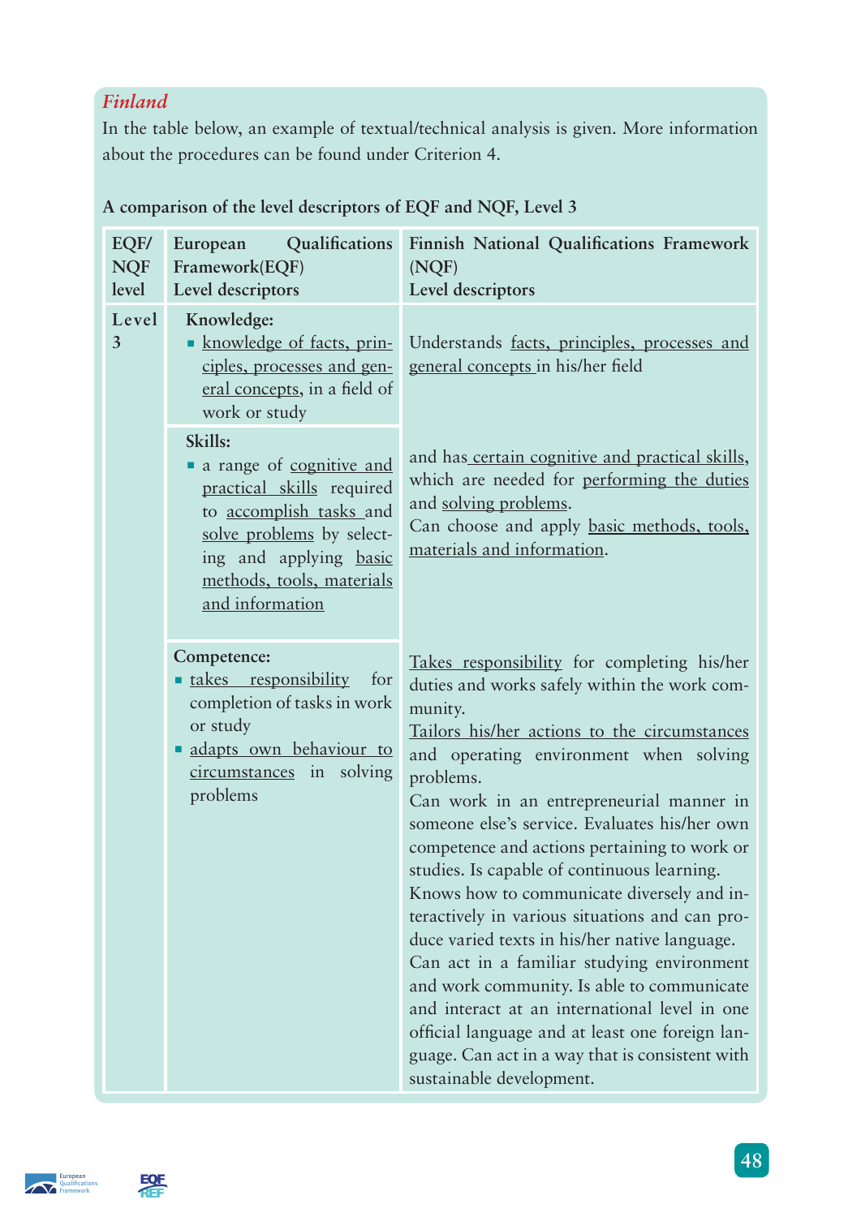## *Finland*

In the table below, an example of textual/technical analysis is given. More information about the procedures can be found under Criterion 4.

**A comparison of the level descriptors of EQF and NQF, Level 3**

| EQF/ NQF level | European Qualifications Framework(EQF) Level descriptors | Finnish National Qualifications Framework (NQF) Level descriptors |
|---|---|---|
| Level 3 | **Knowledge:**<br>▪ knowledge of facts, principles, processes and general concepts, in a field of work or study | Understands facts, principles, processes and general concepts in his/her field |
| | **Skills:**<br>▪ a range of cognitive and practical skills required to accomplish tasks and solve problems by selecting and applying basic methods, tools, materials and information | and has certain cognitive and practical skills, which are needed for performing the duties and solving problems.<br>Can choose and apply basic methods, tools, materials and information. |
| | **Competence:**<br>▪ takes responsibility for completion of tasks in work or study<br>▪ adapts own behaviour to circumstances in solving problems | Takes responsibility for completing his/her duties and works safely within the work community.<br>Tailors his/her actions to the circumstances and operating environment when solving problems.<br>Can work in an entrepreneurial manner in someone else's service. Evaluates his/her own competence and actions pertaining to work or studies. Is capable of continuous learning.<br>Knows how to communicate diversely and interactively in various situations and can produce varied texts in his/her native language.<br>Can act in a familiar studying environment and work community. Is able to communicate and interact at an international level in one official language and at least one foreign language. Can act in a way that is consistent with sustainable development. |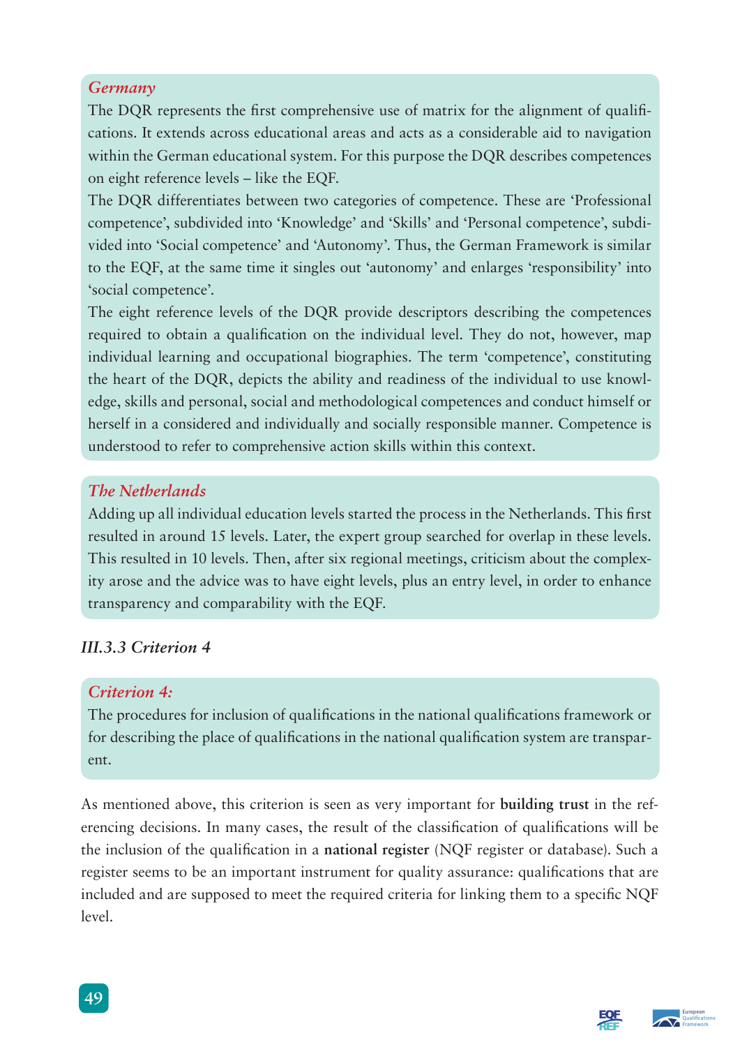*Germany*

The DQR represents the first comprehensive use of matrix for the alignment of qualifications. It extends across educational areas and acts as a considerable aid to navigation within the German educational system. For this purpose the DQR describes competences on eight reference levels – like the EQF.

The DQR differentiates between two categories of competence. These are 'Professional competence', subdivided into 'Knowledge' and 'Skills' and 'Personal competence', subdivided into 'Social competence' and 'Autonomy'. Thus, the German Framework is similar to the EQF, at the same time it singles out 'autonomy' and enlarges 'responsibility' into 'social competence'.

The eight reference levels of the DQR provide descriptors describing the competences required to obtain a qualification on the individual level. They do not, however, map individual learning and occupational biographies. The term 'competence', constituting the heart of the DQR, depicts the ability and readiness of the individual to use knowledge, skills and personal, social and methodological competences and conduct himself or herself in a considered and individually and socially responsible manner. Competence is understood to refer to comprehensive action skills within this context.

*The Netherlands*

Adding up all individual education levels started the process in the Netherlands. This first resulted in around 15 levels. Later, the expert group searched for overlap in these levels. This resulted in 10 levels. Then, after six regional meetings, criticism about the complexity arose and the advice was to have eight levels, plus an entry level, in order to enhance transparency and comparability with the EQF.

### *III.3.3 Criterion 4*

*Criterion 4:*

The procedures for inclusion of qualifications in the national qualifications framework or for describing the place of qualifications in the national qualification system are transparent.

As mentioned above, this criterion is seen as very important for **building trust** in the referencing decisions. In many cases, the result of the classification of qualifications will be the inclusion of the qualification in a **national register** (NQF register or database). Such a register seems to be an important instrument for quality assurance: qualifications that are included and are supposed to meet the required criteria for linking them to a specific NQF level.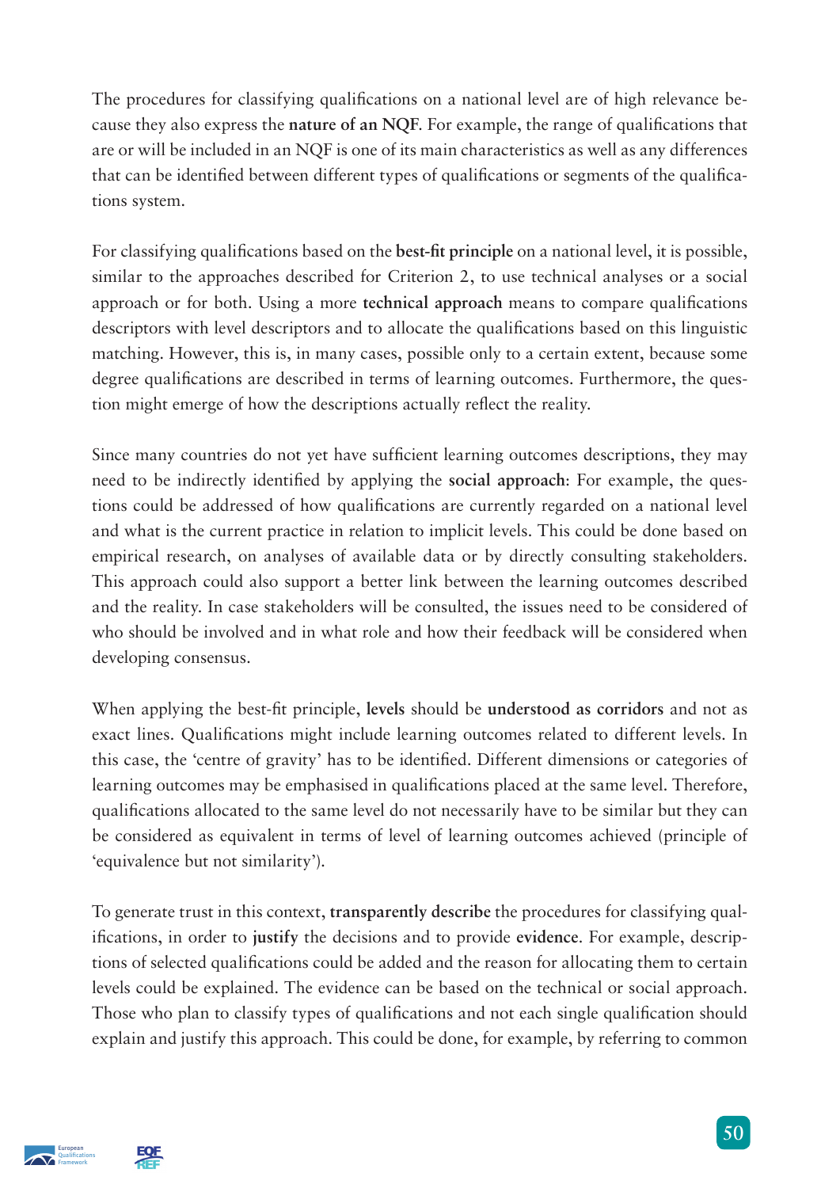The procedures for classifying qualifications on a national level are of high relevance because they also express the **nature of an NQF**. For example, the range of qualifications that are or will be included in an NQF is one of its main characteristics as well as any differences that can be identified between different types of qualifications or segments of the qualifications system.

For classifying qualifications based on the **best-fit principle** on a national level, it is possible, similar to the approaches described for Criterion 2, to use technical analyses or a social approach or for both. Using a more **technical approach** means to compare qualifications descriptors with level descriptors and to allocate the qualifications based on this linguistic matching. However, this is, in many cases, possible only to a certain extent, because some degree qualifications are described in terms of learning outcomes. Furthermore, the question might emerge of how the descriptions actually reflect the reality.

Since many countries do not yet have sufficient learning outcomes descriptions, they may need to be indirectly identified by applying the **social approach**: For example, the questions could be addressed of how qualifications are currently regarded on a national level and what is the current practice in relation to implicit levels. This could be done based on empirical research, on analyses of available data or by directly consulting stakeholders. This approach could also support a better link between the learning outcomes described and the reality. In case stakeholders will be consulted, the issues need to be considered of who should be involved and in what role and how their feedback will be considered when developing consensus.

When applying the best-fit principle, **levels** should be **understood as corridors** and not as exact lines. Qualifications might include learning outcomes related to different levels. In this case, the 'centre of gravity' has to be identified. Different dimensions or categories of learning outcomes may be emphasised in qualifications placed at the same level. Therefore, qualifications allocated to the same level do not necessarily have to be similar but they can be considered as equivalent in terms of level of learning outcomes achieved (principle of 'equivalence but not similarity').

To generate trust in this context, **transparently describe** the procedures for classifying qualifications, in order to **justify** the decisions and to provide **evidence**. For example, descriptions of selected qualifications could be added and the reason for allocating them to certain levels could be explained. The evidence can be based on the technical or social approach. Those who plan to classify types of qualifications and not each single qualification should explain and justify this approach. This could be done, for example, by referring to common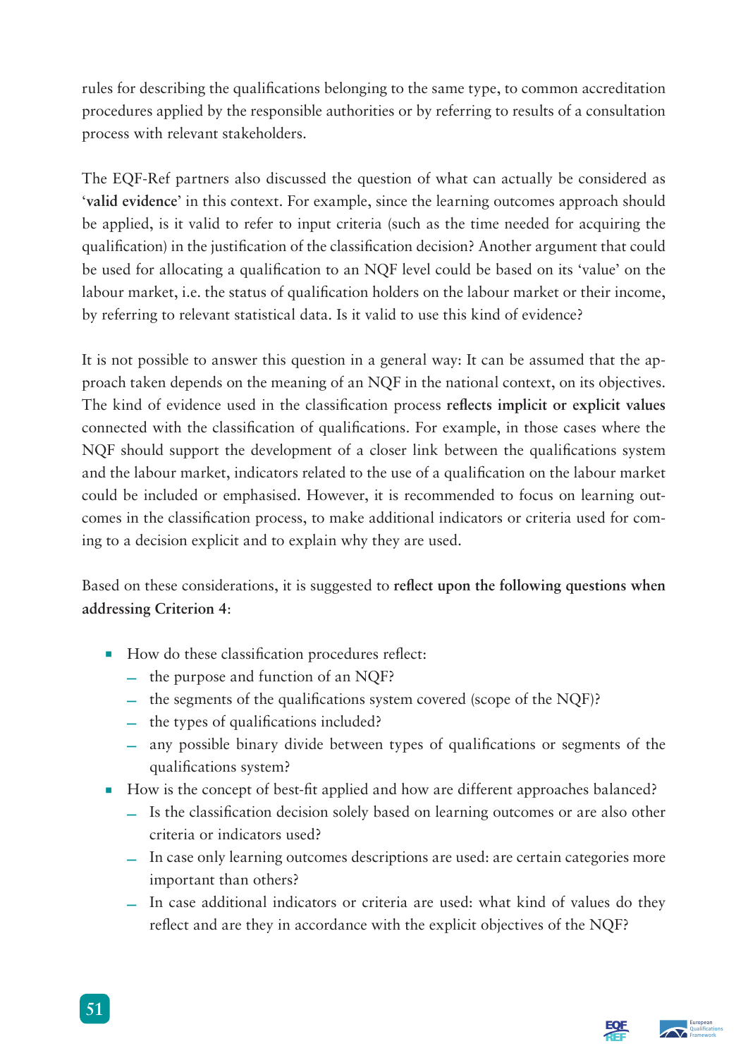rules for describing the qualifications belonging to the same type, to common accreditation procedures applied by the responsible authorities or by referring to results of a consultation process with relevant stakeholders.

The EQF-Ref partners also discussed the question of what can actually be considered as '**valid evidence**' in this context. For example, since the learning outcomes approach should be applied, is it valid to refer to input criteria (such as the time needed for acquiring the qualification) in the justification of the classification decision? Another argument that could be used for allocating a qualification to an NQF level could be based on its 'value' on the labour market, i.e. the status of qualification holders on the labour market or their income, by referring to relevant statistical data. Is it valid to use this kind of evidence?

It is not possible to answer this question in a general way: It can be assumed that the approach taken depends on the meaning of an NQF in the national context, on its objectives. The kind of evidence used in the classification process **reflects implicit or explicit values** connected with the classification of qualifications. For example, in those cases where the NQF should support the development of a closer link between the qualifications system and the labour market, indicators related to the use of a qualification on the labour market could be included or emphasised. However, it is recommended to focus on learning outcomes in the classification process, to make additional indicators or criteria used for coming to a decision explicit and to explain why they are used.

Based on these considerations, it is suggested to **reflect upon the following questions when addressing Criterion 4**:

- How do these classification procedures reflect:
  - the purpose and function of an NQF?
  - the segments of the qualifications system covered (scope of the NQF)?
  - the types of qualifications included?
  - any possible binary divide between types of qualifications or segments of the qualifications system?
- How is the concept of best-fit applied and how are different approaches balanced?
  - Is the classification decision solely based on learning outcomes or are also other criteria or indicators used?
  - In case only learning outcomes descriptions are used: are certain categories more important than others?
  - In case additional indicators or criteria are used: what kind of values do they reflect and are they in accordance with the explicit objectives of the NQF?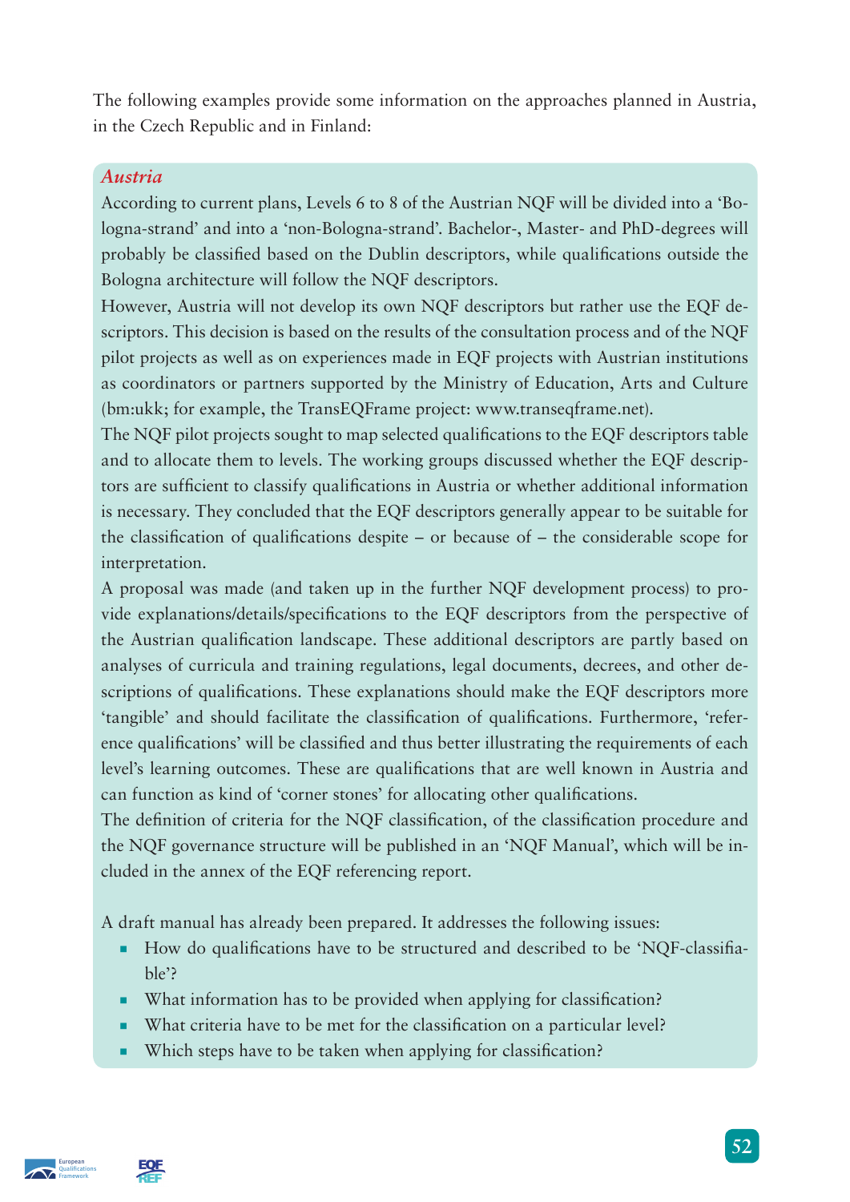The following examples provide some information on the approaches planned in Austria, in the Czech Republic and in Finland:

### *Austria*

According to current plans, Levels 6 to 8 of the Austrian NQF will be divided into a 'Bologna-strand' and into a 'non-Bologna-strand'. Bachelor-, Master- and PhD-degrees will probably be classified based on the Dublin descriptors, while qualifications outside the Bologna architecture will follow the NQF descriptors.

However, Austria will not develop its own NQF descriptors but rather use the EQF descriptors. This decision is based on the results of the consultation process and of the NQF pilot projects as well as on experiences made in EQF projects with Austrian institutions as coordinators or partners supported by the Ministry of Education, Arts and Culture (bm:ukk; for example, the TransEQFrame project: www.transeqframe.net).

The NQF pilot projects sought to map selected qualifications to the EQF descriptors table and to allocate them to levels. The working groups discussed whether the EQF descriptors are sufficient to classify qualifications in Austria or whether additional information is necessary. They concluded that the EQF descriptors generally appear to be suitable for the classification of qualifications despite – or because of – the considerable scope for interpretation.

A proposal was made (and taken up in the further NQF development process) to provide explanations/details/specifications to the EQF descriptors from the perspective of the Austrian qualification landscape. These additional descriptors are partly based on analyses of curricula and training regulations, legal documents, decrees, and other descriptions of qualifications. These explanations should make the EQF descriptors more 'tangible' and should facilitate the classification of qualifications. Furthermore, 'reference qualifications' will be classified and thus better illustrating the requirements of each level's learning outcomes. These are qualifications that are well known in Austria and can function as kind of 'corner stones' for allocating other qualifications.

The definition of criteria for the NQF classification, of the classification procedure and the NQF governance structure will be published in an 'NQF Manual', which will be included in the annex of the EQF referencing report.

A draft manual has already been prepared. It addresses the following issues:

- How do qualifications have to be structured and described to be 'NQF-classifiable'?
- What information has to be provided when applying for classification?
- What criteria have to be met for the classification on a particular level?
- Which steps have to be taken when applying for classification?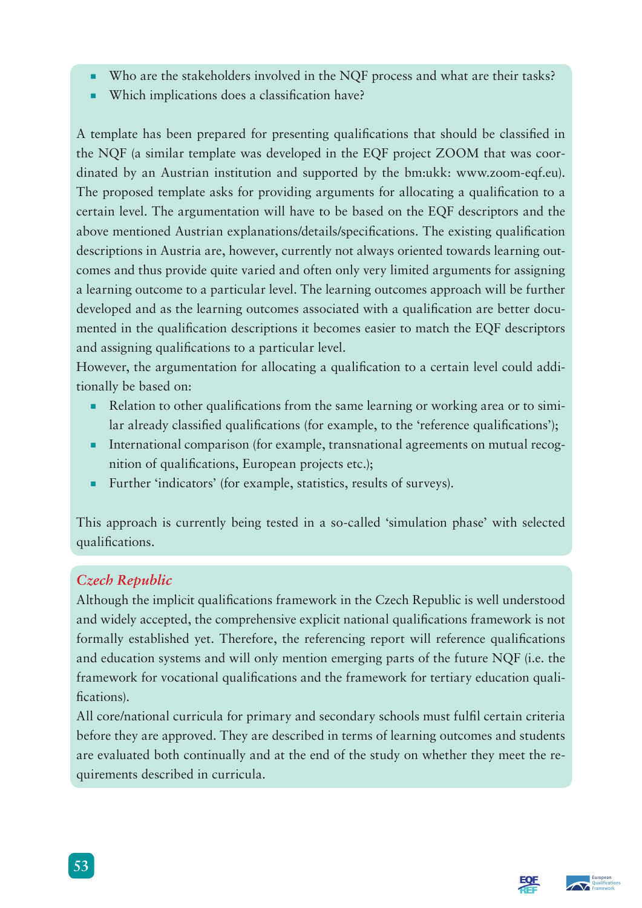- Who are the stakeholders involved in the NQF process and what are their tasks?
- Which implications does a classification have?

A template has been prepared for presenting qualifications that should be classified in the NQF (a similar template was developed in the EQF project ZOOM that was coordinated by an Austrian institution and supported by the bm:ukk: www.zoom-eqf.eu). The proposed template asks for providing arguments for allocating a qualification to a certain level. The argumentation will have to be based on the EQF descriptors and the above mentioned Austrian explanations/details/specifications. The existing qualification descriptions in Austria are, however, currently not always oriented towards learning outcomes and thus provide quite varied and often only very limited arguments for assigning a learning outcome to a particular level. The learning outcomes approach will be further developed and as the learning outcomes associated with a qualification are better documented in the qualification descriptions it becomes easier to match the EQF descriptors and assigning qualifications to a particular level.

However, the argumentation for allocating a qualification to a certain level could additionally be based on:

- Relation to other qualifications from the same learning or working area or to similar already classified qualifications (for example, to the 'reference qualifications');
- International comparison (for example, transnational agreements on mutual recognition of qualifications, European projects etc.);
- Further 'indicators' (for example, statistics, results of surveys).

This approach is currently being tested in a so-called 'simulation phase' with selected qualifications.

### *Czech Republic*

Although the implicit qualifications framework in the Czech Republic is well understood and widely accepted, the comprehensive explicit national qualifications framework is not formally established yet. Therefore, the referencing report will reference qualifications and education systems and will only mention emerging parts of the future NQF (i.e. the framework for vocational qualifications and the framework for tertiary education qualifications).

All core/national curricula for primary and secondary schools must fulfil certain criteria before they are approved. They are described in terms of learning outcomes and students are evaluated both continually and at the end of the study on whether they meet the requirements described in curricula.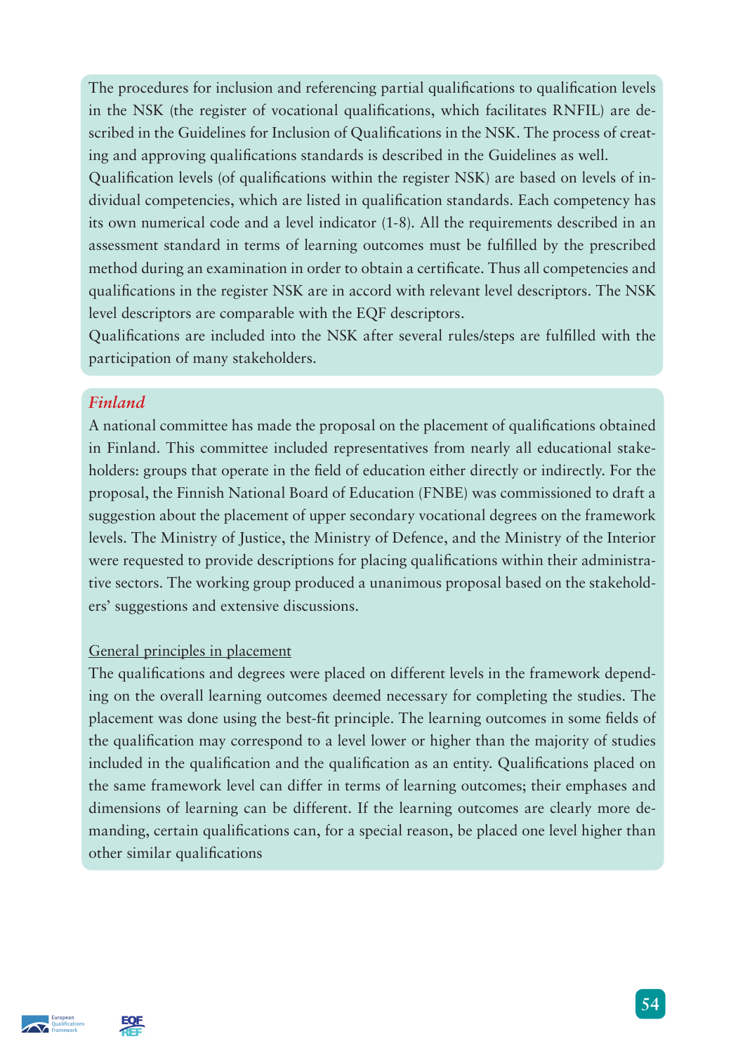The procedures for inclusion and referencing partial qualifications to qualification levels in the NSK (the register of vocational qualifications, which facilitates RNFIL) are described in the Guidelines for Inclusion of Qualifications in the NSK. The process of creating and approving qualifications standards is described in the Guidelines as well.

Qualification levels (of qualifications within the register NSK) are based on levels of individual competencies, which are listed in qualification standards. Each competency has its own numerical code and a level indicator (1-8). All the requirements described in an assessment standard in terms of learning outcomes must be fulfilled by the prescribed method during an examination in order to obtain a certificate. Thus all competencies and qualifications in the register NSK are in accord with relevant level descriptors. The NSK level descriptors are comparable with the EQF descriptors.

Qualifications are included into the NSK after several rules/steps are fulfilled with the participation of many stakeholders.

### *Finland*

A national committee has made the proposal on the placement of qualifications obtained in Finland. This committee included representatives from nearly all educational stakeholders: groups that operate in the field of education either directly or indirectly. For the proposal, the Finnish National Board of Education (FNBE) was commissioned to draft a suggestion about the placement of upper secondary vocational degrees on the framework levels. The Ministry of Justice, the Ministry of Defence, and the Ministry of the Interior were requested to provide descriptions for placing qualifications within their administrative sectors. The working group produced a unanimous proposal based on the stakeholders' suggestions and extensive discussions.

General principles in placement

The qualifications and degrees were placed on different levels in the framework depending on the overall learning outcomes deemed necessary for completing the studies. The placement was done using the best-fit principle. The learning outcomes in some fields of the qualification may correspond to a level lower or higher than the majority of studies included in the qualification and the qualification as an entity. Qualifications placed on the same framework level can differ in terms of learning outcomes; their emphases and dimensions of learning can be different. If the learning outcomes are clearly more demanding, certain qualifications can, for a special reason, be placed one level higher than other similar qualifications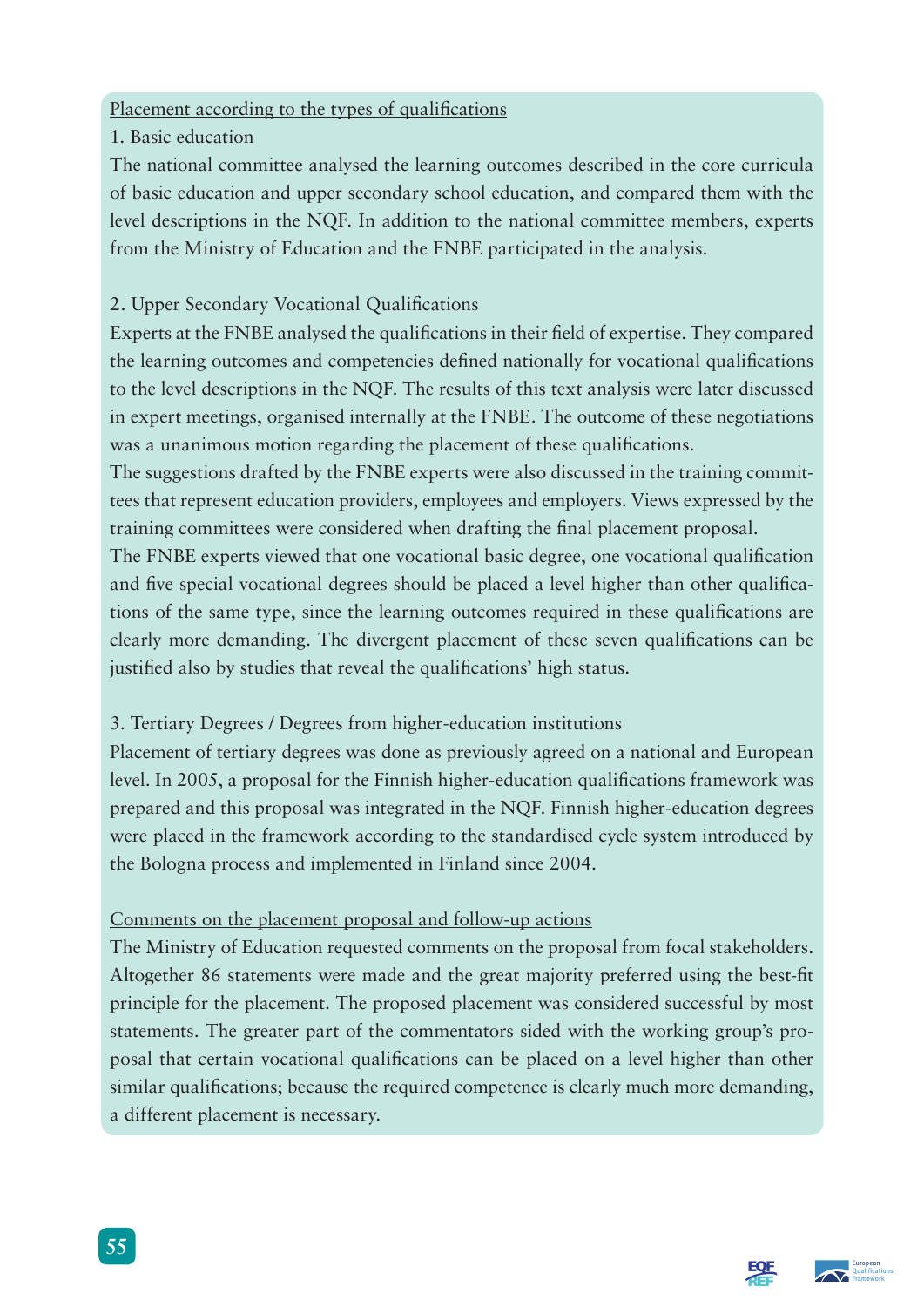Placement according to the types of qualifications

1. Basic education

The national committee analysed the learning outcomes described in the core curricula of basic education and upper secondary school education, and compared them with the level descriptions in the NQF. In addition to the national committee members, experts from the Ministry of Education and the FNBE participated in the analysis.

2. Upper Secondary Vocational Qualifications

Experts at the FNBE analysed the qualifications in their field of expertise. They compared the learning outcomes and competencies defined nationally for vocational qualifications to the level descriptions in the NQF. The results of this text analysis were later discussed in expert meetings, organised internally at the FNBE. The outcome of these negotiations was a unanimous motion regarding the placement of these qualifications.

The suggestions drafted by the FNBE experts were also discussed in the training committees that represent education providers, employees and employers. Views expressed by the training committees were considered when drafting the final placement proposal.

The FNBE experts viewed that one vocational basic degree, one vocational qualification and five special vocational degrees should be placed a level higher than other qualifications of the same type, since the learning outcomes required in these qualifications are clearly more demanding. The divergent placement of these seven qualifications can be justified also by studies that reveal the qualifications' high status.

3. Tertiary Degrees / Degrees from higher-education institutions

Placement of tertiary degrees was done as previously agreed on a national and European level. In 2005, a proposal for the Finnish higher-education qualifications framework was prepared and this proposal was integrated in the NQF. Finnish higher-education degrees were placed in the framework according to the standardised cycle system introduced by the Bologna process and implemented in Finland since 2004.

Comments on the placement proposal and follow-up actions

The Ministry of Education requested comments on the proposal from focal stakeholders. Altogether 86 statements were made and the great majority preferred using the best-fit principle for the placement. The proposed placement was considered successful by most statements. The greater part of the commentators sided with the working group's proposal that certain vocational qualifications can be placed on a level higher than other similar qualifications; because the required competence is clearly much more demanding, a different placement is necessary.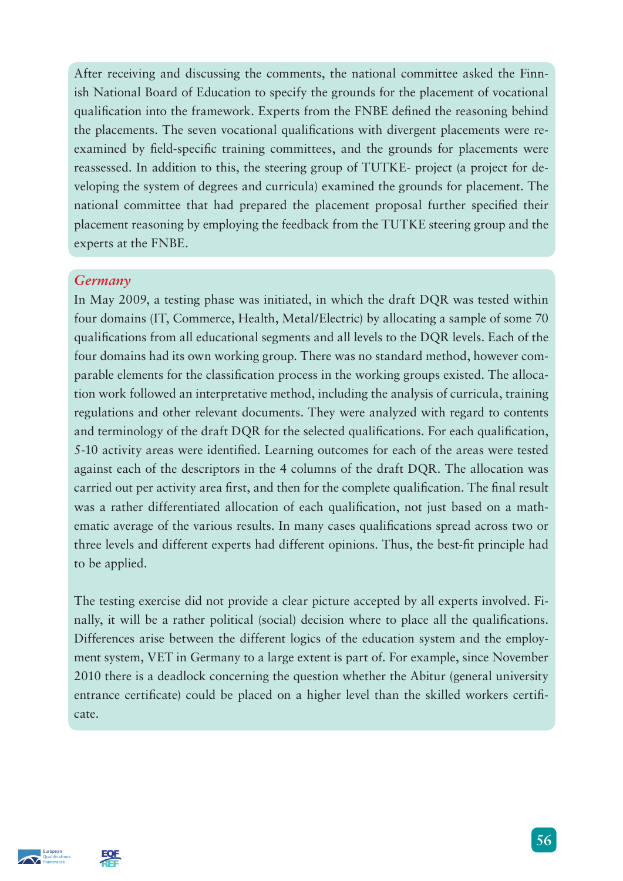After receiving and discussing the comments, the national committee asked the Finnish National Board of Education to specify the grounds for the placement of vocational qualification into the framework. Experts from the FNBE defined the reasoning behind the placements. The seven vocational qualifications with divergent placements were re-examined by field-specific training committees, and the grounds for placements were reassessed. In addition to this, the steering group of TUTKE- project (a project for developing the system of degrees and curricula) examined the grounds for placement. The national committee that had prepared the placement proposal further specified their placement reasoning by employing the feedback from the TUTKE steering group and the experts at the FNBE.

*Germany*

In May 2009, a testing phase was initiated, in which the draft DQR was tested within four domains (IT, Commerce, Health, Metal/Electric) by allocating a sample of some 70 qualifications from all educational segments and all levels to the DQR levels. Each of the four domains had its own working group. There was no standard method, however comparable elements for the classification process in the working groups existed. The allocation work followed an interpretative method, including the analysis of curricula, training regulations and other relevant documents. They were analyzed with regard to contents and terminology of the draft DQR for the selected qualifications. For each qualification, 5-10 activity areas were identified. Learning outcomes for each of the areas were tested against each of the descriptors in the 4 columns of the draft DQR. The allocation was carried out per activity area first, and then for the complete qualification. The final result was a rather differentiated allocation of each qualification, not just based on a mathematic average of the various results. In many cases qualifications spread across two or three levels and different experts had different opinions. Thus, the best-fit principle had to be applied.

The testing exercise did not provide a clear picture accepted by all experts involved. Finally, it will be a rather political (social) decision where to place all the qualifications. Differences arise between the different logics of the education system and the employment system, VET in Germany to a large extent is part of. For example, since November 2010 there is a deadlock concerning the question whether the Abitur (general university entrance certificate) could be placed on a higher level than the skilled workers certificate.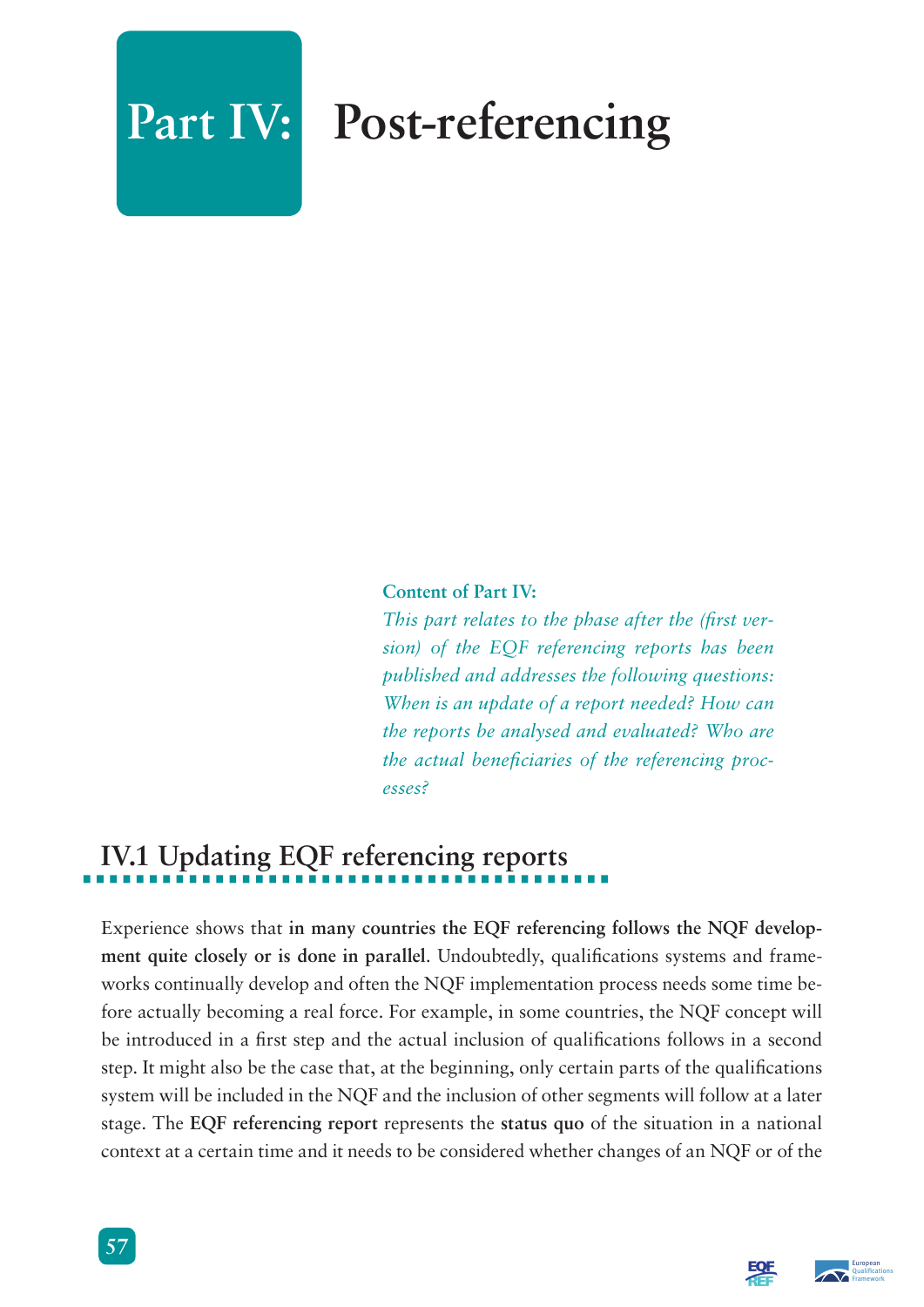# Part IV: Post-referencing

**Content of Part IV:**

*This part relates to the phase after the (first version) of the EQF referencing reports has been published and addresses the following questions: When is an update of a report needed? How can the reports be analysed and evaluated? Who are the actual beneficiaries of the referencing processes?*

## IV.1 Updating EQF referencing reports

Experience shows that **in many countries the EQF referencing follows the NQF development quite closely or is done in parallel**. Undoubtedly, qualifications systems and frameworks continually develop and often the NQF implementation process needs some time before actually becoming a real force. For example, in some countries, the NQF concept will be introduced in a first step and the actual inclusion of qualifications follows in a second step. It might also be the case that, at the beginning, only certain parts of the qualifications system will be included in the NQF and the inclusion of other segments will follow at a later stage. The **EQF referencing report** represents the **status quo** of the situation in a national context at a certain time and it needs to be considered whether changes of an NQF or of the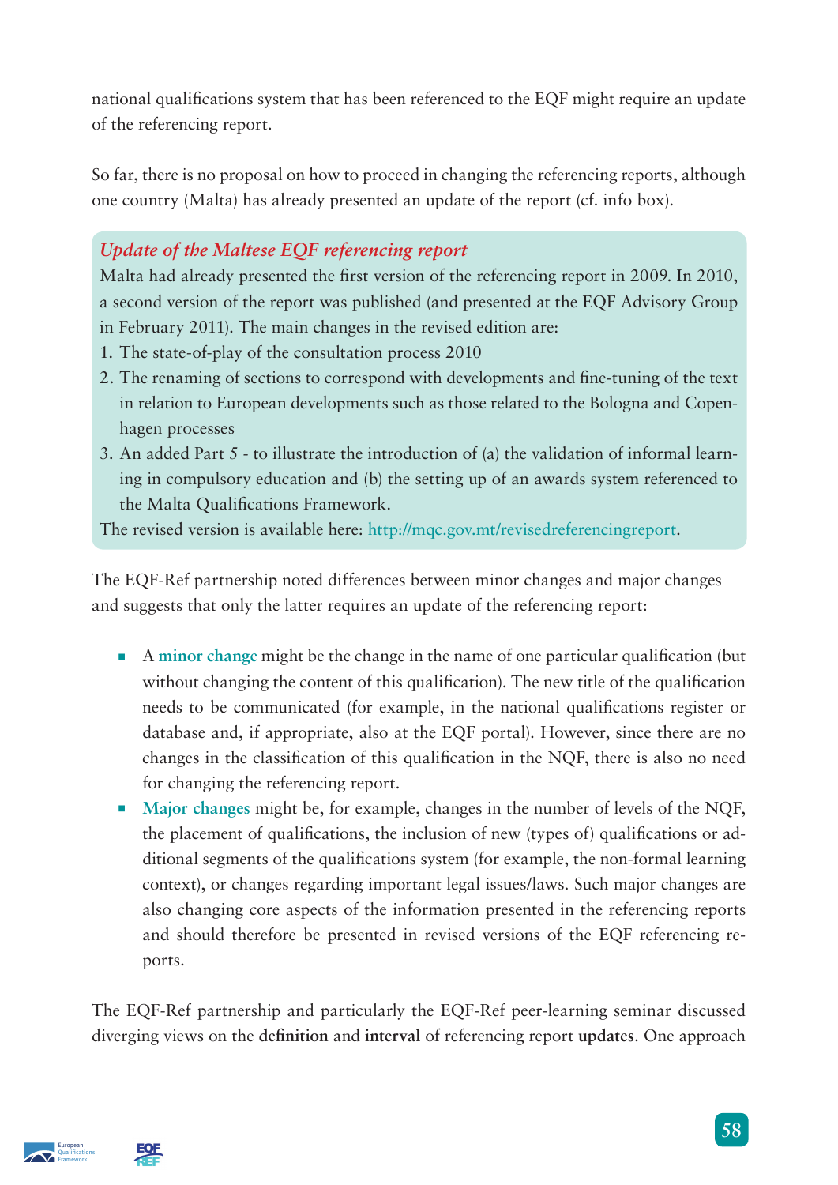national qualifications system that has been referenced to the EQF might require an update of the referencing report.

So far, there is no proposal on how to proceed in changing the referencing reports, although one country (Malta) has already presented an update of the report (cf. info box).

> ***Update of the Maltese EQF referencing report***
>
> Malta had already presented the first version of the referencing report in 2009. In 2010, a second version of the report was published (and presented at the EQF Advisory Group in February 2011). The main changes in the revised edition are:
>
> 1. The state-of-play of the consultation process 2010
> 2. The renaming of sections to correspond with developments and fine-tuning of the text in relation to European developments such as those related to the Bologna and Copenhagen processes
> 3. An added Part 5 - to illustrate the introduction of (a) the validation of informal learning in compulsory education and (b) the setting up of an awards system referenced to the Malta Qualifications Framework.
>
> The revised version is available here: http://mqc.gov.mt/revisedreferencingreport.

The EQF-Ref partnership noted differences between minor changes and major changes and suggests that only the latter requires an update of the referencing report:

- A **minor change** might be the change in the name of one particular qualification (but without changing the content of this qualification). The new title of the qualification needs to be communicated (for example, in the national qualifications register or database and, if appropriate, also at the EQF portal). However, since there are no changes in the classification of this qualification in the NQF, there is also no need for changing the referencing report.
- **Major changes** might be, for example, changes in the number of levels of the NQF, the placement of qualifications, the inclusion of new (types of) qualifications or additional segments of the qualifications system (for example, the non-formal learning context), or changes regarding important legal issues/laws. Such major changes are also changing core aspects of the information presented in the referencing reports and should therefore be presented in revised versions of the EQF referencing reports.

The EQF-Ref partnership and particularly the EQF-Ref peer-learning seminar discussed diverging views on the **definition** and **interval** of referencing report **updates**. One approach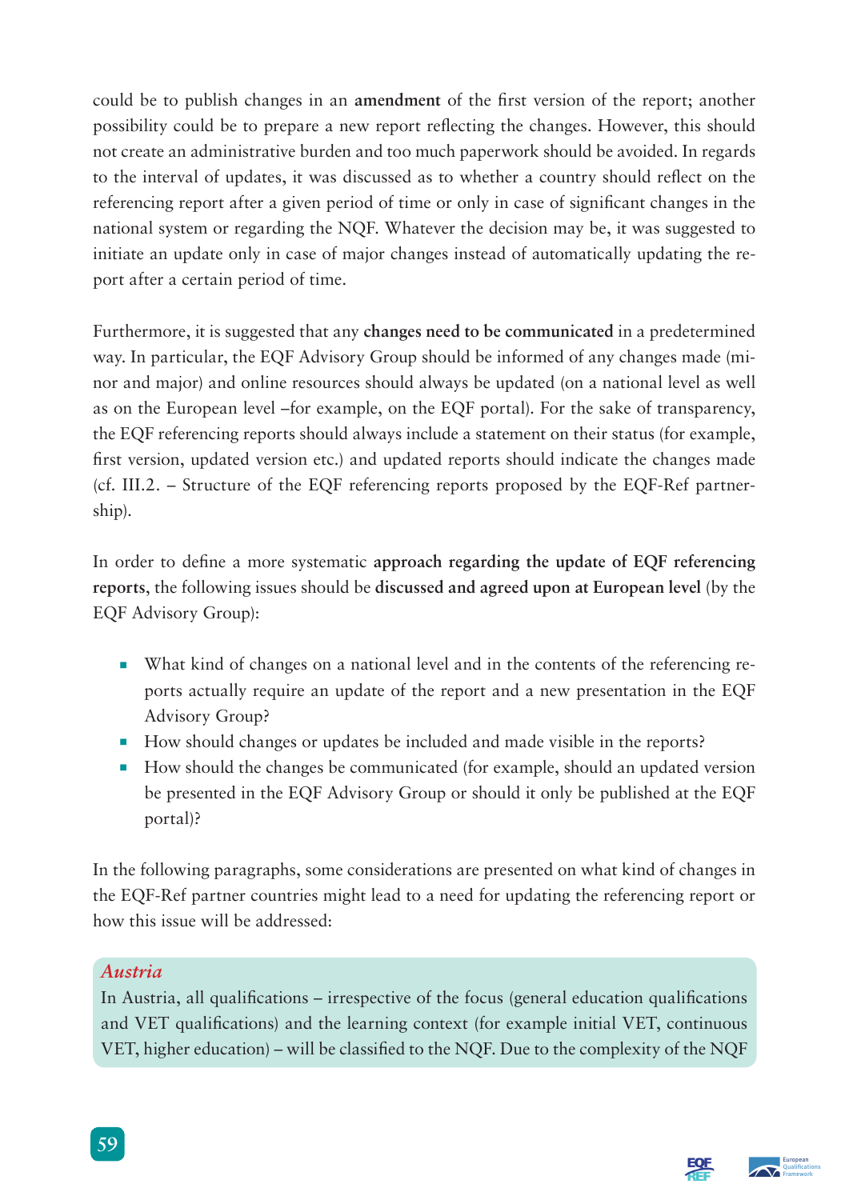could be to publish changes in an **amendment** of the first version of the report; another possibility could be to prepare a new report reflecting the changes. However, this should not create an administrative burden and too much paperwork should be avoided. In regards to the interval of updates, it was discussed as to whether a country should reflect on the referencing report after a given period of time or only in case of significant changes in the national system or regarding the NQF. Whatever the decision may be, it was suggested to initiate an update only in case of major changes instead of automatically updating the report after a certain period of time.

Furthermore, it is suggested that any **changes need to be communicated** in a predetermined way. In particular, the EQF Advisory Group should be informed of any changes made (minor and major) and online resources should always be updated (on a national level as well as on the European level –for example, on the EQF portal). For the sake of transparency, the EQF referencing reports should always include a statement on their status (for example, first version, updated version etc.) and updated reports should indicate the changes made (cf. III.2. – Structure of the EQF referencing reports proposed by the EQF-Ref partnership).

In order to define a more systematic **approach regarding the update of EQF referencing reports**, the following issues should be **discussed and agreed upon at European level** (by the EQF Advisory Group):

- What kind of changes on a national level and in the contents of the referencing reports actually require an update of the report and a new presentation in the EQF Advisory Group?
- How should changes or updates be included and made visible in the reports?
- How should the changes be communicated (for example, should an updated version be presented in the EQF Advisory Group or should it only be published at the EQF portal)?

In the following paragraphs, some considerations are presented on what kind of changes in the EQF-Ref partner countries might lead to a need for updating the referencing report or how this issue will be addressed:

*Austria*

In Austria, all qualifications – irrespective of the focus (general education qualifications and VET qualifications) and the learning context (for example initial VET, continuous VET, higher education) – will be classified to the NQF. Due to the complexity of the NQF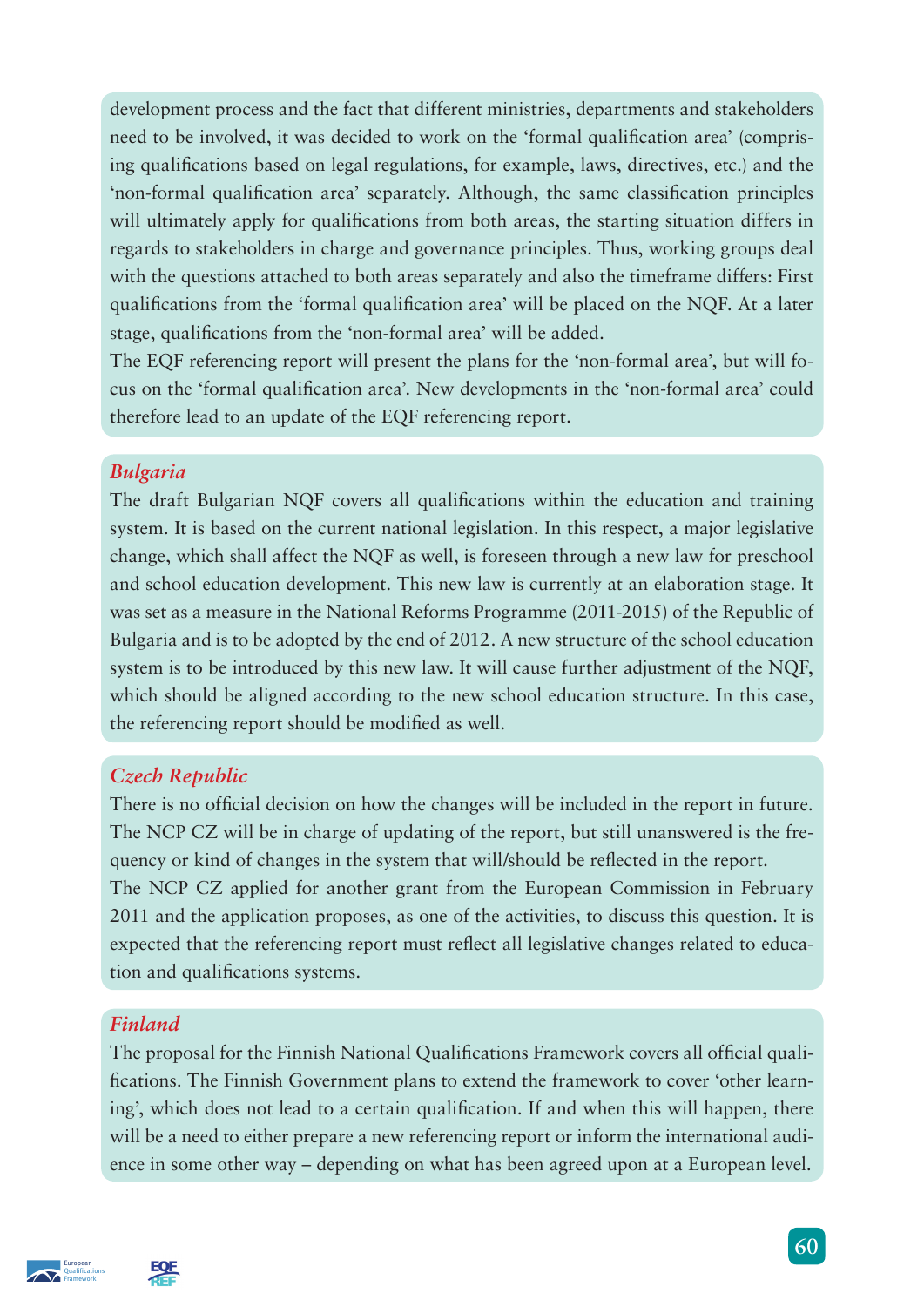development process and the fact that different ministries, departments and stakeholders need to be involved, it was decided to work on the 'formal qualification area' (comprising qualifications based on legal regulations, for example, laws, directives, etc.) and the 'non-formal qualification area' separately. Although, the same classification principles will ultimately apply for qualifications from both areas, the starting situation differs in regards to stakeholders in charge and governance principles. Thus, working groups deal with the questions attached to both areas separately and also the timeframe differs: First qualifications from the 'formal qualification area' will be placed on the NQF. At a later stage, qualifications from the 'non-formal area' will be added.

The EQF referencing report will present the plans for the 'non-formal area', but will focus on the 'formal qualification area'. New developments in the 'non-formal area' could therefore lead to an update of the EQF referencing report.

### *Bulgaria*

The draft Bulgarian NQF covers all qualifications within the education and training system. It is based on the current national legislation. In this respect, a major legislative change, which shall affect the NQF as well, is foreseen through a new law for preschool and school education development. This new law is currently at an elaboration stage. It was set as a measure in the National Reforms Programme (2011-2015) of the Republic of Bulgaria and is to be adopted by the end of 2012. A new structure of the school education system is to be introduced by this new law. It will cause further adjustment of the NQF, which should be aligned according to the new school education structure. In this case, the referencing report should be modified as well.

### *Czech Republic*

There is no official decision on how the changes will be included in the report in future. The NCP CZ will be in charge of updating of the report, but still unanswered is the frequency or kind of changes in the system that will/should be reflected in the report.

The NCP CZ applied for another grant from the European Commission in February 2011 and the application proposes, as one of the activities, to discuss this question. It is expected that the referencing report must reflect all legislative changes related to education and qualifications systems.

### *Finland*

The proposal for the Finnish National Qualifications Framework covers all official qualifications. The Finnish Government plans to extend the framework to cover 'other learning', which does not lead to a certain qualification. If and when this will happen, there will be a need to either prepare a new referencing report or inform the international audience in some other way – depending on what has been agreed upon at a European level.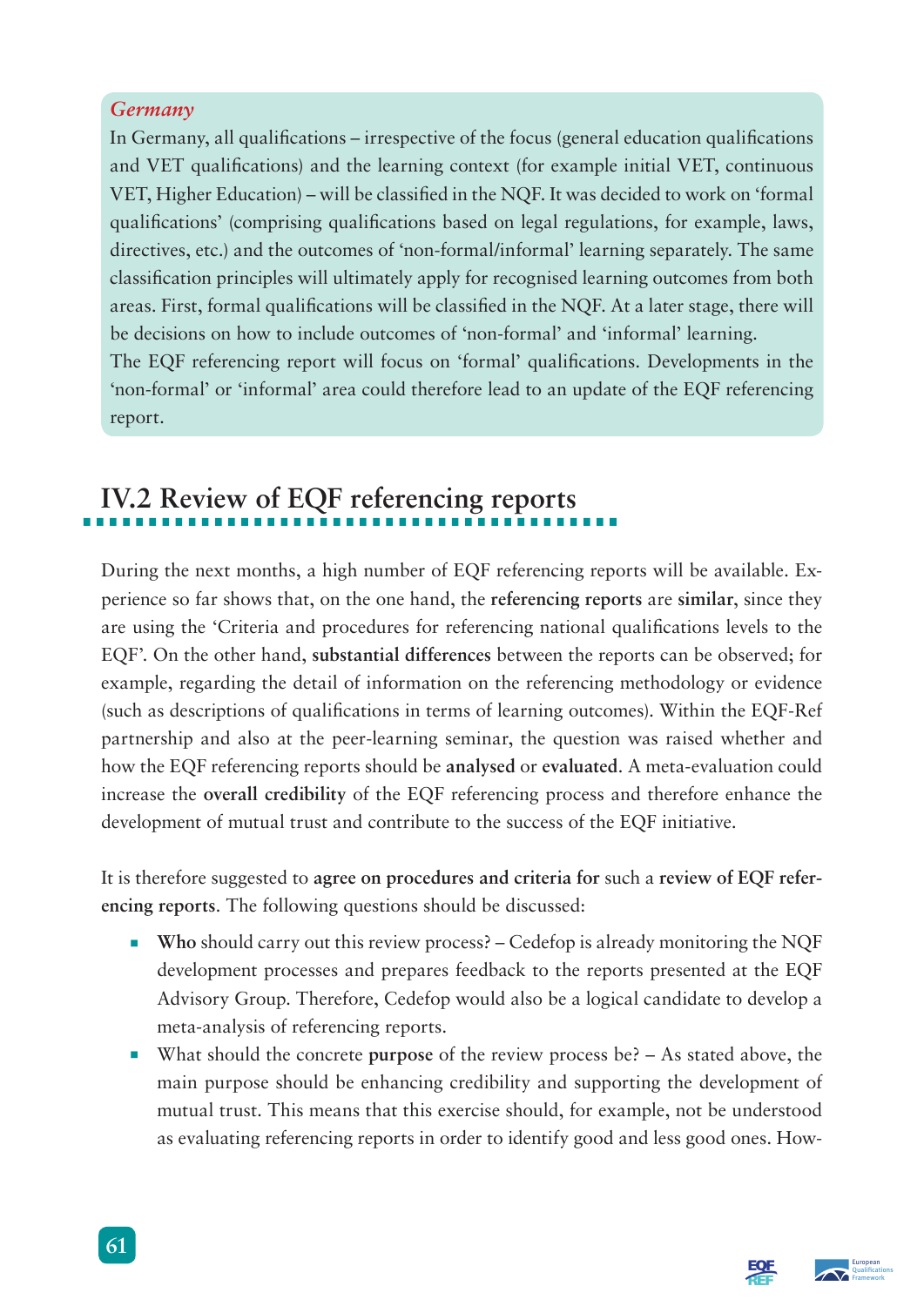*Germany*

In Germany, all qualifications – irrespective of the focus (general education qualifications and VET qualifications) and the learning context (for example initial VET, continuous VET, Higher Education) – will be classified in the NQF. It was decided to work on 'formal qualifications' (comprising qualifications based on legal regulations, for example, laws, directives, etc.) and the outcomes of 'non-formal/informal' learning separately. The same classification principles will ultimately apply for recognised learning outcomes from both areas. First, formal qualifications will be classified in the NQF. At a later stage, there will be decisions on how to include outcomes of 'non-formal' and 'informal' learning.

The EQF referencing report will focus on 'formal' qualifications. Developments in the 'non-formal' or 'informal' area could therefore lead to an update of the EQF referencing report.

## IV.2 Review of EQF referencing reports

During the next months, a high number of EQF referencing reports will be available. Experience so far shows that, on the one hand, the **referencing reports** are **similar**, since they are using the 'Criteria and procedures for referencing national qualifications levels to the EQF'. On the other hand, **substantial differences** between the reports can be observed; for example, regarding the detail of information on the referencing methodology or evidence (such as descriptions of qualifications in terms of learning outcomes). Within the EQF-Ref partnership and also at the peer-learning seminar, the question was raised whether and how the EQF referencing reports should be **analysed** or **evaluated**. A meta-evaluation could increase the **overall credibility** of the EQF referencing process and therefore enhance the development of mutual trust and contribute to the success of the EQF initiative.

It is therefore suggested to **agree on procedures and criteria for** such a **review of EQF referencing reports**. The following questions should be discussed:

- **Who** should carry out this review process? – Cedefop is already monitoring the NQF development processes and prepares feedback to the reports presented at the EQF Advisory Group. Therefore, Cedefop would also be a logical candidate to develop a meta-analysis of referencing reports.
- What should the concrete **purpose** of the review process be? – As stated above, the main purpose should be enhancing credibility and supporting the development of mutual trust. This means that this exercise should, for example, not be understood as evaluating referencing reports in order to identify good and less good ones. How-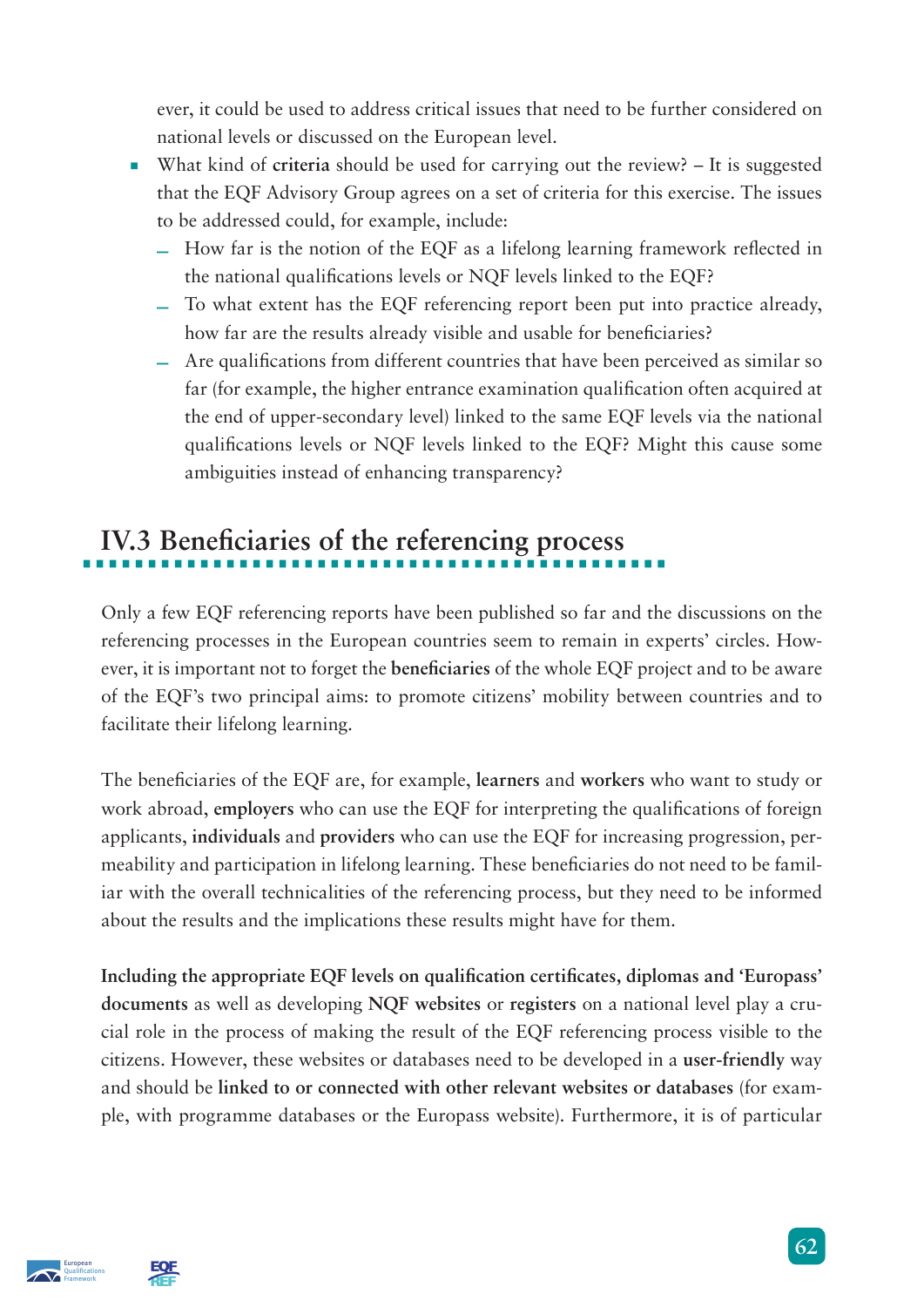ever, it could be used to address critical issues that need to be further considered on national levels or discussed on the European level.

- What kind of **criteria** should be used for carrying out the review? – It is suggested that the EQF Advisory Group agrees on a set of criteria for this exercise. The issues to be addressed could, for example, include:
  - How far is the notion of the EQF as a lifelong learning framework reflected in the national qualifications levels or NQF levels linked to the EQF?
  - To what extent has the EQF referencing report been put into practice already, how far are the results already visible and usable for beneficiaries?
  - Are qualifications from different countries that have been perceived as similar so far (for example, the higher entrance examination qualification often acquired at the end of upper-secondary level) linked to the same EQF levels via the national qualifications levels or NQF levels linked to the EQF? Might this cause some ambiguities instead of enhancing transparency?

## IV.3 Beneficiaries of the referencing process

Only a few EQF referencing reports have been published so far and the discussions on the referencing processes in the European countries seem to remain in experts' circles. However, it is important not to forget the **beneficiaries** of the whole EQF project and to be aware of the EQF's two principal aims: to promote citizens' mobility between countries and to facilitate their lifelong learning.

The beneficiaries of the EQF are, for example, **learners** and **workers** who want to study or work abroad, **employers** who can use the EQF for interpreting the qualifications of foreign applicants, **individuals** and **providers** who can use the EQF for increasing progression, permeability and participation in lifelong learning. These beneficiaries do not need to be familiar with the overall technicalities of the referencing process, but they need to be informed about the results and the implications these results might have for them.

**Including the appropriate EQF levels on qualification certificates, diplomas and 'Europass' documents** as well as developing **NQF websites** or **registers** on a national level play a crucial role in the process of making the result of the EQF referencing process visible to the citizens. However, these websites or databases need to be developed in a **user-friendly** way and should be **linked to or connected with other relevant websites or databases** (for example, with programme databases or the Europass website). Furthermore, it is of particular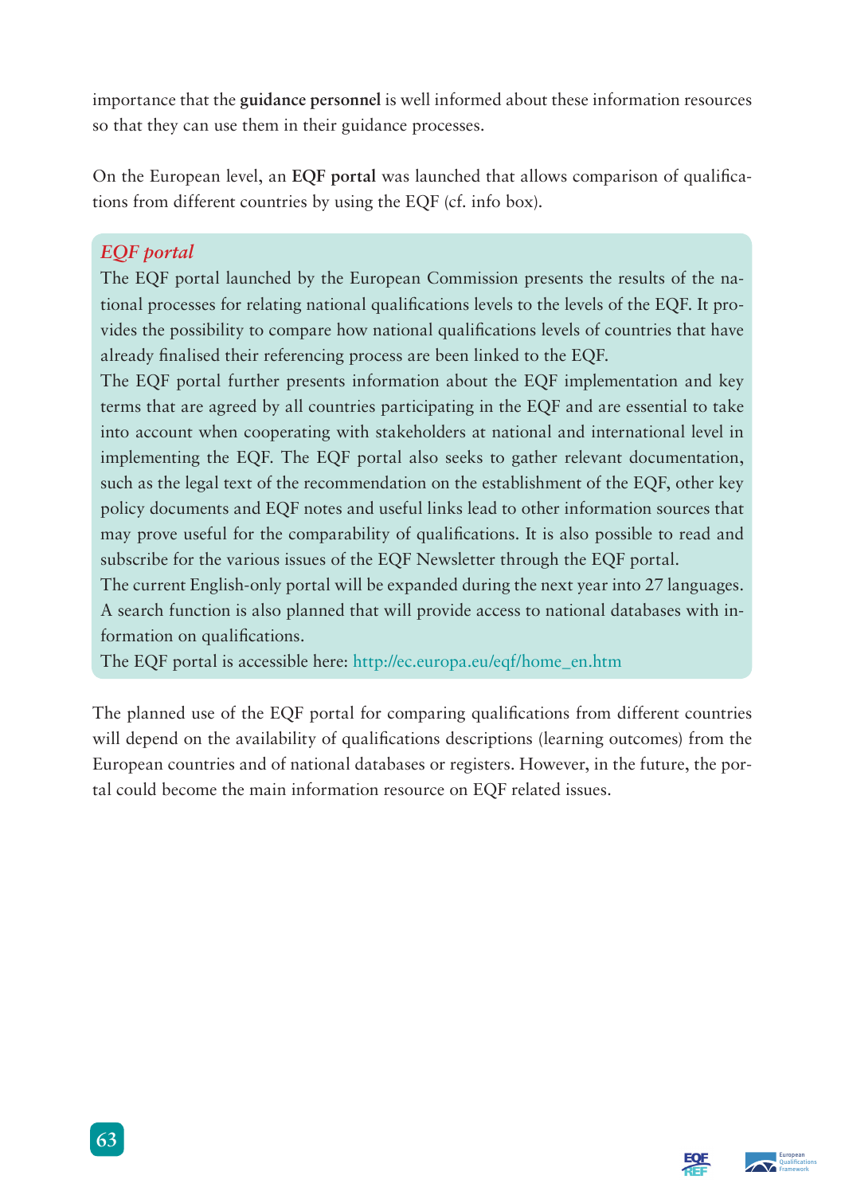importance that the **guidance personnel** is well informed about these information resources so that they can use them in their guidance processes.

On the European level, an **EQF portal** was launched that allows comparison of qualifications from different countries by using the EQF (cf. info box).

> ### *EQF portal*
>
> The EQF portal launched by the European Commission presents the results of the national processes for relating national qualifications levels to the levels of the EQF. It provides the possibility to compare how national qualifications levels of countries that have already finalised their referencing process are been linked to the EQF.
>
> The EQF portal further presents information about the EQF implementation and key terms that are agreed by all countries participating in the EQF and are essential to take into account when cooperating with stakeholders at national and international level in implementing the EQF. The EQF portal also seeks to gather relevant documentation, such as the legal text of the recommendation on the establishment of the EQF, other key policy documents and EQF notes and useful links lead to other information sources that may prove useful for the comparability of qualifications. It is also possible to read and subscribe for the various issues of the EQF Newsletter through the EQF portal.
>
> The current English-only portal will be expanded during the next year into 27 languages. A search function is also planned that will provide access to national databases with information on qualifications.
>
> The EQF portal is accessible here: http://ec.europa.eu/eqf/home_en.htm

The planned use of the EQF portal for comparing qualifications from different countries will depend on the availability of qualifications descriptions (learning outcomes) from the European countries and of national databases or registers. However, in the future, the portal could become the main information resource on EQF related issues.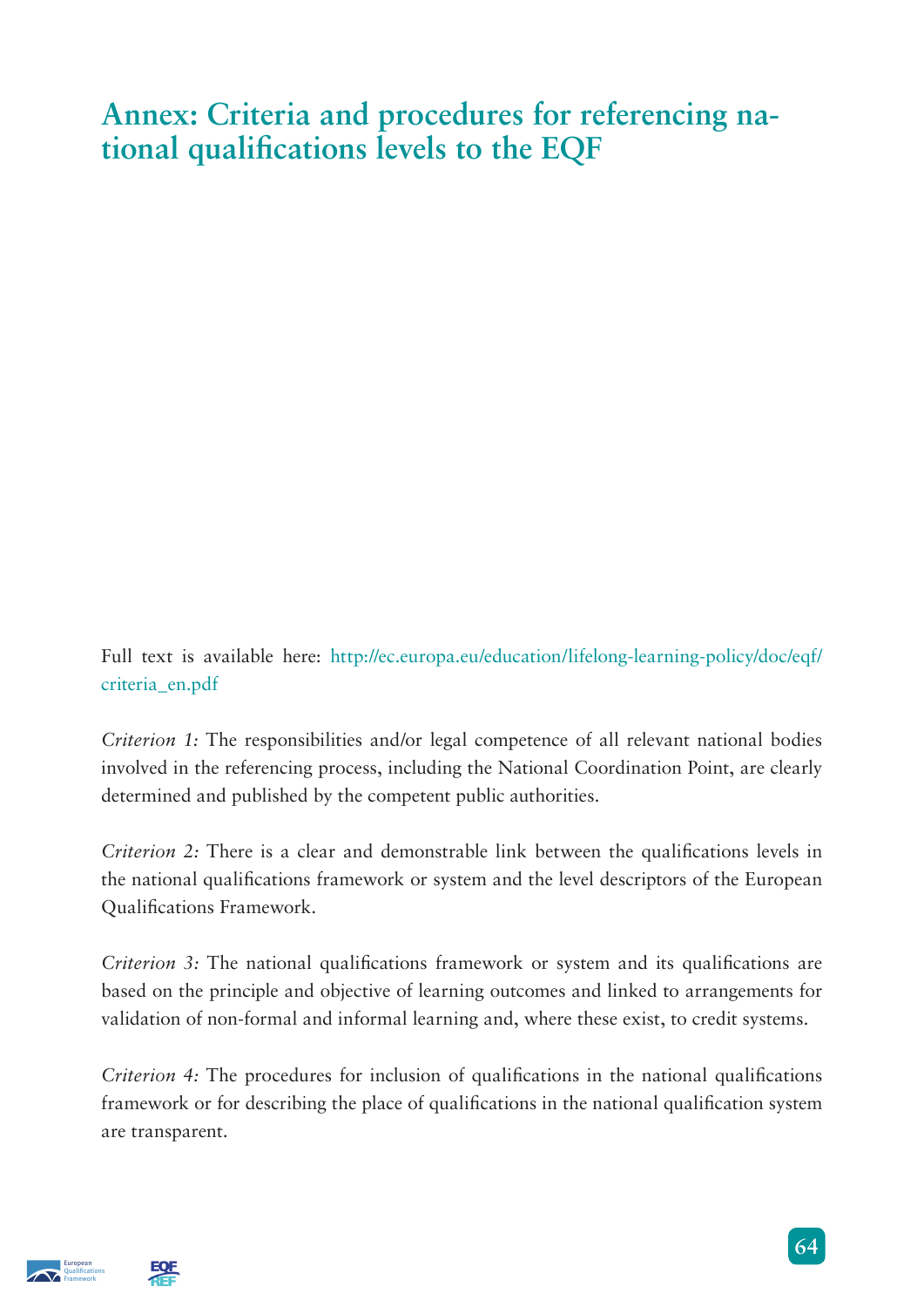# Annex: Criteria and procedures for referencing national qualifications levels to the EQF

Full text is available here: http://ec.europa.eu/education/lifelong-learning-policy/doc/eqf/criteria_en.pdf

*Criterion 1:* The responsibilities and/or legal competence of all relevant national bodies involved in the referencing process, including the National Coordination Point, are clearly determined and published by the competent public authorities.

*Criterion 2:* There is a clear and demonstrable link between the qualifications levels in the national qualifications framework or system and the level descriptors of the European Qualifications Framework.

*Criterion 3:* The national qualifications framework or system and its qualifications are based on the principle and objective of learning outcomes and linked to arrangements for validation of non-formal and informal learning and, where these exist, to credit systems.

*Criterion 4:* The procedures for inclusion of qualifications in the national qualifications framework or for describing the place of qualifications in the national qualification system are transparent.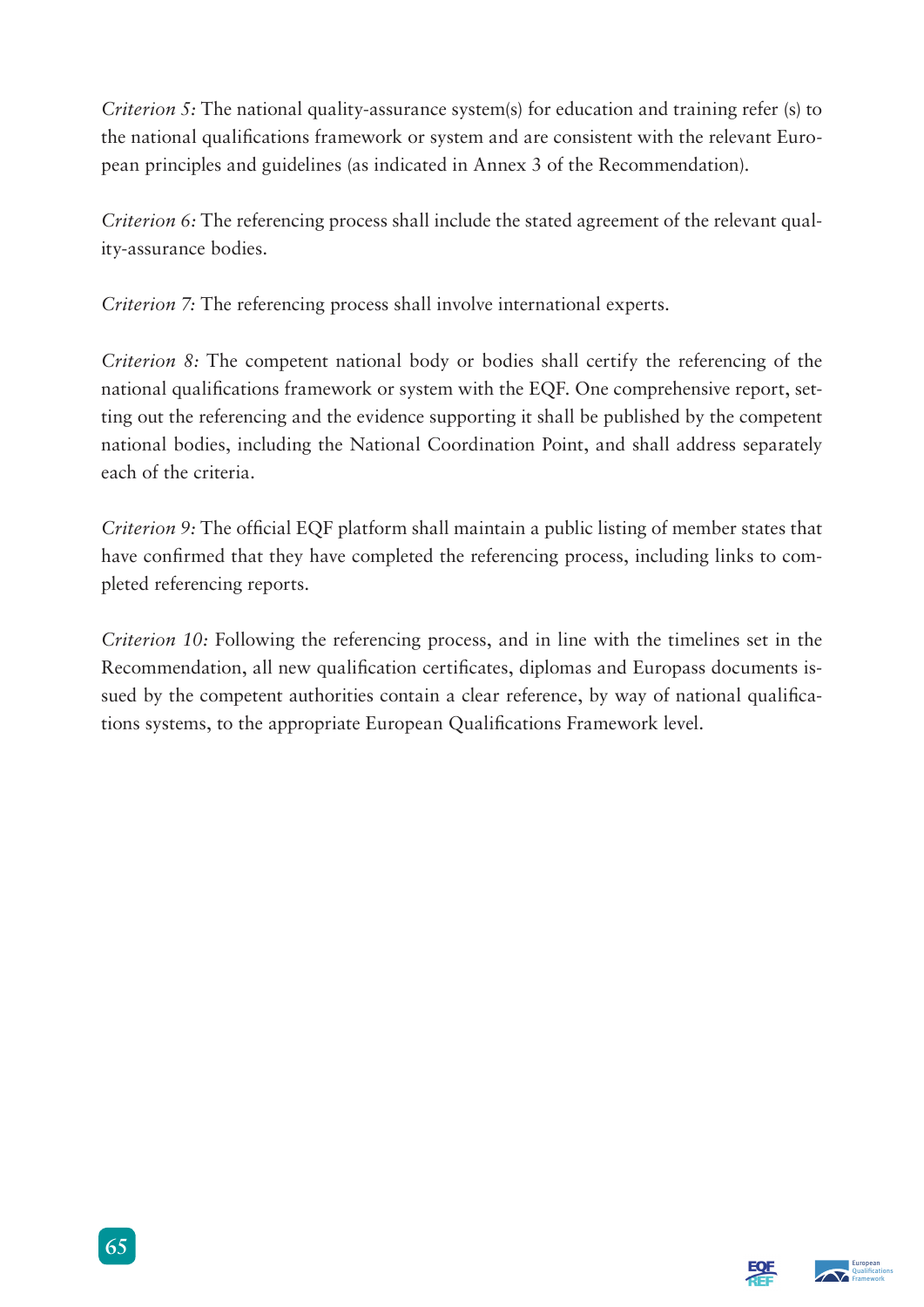*Criterion 5:* The national quality-assurance system(s) for education and training refer (s) to the national qualifications framework or system and are consistent with the relevant European principles and guidelines (as indicated in Annex 3 of the Recommendation).

*Criterion 6:* The referencing process shall include the stated agreement of the relevant quality-assurance bodies.

*Criterion 7:* The referencing process shall involve international experts.

*Criterion 8:* The competent national body or bodies shall certify the referencing of the national qualifications framework or system with the EQF. One comprehensive report, setting out the referencing and the evidence supporting it shall be published by the competent national bodies, including the National Coordination Point, and shall address separately each of the criteria.

*Criterion 9:* The official EQF platform shall maintain a public listing of member states that have confirmed that they have completed the referencing process, including links to completed referencing reports.

*Criterion 10:* Following the referencing process, and in line with the timelines set in the Recommendation, all new qualification certificates, diplomas and Europass documents issued by the competent authorities contain a clear reference, by way of national qualifications systems, to the appropriate European Qualifications Framework level.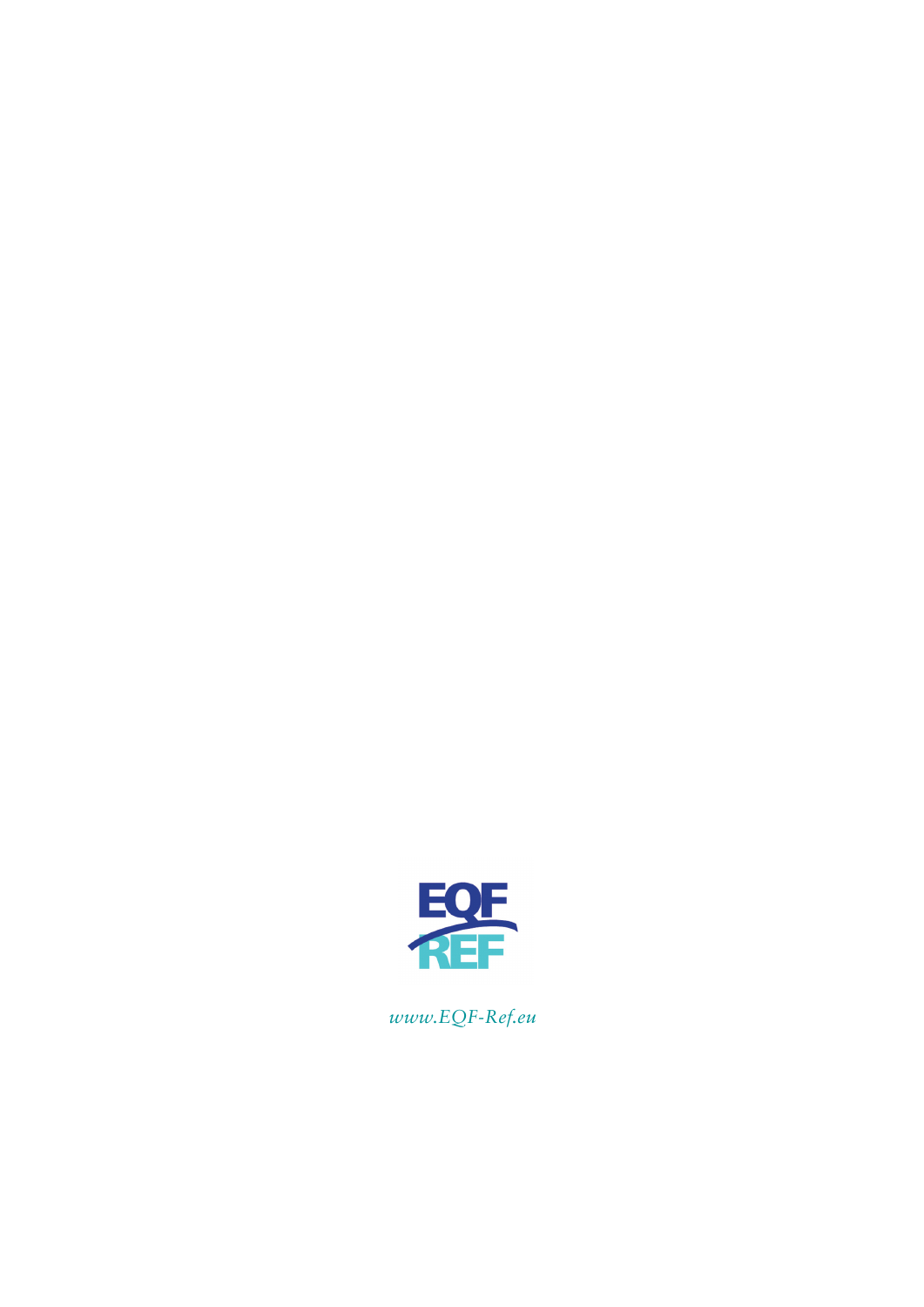EQF REF

*www.EQF-Ref.eu*